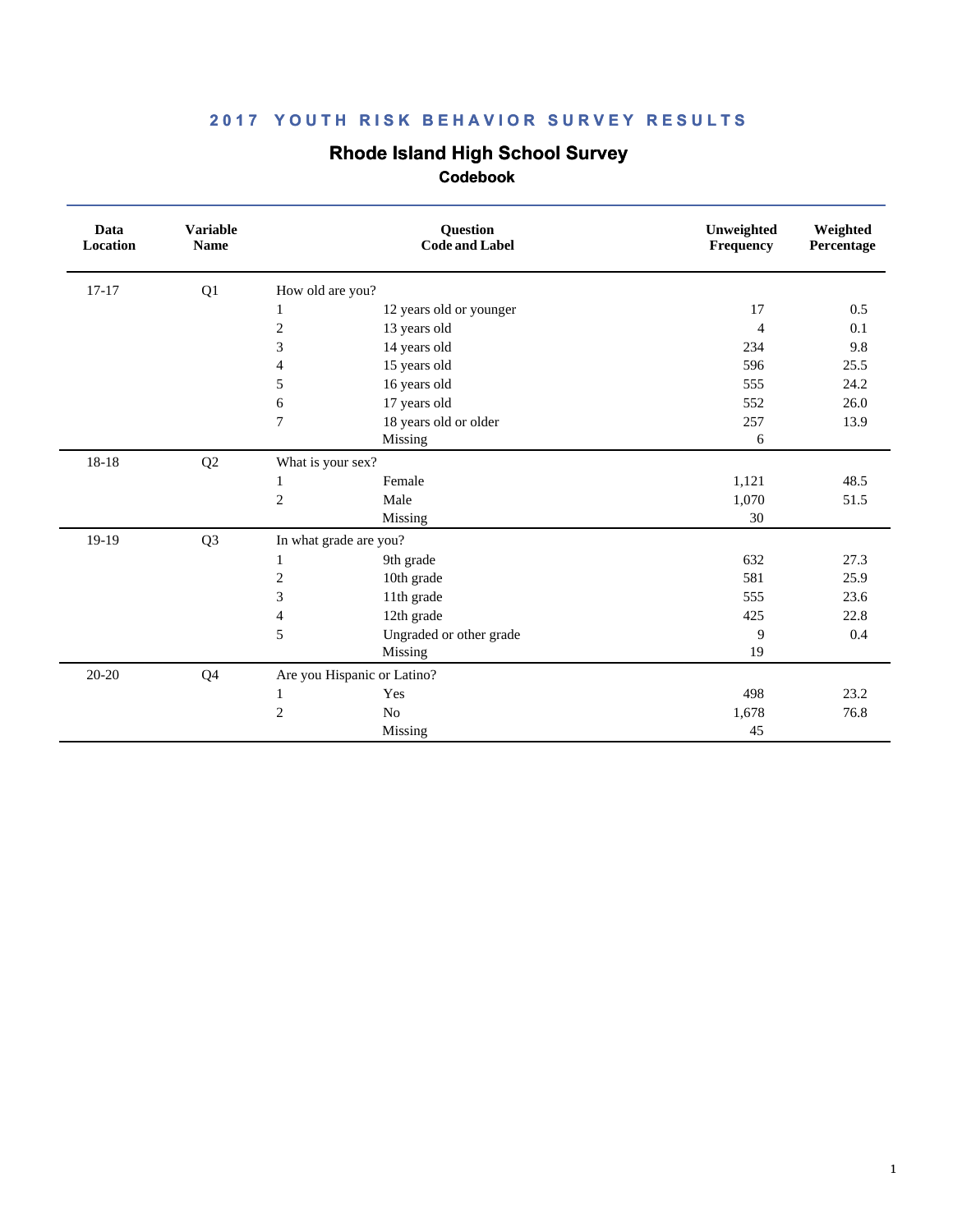**2017 YOUTH RISK BEHAVIOR SURVEY RESULTS**

# Rhode Island High School Survey

## Codebook

| Data Location | Variable Name | Question Code and Label | | Unweighted Frequency | Weighted Percentage |
|---|---|---|---|---|---|
| 17-17 | Q1 | How old are you? | | | |
| | | 1 | 12 years old or younger | 17 | 0.5 |
| | | 2 | 13 years old | 4 | 0.1 |
| | | 3 | 14 years old | 234 | 9.8 |
| | | 4 | 15 years old | 596 | 25.5 |
| | | 5 | 16 years old | 555 | 24.2 |
| | | 6 | 17 years old | 552 | 26.0 |
| | | 7 | 18 years old or older | 257 | 13.9 |
| | | | Missing | 6 | |
| 18-18 | Q2 | What is your sex? | | | |
| | | 1 | Female | 1,121 | 48.5 |
| | | 2 | Male | 1,070 | 51.5 |
| | | | Missing | 30 | |
| 19-19 | Q3 | In what grade are you? | | | |
| | | 1 | 9th grade | 632 | 27.3 |
| | | 2 | 10th grade | 581 | 25.9 |
| | | 3 | 11th grade | 555 | 23.6 |
| | | 4 | 12th grade | 425 | 22.8 |
| | | 5 | Ungraded or other grade | 9 | 0.4 |
| | | | Missing | 19 | |
| 20-20 | Q4 | Are you Hispanic or Latino? | | | |
| | | 1 | Yes | 498 | 23.2 |
| | | 2 | No | 1,678 | 76.8 |
| | | | Missing | 45 | |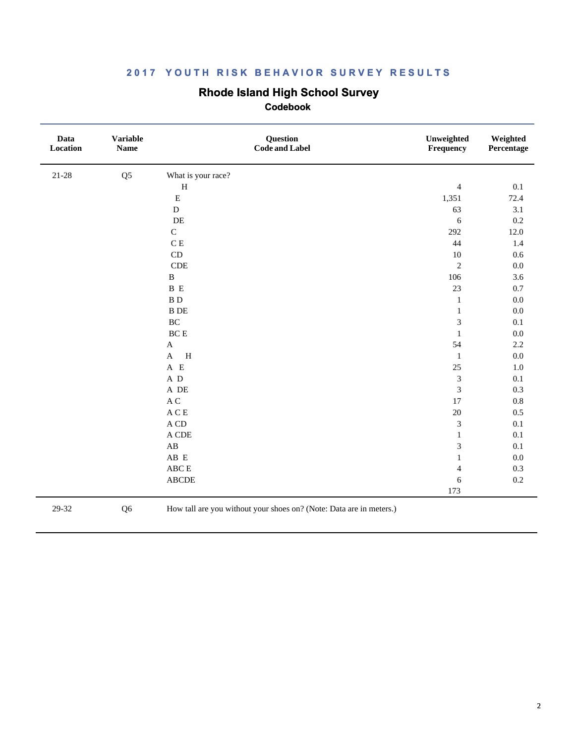## 2017 YOUTH RISK BEHAVIOR SURVEY RESULTS

### Rhode Island High School Survey

#### Codebook

| Data Location | Variable Name | Question Code and Label | Unweighted Frequency | Weighted Percentage |
|---|---|---|---|---|
| 21-28 | Q5 | What is your race? | | |
| | | H | 4 | 0.1 |
| | | E | 1,351 | 72.4 |
| | | D | 63 | 3.1 |
| | | DE | 6 | 0.2 |
| | | C | 292 | 12.0 |
| | | C E | 44 | 1.4 |
| | | CD | 10 | 0.6 |
| | | CDE | 2 | 0.0 |
| | | B | 106 | 3.6 |
| | | B E | 23 | 0.7 |
| | | B D | 1 | 0.0 |
| | | B DE | 1 | 0.0 |
| | | BC | 3 | 0.1 |
| | | BC E | 1 | 0.0 |
| | | A | 54 | 2.2 |
| | | A H | 1 | 0.0 |
| | | A E | 25 | 1.0 |
| | | A D | 3 | 0.1 |
| | | A DE | 3 | 0.3 |
| | | A C | 17 | 0.8 |
| | | A C E | 20 | 0.5 |
| | | A CD | 3 | 0.1 |
| | | A CDE | 1 | 0.1 |
| | | AB | 3 | 0.1 |
| | | AB E | 1 | 0.0 |
| | | ABC E | 4 | 0.3 |
| | | ABCDE | 6 | 0.2 |
| | | | 173 | |
| 29-32 | Q6 | How tall are you without your shoes on? (Note: Data are in meters.) | | |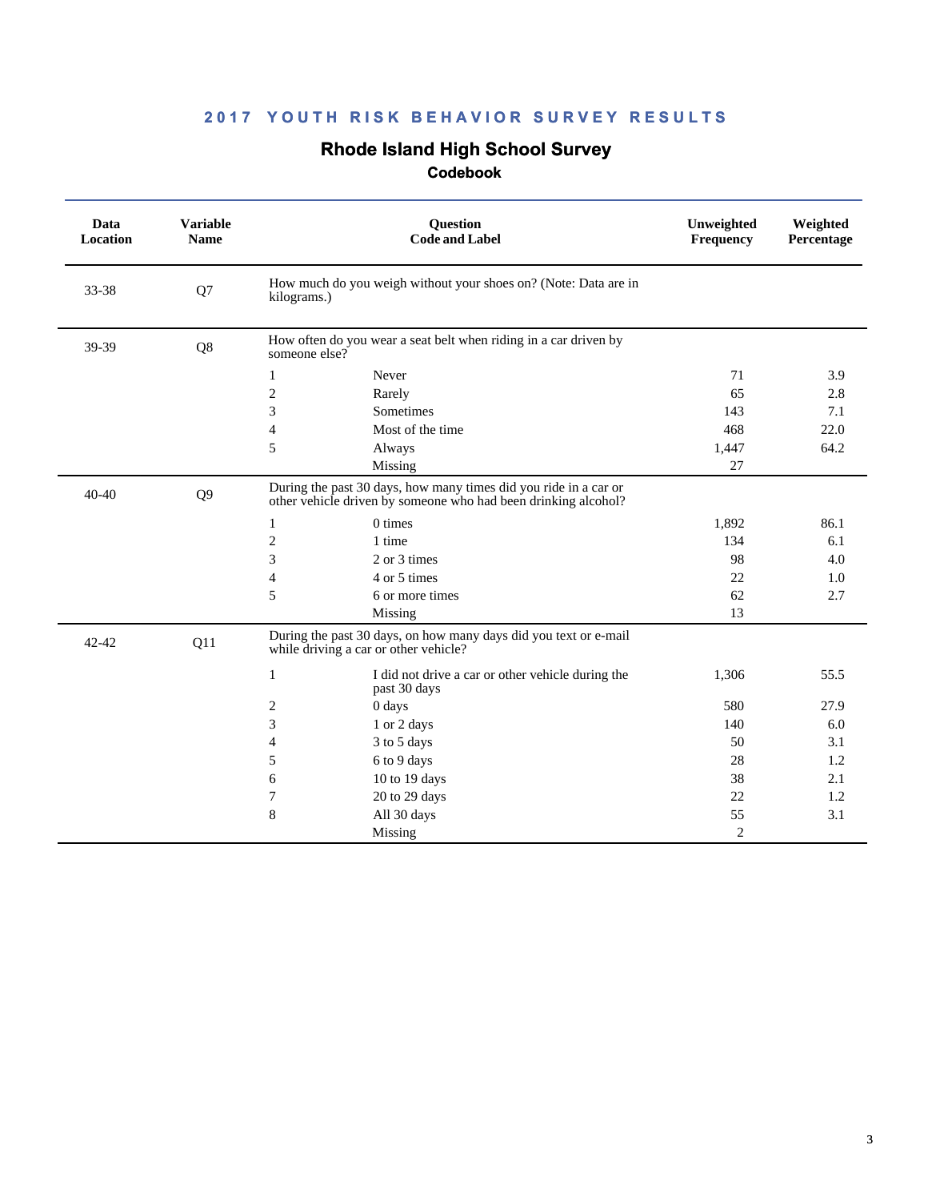## 2017 YOUTH RISK BEHAVIOR SURVEY RESULTS

# Rhode Island High School Survey

### Codebook

| Data Location | Variable Name | Question Code and Label | | Unweighted Frequency | Weighted Percentage |
|---|---|---|---|---|---|
| 33-38 | Q7 | How much do you weigh without your shoes on? (Note: Data are in kilograms.) | | | |
| 39-39 | Q8 | How often do you wear a seat belt when riding in a car driven by someone else? | | | |
| | | 1 | Never | 71 | 3.9 |
| | | 2 | Rarely | 65 | 2.8 |
| | | 3 | Sometimes | 143 | 7.1 |
| | | 4 | Most of the time | 468 | 22.0 |
| | | 5 | Always | 1,447 | 64.2 |
| | | | Missing | 27 | |
| 40-40 | Q9 | During the past 30 days, how many times did you ride in a car or other vehicle driven by someone who had been drinking alcohol? | | | |
| | | 1 | 0 times | 1,892 | 86.1 |
| | | 2 | 1 time | 134 | 6.1 |
| | | 3 | 2 or 3 times | 98 | 4.0 |
| | | 4 | 4 or 5 times | 22 | 1.0 |
| | | 5 | 6 or more times | 62 | 2.7 |
| | | | Missing | 13 | |
| 42-42 | Q11 | During the past 30 days, on how many days did you text or e-mail while driving a car or other vehicle? | | | |
| | | 1 | I did not drive a car or other vehicle during the past 30 days | 1,306 | 55.5 |
| | | 2 | 0 days | 580 | 27.9 |
| | | 3 | 1 or 2 days | 140 | 6.0 |
| | | 4 | 3 to 5 days | 50 | 3.1 |
| | | 5 | 6 to 9 days | 28 | 1.2 |
| | | 6 | 10 to 19 days | 38 | 2.1 |
| | | 7 | 20 to 29 days | 22 | 1.2 |
| | | 8 | All 30 days | 55 | 3.1 |
| | | | Missing | 2 | |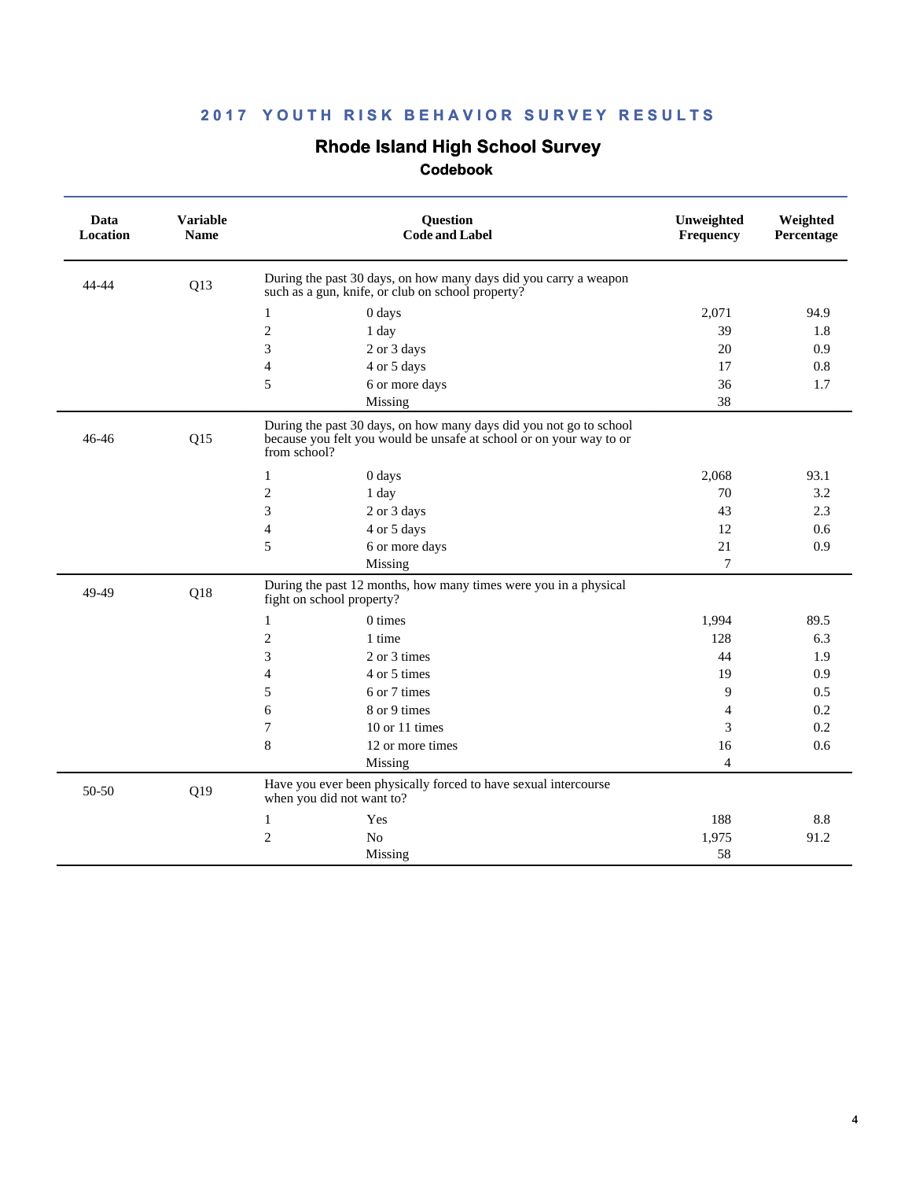## 2017 YOUTH RISK BEHAVIOR SURVEY RESULTS

# Rhode Island High School Survey

### Codebook

| Data Location | Variable Name | Question Code and Label | | Unweighted Frequency | Weighted Percentage |
|---|---|---|---|---|---|
| 44-44 | Q13 | During the past 30 days, on how many days did you carry a weapon such as a gun, knife, or club on school property? | | | |
| | | 1 | 0 days | 2,071 | 94.9 |
| | | 2 | 1 day | 39 | 1.8 |
| | | 3 | 2 or 3 days | 20 | 0.9 |
| | | 4 | 4 or 5 days | 17 | 0.8 |
| | | 5 | 6 or more days | 36 | 1.7 |
| | | | Missing | 38 | |
| 46-46 | Q15 | During the past 30 days, on how many days did you not go to school because you felt you would be unsafe at school or on your way to or from school? | | | |
| | | 1 | 0 days | 2,068 | 93.1 |
| | | 2 | 1 day | 70 | 3.2 |
| | | 3 | 2 or 3 days | 43 | 2.3 |
| | | 4 | 4 or 5 days | 12 | 0.6 |
| | | 5 | 6 or more days | 21 | 0.9 |
| | | | Missing | 7 | |
| 49-49 | Q18 | During the past 12 months, how many times were you in a physical fight on school property? | | | |
| | | 1 | 0 times | 1,994 | 89.5 |
| | | 2 | 1 time | 128 | 6.3 |
| | | 3 | 2 or 3 times | 44 | 1.9 |
| | | 4 | 4 or 5 times | 19 | 0.9 |
| | | 5 | 6 or 7 times | 9 | 0.5 |
| | | 6 | 8 or 9 times | 4 | 0.2 |
| | | 7 | 10 or 11 times | 3 | 0.2 |
| | | 8 | 12 or more times | 16 | 0.6 |
| | | | Missing | 4 | |
| 50-50 | Q19 | Have you ever been physically forced to have sexual intercourse when you did not want to? | | | |
| | | 1 | Yes | 188 | 8.8 |
| | | 2 | No | 1,975 | 91.2 |
| | | | Missing | 58 | |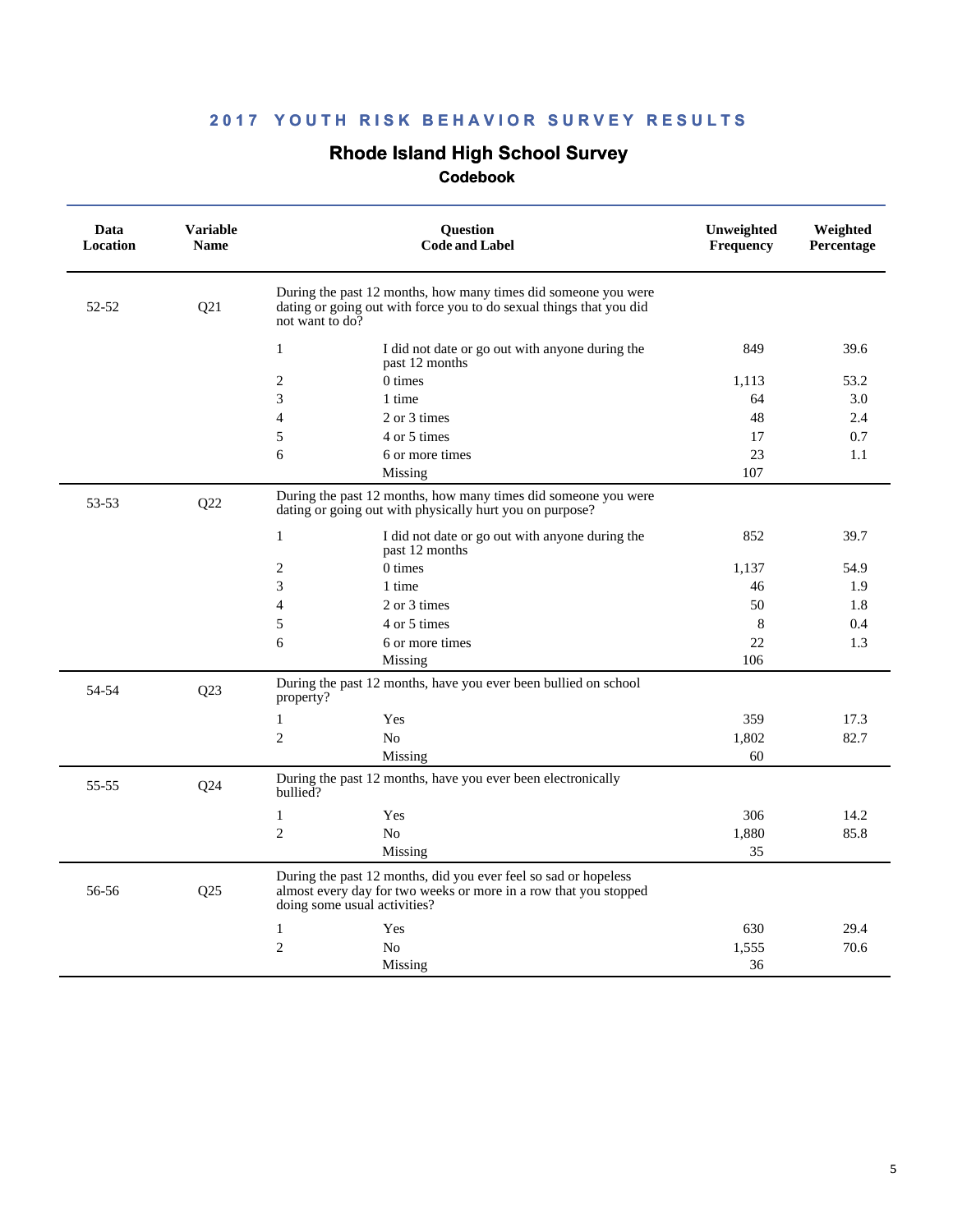# 2017 YOUTH RISK BEHAVIOR SURVEY RESULTS

## Rhode Island High School Survey

### Codebook

| Data Location | Variable Name | Question Code and Label | | Unweighted Frequency | Weighted Percentage |
|---|---|---|---|---|---|
| 52-52 | Q21 | During the past 12 months, how many times did someone you were dating or going out with force you to do sexual things that you did not want to do? | | | |
| | | 1 | I did not date or go out with anyone during the past 12 months | 849 | 39.6 |
| | | 2 | 0 times | 1,113 | 53.2 |
| | | 3 | 1 time | 64 | 3.0 |
| | | 4 | 2 or 3 times | 48 | 2.4 |
| | | 5 | 4 or 5 times | 17 | 0.7 |
| | | 6 | 6 or more times | 23 | 1.1 |
| | | | Missing | 107 | |
| 53-53 | Q22 | During the past 12 months, how many times did someone you were dating or going out with physically hurt you on purpose? | | | |
| | | 1 | I did not date or go out with anyone during the past 12 months | 852 | 39.7 |
| | | 2 | 0 times | 1,137 | 54.9 |
| | | 3 | 1 time | 46 | 1.9 |
| | | 4 | 2 or 3 times | 50 | 1.8 |
| | | 5 | 4 or 5 times | 8 | 0.4 |
| | | 6 | 6 or more times | 22 | 1.3 |
| | | | Missing | 106 | |
| 54-54 | Q23 | During the past 12 months, have you ever been bullied on school property? | | | |
| | | 1 | Yes | 359 | 17.3 |
| | | 2 | No | 1,802 | 82.7 |
| | | | Missing | 60 | |
| 55-55 | Q24 | During the past 12 months, have you ever been electronically bullied? | | | |
| | | 1 | Yes | 306 | 14.2 |
| | | 2 | No | 1,880 | 85.8 |
| | | | Missing | 35 | |
| 56-56 | Q25 | During the past 12 months, did you ever feel so sad or hopeless almost every day for two weeks or more in a row that you stopped doing some usual activities? | | | |
| | | 1 | Yes | 630 | 29.4 |
| | | 2 | No | 1,555 | 70.6 |
| | | | Missing | 36 | |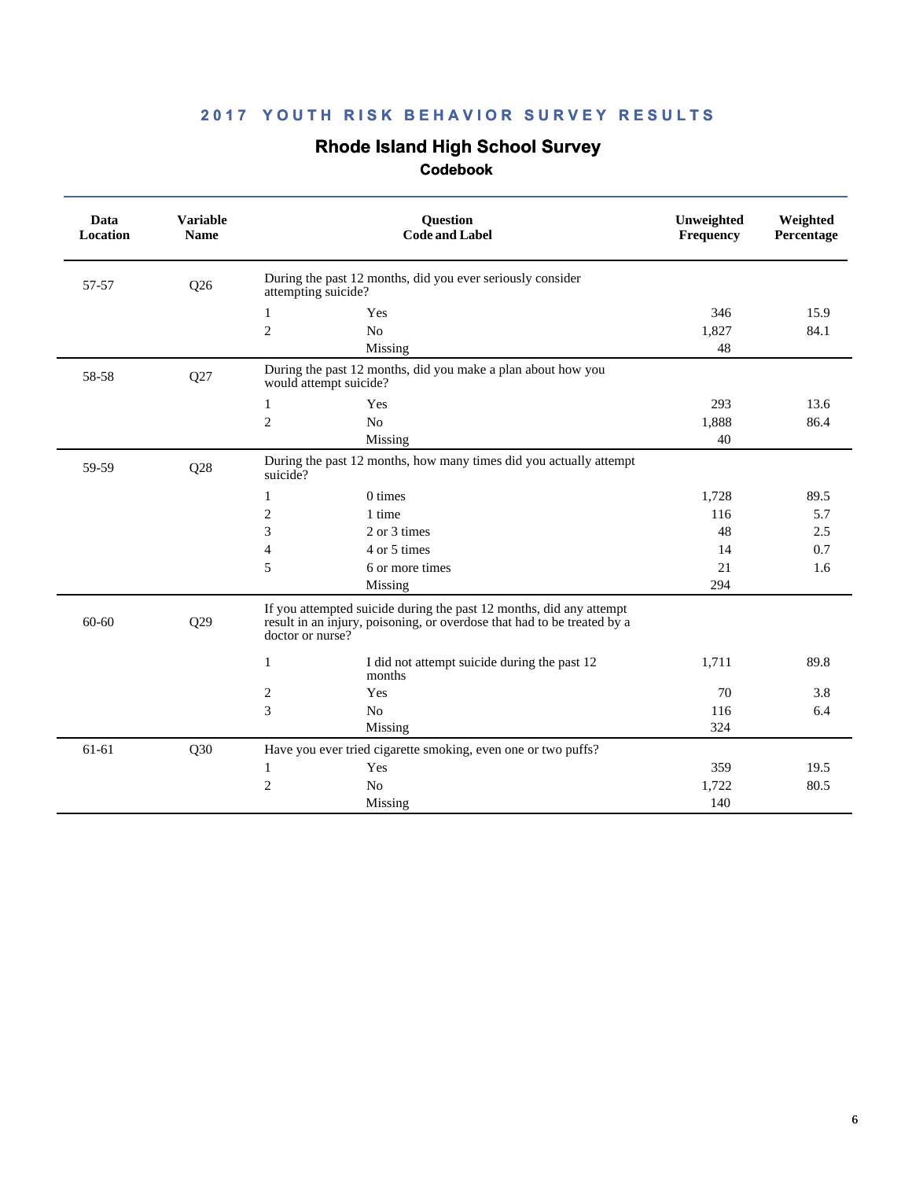**2017 YOUTH RISK BEHAVIOR SURVEY RESULTS**

# Rhode Island High School Survey

## Codebook

| Data Location | Variable Name | Question Code and Label | | Unweighted Frequency | Weighted Percentage |
|---|---|---|---|---|---|
| 57-57 | Q26 | During the past 12 months, did you ever seriously consider attempting suicide? | | | |
| | | 1 | Yes | 346 | 15.9 |
| | | 2 | No | 1,827 | 84.1 |
| | | | Missing | 48 | |
| 58-58 | Q27 | During the past 12 months, did you make a plan about how you would attempt suicide? | | | |
| | | 1 | Yes | 293 | 13.6 |
| | | 2 | No | 1,888 | 86.4 |
| | | | Missing | 40 | |
| 59-59 | Q28 | During the past 12 months, how many times did you actually attempt suicide? | | | |
| | | 1 | 0 times | 1,728 | 89.5 |
| | | 2 | 1 time | 116 | 5.7 |
| | | 3 | 2 or 3 times | 48 | 2.5 |
| | | 4 | 4 or 5 times | 14 | 0.7 |
| | | 5 | 6 or more times | 21 | 1.6 |
| | | | Missing | 294 | |
| 60-60 | Q29 | If you attempted suicide during the past 12 months, did any attempt result in an injury, poisoning, or overdose that had to be treated by a doctor or nurse? | | | |
| | | 1 | I did not attempt suicide during the past 12 months | 1,711 | 89.8 |
| | | 2 | Yes | 70 | 3.8 |
| | | 3 | No | 116 | 6.4 |
| | | | Missing | 324 | |
| 61-61 | Q30 | Have you ever tried cigarette smoking, even one or two puffs? | | | |
| | | 1 | Yes | 359 | 19.5 |
| | | 2 | No | 1,722 | 80.5 |
| | | | Missing | 140 | |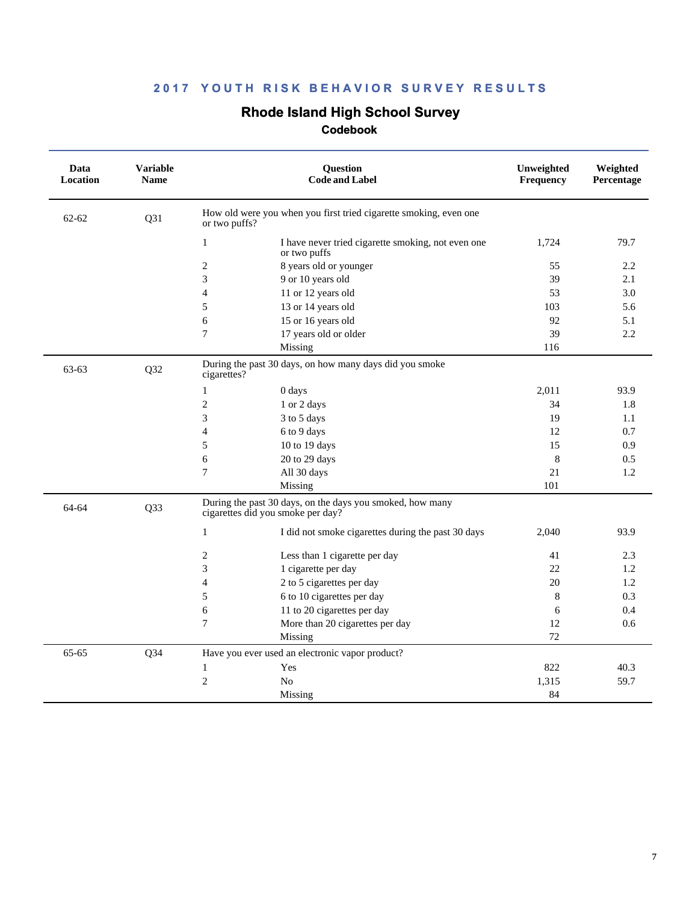## 2017 YOUTH RISK BEHAVIOR SURVEY RESULTS

# Rhode Island High School Survey

### Codebook

| Data Location | Variable Name | Question Code and Label | | Unweighted Frequency | Weighted Percentage |
|---|---|---|---|---|---|
| 62-62 | Q31 | How old were you when you first tried cigarette smoking, even one or two puffs? | | | |
| | | 1 | I have never tried cigarette smoking, not even one or two puffs | 1,724 | 79.7 |
| | | 2 | 8 years old or younger | 55 | 2.2 |
| | | 3 | 9 or 10 years old | 39 | 2.1 |
| | | 4 | 11 or 12 years old | 53 | 3.0 |
| | | 5 | 13 or 14 years old | 103 | 5.6 |
| | | 6 | 15 or 16 years old | 92 | 5.1 |
| | | 7 | 17 years old or older | 39 | 2.2 |
| | | | Missing | 116 | |
| 63-63 | Q32 | During the past 30 days, on how many days did you smoke cigarettes? | | | |
| | | 1 | 0 days | 2,011 | 93.9 |
| | | 2 | 1 or 2 days | 34 | 1.8 |
| | | 3 | 3 to 5 days | 19 | 1.1 |
| | | 4 | 6 to 9 days | 12 | 0.7 |
| | | 5 | 10 to 19 days | 15 | 0.9 |
| | | 6 | 20 to 29 days | 8 | 0.5 |
| | | 7 | All 30 days | 21 | 1.2 |
| | | | Missing | 101 | |
| 64-64 | Q33 | During the past 30 days, on the days you smoked, how many cigarettes did you smoke per day? | | | |
| | | 1 | I did not smoke cigarettes during the past 30 days | 2,040 | 93.9 |
| | | 2 | Less than 1 cigarette per day | 41 | 2.3 |
| | | 3 | 1 cigarette per day | 22 | 1.2 |
| | | 4 | 2 to 5 cigarettes per day | 20 | 1.2 |
| | | 5 | 6 to 10 cigarettes per day | 8 | 0.3 |
| | | 6 | 11 to 20 cigarettes per day | 6 | 0.4 |
| | | 7 | More than 20 cigarettes per day | 12 | 0.6 |
| | | | Missing | 72 | |
| 65-65 | Q34 | Have you ever used an electronic vapor product? | | | |
| | | 1 | Yes | 822 | 40.3 |
| | | 2 | No | 1,315 | 59.7 |
| | | | Missing | 84 | |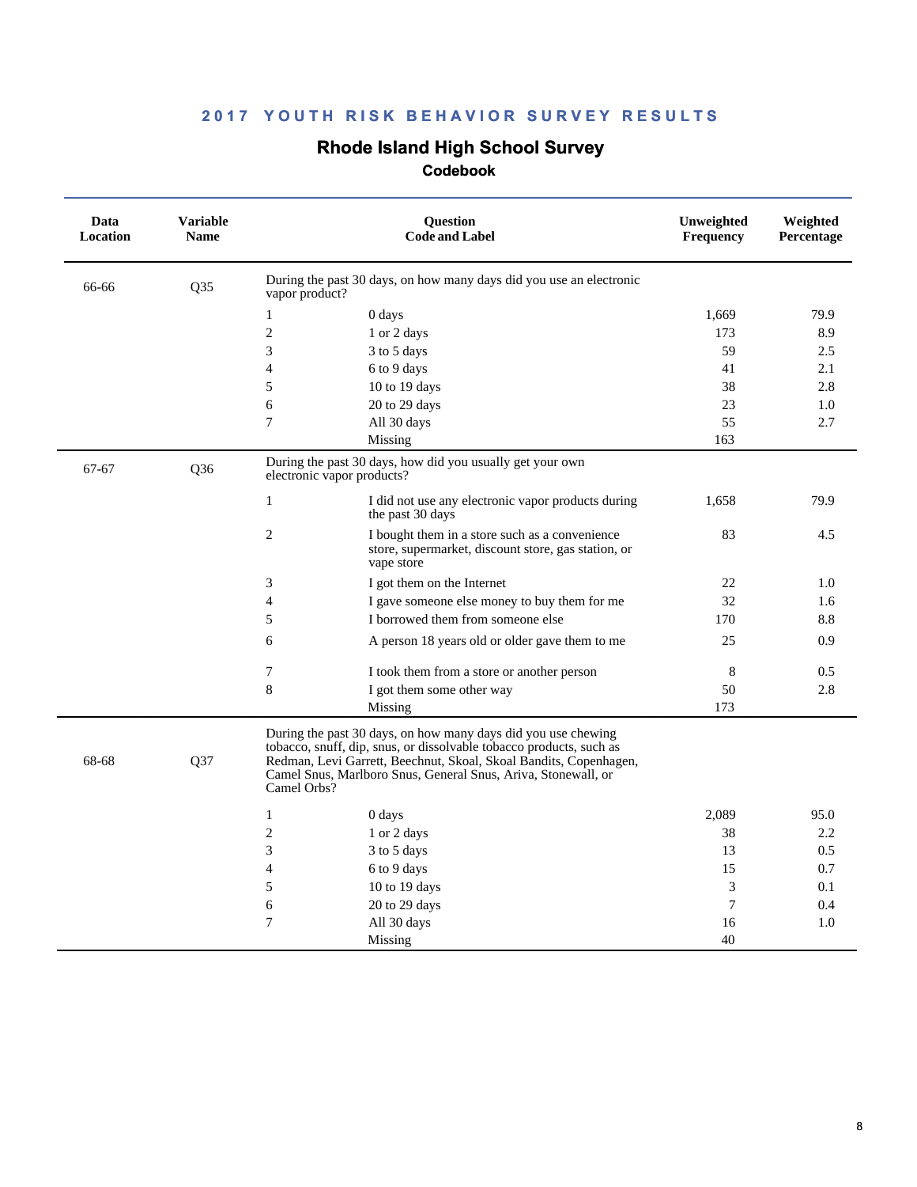## 2017 YOUTH RISK BEHAVIOR SURVEY RESULTS

# Rhode Island High School Survey

### Codebook

| Data Location | Variable Name | Question Code and Label | | Unweighted Frequency | Weighted Percentage |
|---|---|---|---|---|---|
| 66-66 | Q35 | During the past 30 days, on how many days did you use an electronic vapor product? | | | |
| | | 1 | 0 days | 1,669 | 79.9 |
| | | 2 | 1 or 2 days | 173 | 8.9 |
| | | 3 | 3 to 5 days | 59 | 2.5 |
| | | 4 | 6 to 9 days | 41 | 2.1 |
| | | 5 | 10 to 19 days | 38 | 2.8 |
| | | 6 | 20 to 29 days | 23 | 1.0 |
| | | 7 | All 30 days | 55 | 2.7 |
| | | | Missing | 163 | |
| 67-67 | Q36 | During the past 30 days, how did you usually get your own electronic vapor products? | | | |
| | | 1 | I did not use any electronic vapor products during the past 30 days | 1,658 | 79.9 |
| | | 2 | I bought them in a store such as a convenience store, supermarket, discount store, gas station, or vape store | 83 | 4.5 |
| | | 3 | I got them on the Internet | 22 | 1.0 |
| | | 4 | I gave someone else money to buy them for me | 32 | 1.6 |
| | | 5 | I borrowed them from someone else | 170 | 8.8 |
| | | 6 | A person 18 years old or older gave them to me | 25 | 0.9 |
| | | 7 | I took them from a store or another person | 8 | 0.5 |
| | | 8 | I got them some other way | 50 | 2.8 |
| | | | Missing | 173 | |
| 68-68 | Q37 | During the past 30 days, on how many days did you use chewing tobacco, snuff, dip, snus, or dissolvable tobacco products, such as Redman, Levi Garrett, Beechnut, Skoal, Skoal Bandits, Copenhagen, Camel Snus, Marlboro Snus, General Snus, Ariva, Stonewall, or Camel Orbs? | | | |
| | | 1 | 0 days | 2,089 | 95.0 |
| | | 2 | 1 or 2 days | 38 | 2.2 |
| | | 3 | 3 to 5 days | 13 | 0.5 |
| | | 4 | 6 to 9 days | 15 | 0.7 |
| | | 5 | 10 to 19 days | 3 | 0.1 |
| | | 6 | 20 to 29 days | 7 | 0.4 |
| | | 7 | All 30 days | 16 | 1.0 |
| | | | Missing | 40 | |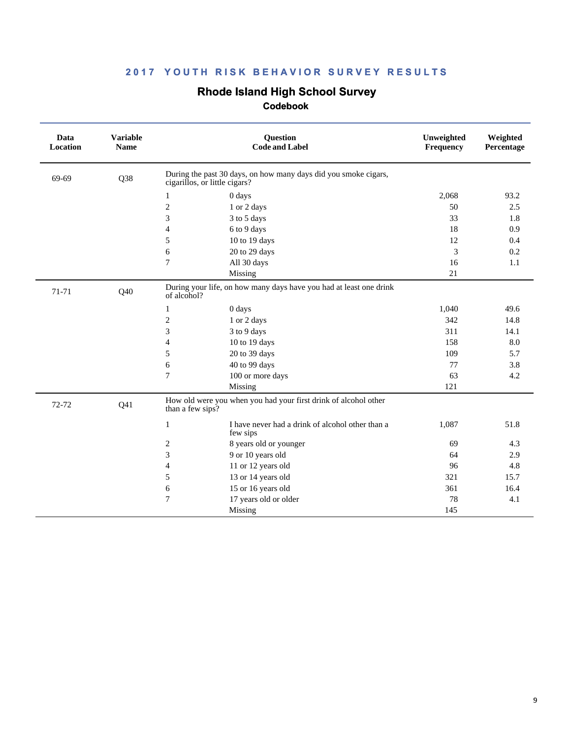## 2017 YOUTH RISK BEHAVIOR SURVEY RESULTS

# Rhode Island High School Survey

### Codebook

| Data Location | Variable Name | Question Code and Label | | Unweighted Frequency | Weighted Percentage |
|---|---|---|---|---|---|
| 69-69 | Q38 | During the past 30 days, on how many days did you smoke cigars, cigarillos, or little cigars? | | | |
| | | 1 | 0 days | 2,068 | 93.2 |
| | | 2 | 1 or 2 days | 50 | 2.5 |
| | | 3 | 3 to 5 days | 33 | 1.8 |
| | | 4 | 6 to 9 days | 18 | 0.9 |
| | | 5 | 10 to 19 days | 12 | 0.4 |
| | | 6 | 20 to 29 days | 3 | 0.2 |
| | | 7 | All 30 days | 16 | 1.1 |
| | | | Missing | 21 | |
| 71-71 | Q40 | During your life, on how many days have you had at least one drink of alcohol? | | | |
| | | 1 | 0 days | 1,040 | 49.6 |
| | | 2 | 1 or 2 days | 342 | 14.8 |
| | | 3 | 3 to 9 days | 311 | 14.1 |
| | | 4 | 10 to 19 days | 158 | 8.0 |
| | | 5 | 20 to 39 days | 109 | 5.7 |
| | | 6 | 40 to 99 days | 77 | 3.8 |
| | | 7 | 100 or more days | 63 | 4.2 |
| | | | Missing | 121 | |
| 72-72 | Q41 | How old were you when you had your first drink of alcohol other than a few sips? | | | |
| | | 1 | I have never had a drink of alcohol other than a few sips | 1,087 | 51.8 |
| | | 2 | 8 years old or younger | 69 | 4.3 |
| | | 3 | 9 or 10 years old | 64 | 2.9 |
| | | 4 | 11 or 12 years old | 96 | 4.8 |
| | | 5 | 13 or 14 years old | 321 | 15.7 |
| | | 6 | 15 or 16 years old | 361 | 16.4 |
| | | 7 | 17 years old or older | 78 | 4.1 |
| | | | Missing | 145 | |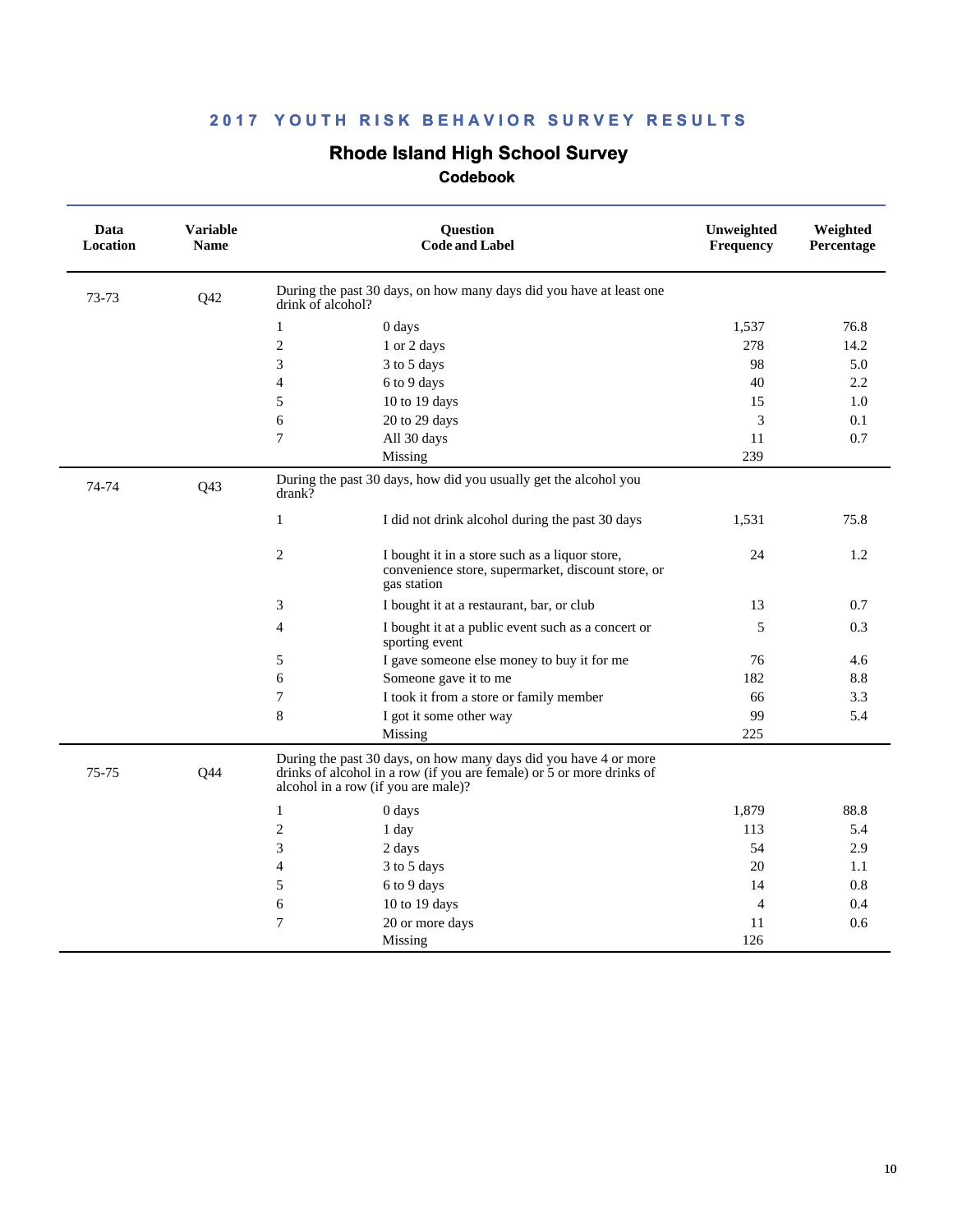## 2017 YOUTH RISK BEHAVIOR SURVEY RESULTS

# Rhode Island High School Survey

### Codebook

| Data Location | Variable Name | Question Code and Label | | Unweighted Frequency | Weighted Percentage |
|---|---|---|---|---|---|
| 73-73 | Q42 | During the past 30 days, on how many days did you have at least one drink of alcohol? | | | |
| | | 1 | 0 days | 1,537 | 76.8 |
| | | 2 | 1 or 2 days | 278 | 14.2 |
| | | 3 | 3 to 5 days | 98 | 5.0 |
| | | 4 | 6 to 9 days | 40 | 2.2 |
| | | 5 | 10 to 19 days | 15 | 1.0 |
| | | 6 | 20 to 29 days | 3 | 0.1 |
| | | 7 | All 30 days | 11 | 0.7 |
| | | | Missing | 239 | |
| 74-74 | Q43 | During the past 30 days, how did you usually get the alcohol you drank? | | | |
| | | 1 | I did not drink alcohol during the past 30 days | 1,531 | 75.8 |
| | | 2 | I bought it in a store such as a liquor store, convenience store, supermarket, discount store, or gas station | 24 | 1.2 |
| | | 3 | I bought it at a restaurant, bar, or club | 13 | 0.7 |
| | | 4 | I bought it at a public event such as a concert or sporting event | 5 | 0.3 |
| | | 5 | I gave someone else money to buy it for me | 76 | 4.6 |
| | | 6 | Someone gave it to me | 182 | 8.8 |
| | | 7 | I took it from a store or family member | 66 | 3.3 |
| | | 8 | I got it some other way | 99 | 5.4 |
| | | | Missing | 225 | |
| 75-75 | Q44 | During the past 30 days, on how many days did you have 4 or more drinks of alcohol in a row (if you are female) or 5 or more drinks of alcohol in a row (if you are male)? | | | |
| | | 1 | 0 days | 1,879 | 88.8 |
| | | 2 | 1 day | 113 | 5.4 |
| | | 3 | 2 days | 54 | 2.9 |
| | | 4 | 3 to 5 days | 20 | 1.1 |
| | | 5 | 6 to 9 days | 14 | 0.8 |
| | | 6 | 10 to 19 days | 4 | 0.4 |
| | | 7 | 20 or more days | 11 | 0.6 |
| | | | Missing | 126 | |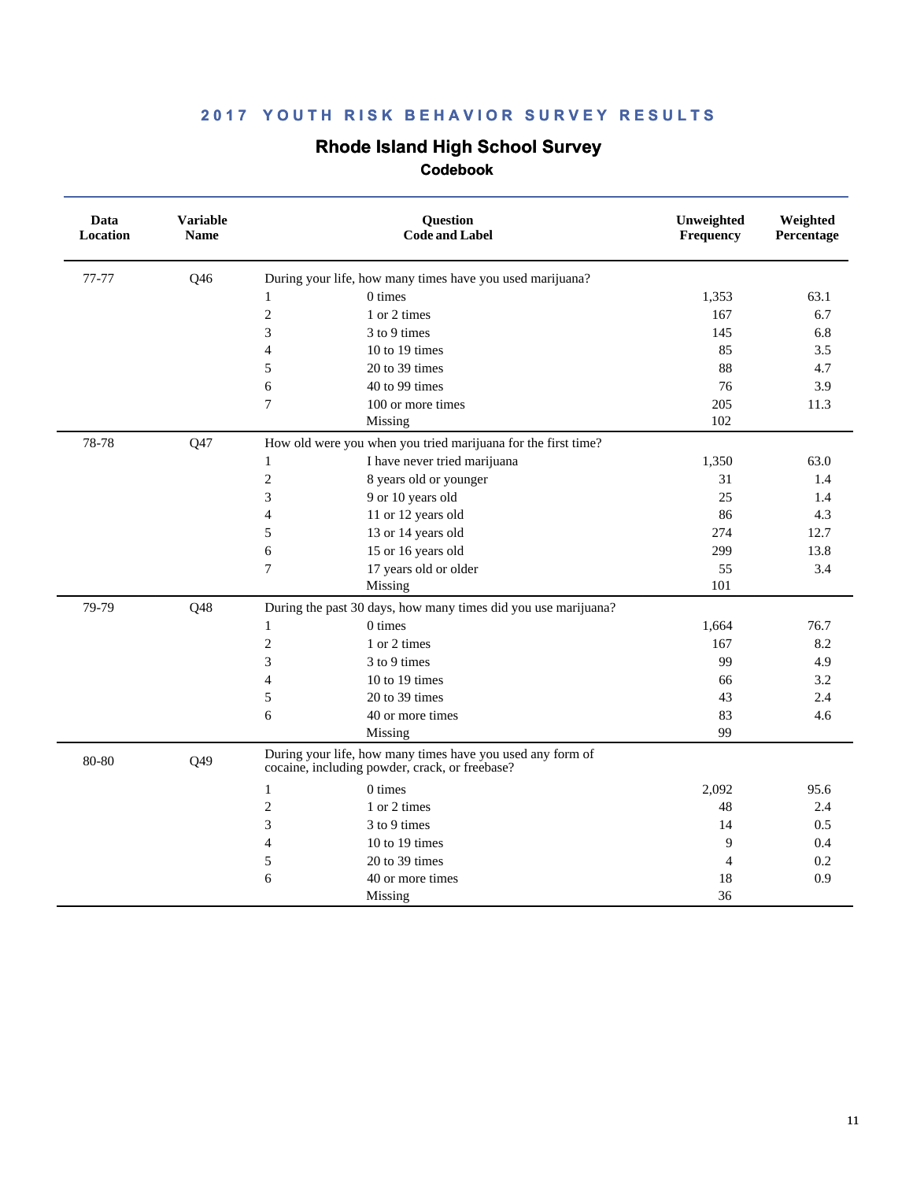## 2017 YOUTH RISK BEHAVIOR SURVEY RESULTS

### Rhode Island High School Survey

#### Codebook

| Data Location | Variable Name | Question Code and Label | | Unweighted Frequency | Weighted Percentage |
|---|---|---|---|---|---|
| 77-77 | Q46 | During your life, how many times have you used marijuana? | | | |
| | | 1 | 0 times | 1,353 | 63.1 |
| | | 2 | 1 or 2 times | 167 | 6.7 |
| | | 3 | 3 to 9 times | 145 | 6.8 |
| | | 4 | 10 to 19 times | 85 | 3.5 |
| | | 5 | 20 to 39 times | 88 | 4.7 |
| | | 6 | 40 to 99 times | 76 | 3.9 |
| | | 7 | 100 or more times | 205 | 11.3 |
| | | | Missing | 102 | |
| 78-78 | Q47 | How old were you when you tried marijuana for the first time? | | | |
| | | 1 | I have never tried marijuana | 1,350 | 63.0 |
| | | 2 | 8 years old or younger | 31 | 1.4 |
| | | 3 | 9 or 10 years old | 25 | 1.4 |
| | | 4 | 11 or 12 years old | 86 | 4.3 |
| | | 5 | 13 or 14 years old | 274 | 12.7 |
| | | 6 | 15 or 16 years old | 299 | 13.8 |
| | | 7 | 17 years old or older | 55 | 3.4 |
| | | | Missing | 101 | |
| 79-79 | Q48 | During the past 30 days, how many times did you use marijuana? | | | |
| | | 1 | 0 times | 1,664 | 76.7 |
| | | 2 | 1 or 2 times | 167 | 8.2 |
| | | 3 | 3 to 9 times | 99 | 4.9 |
| | | 4 | 10 to 19 times | 66 | 3.2 |
| | | 5 | 20 to 39 times | 43 | 2.4 |
| | | 6 | 40 or more times | 83 | 4.6 |
| | | | Missing | 99 | |
| 80-80 | Q49 | During your life, how many times have you used any form of cocaine, including powder, crack, or freebase? | | | |
| | | 1 | 0 times | 2,092 | 95.6 |
| | | 2 | 1 or 2 times | 48 | 2.4 |
| | | 3 | 3 to 9 times | 14 | 0.5 |
| | | 4 | 10 to 19 times | 9 | 0.4 |
| | | 5 | 20 to 39 times | 4 | 0.2 |
| | | 6 | 40 or more times | 18 | 0.9 |
| | | | Missing | 36 | |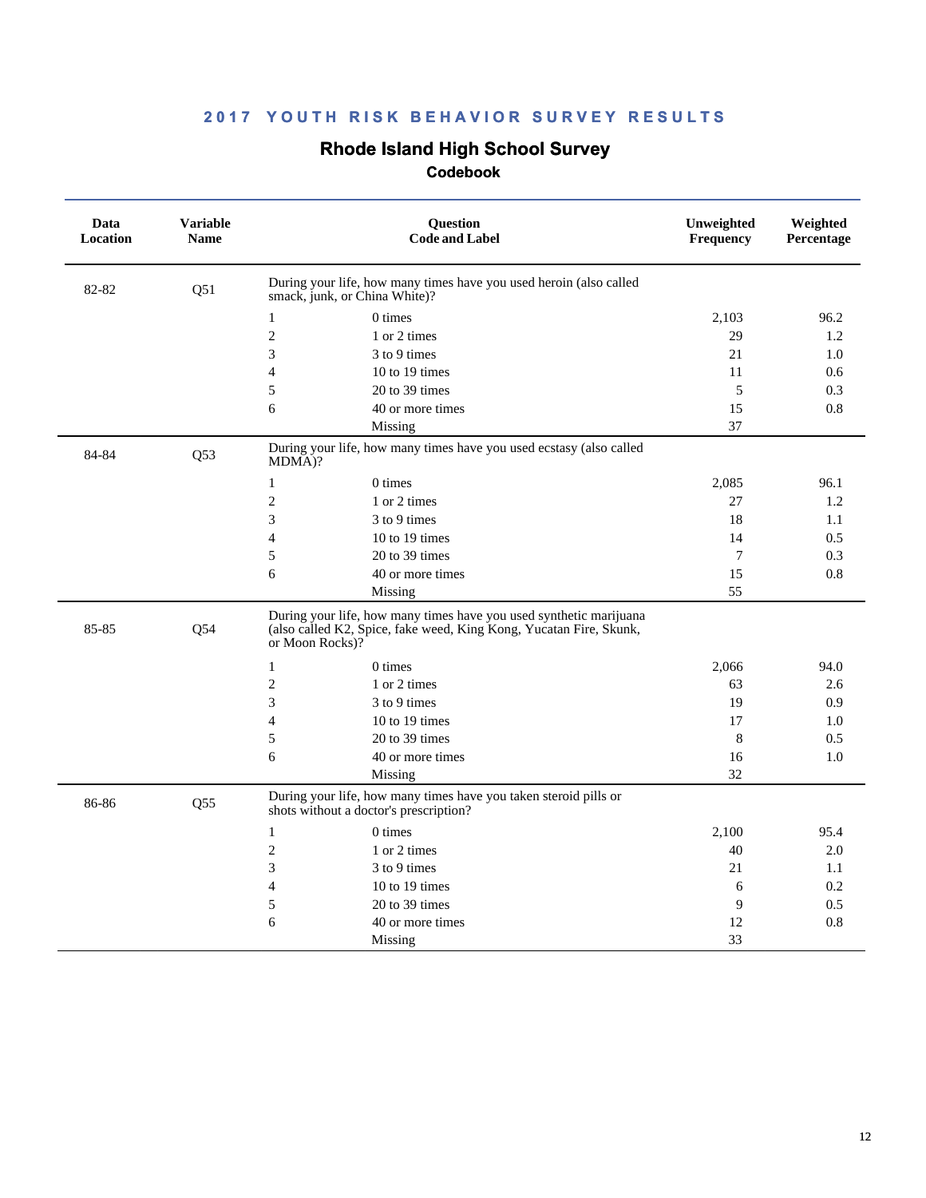## 2017 YOUTH RISK BEHAVIOR SURVEY RESULTS

# Rhode Island High School Survey

### Codebook

| Data Location | Variable Name | Question Code and Label | | Unweighted Frequency | Weighted Percentage |
|---|---|---|---|---|---|
| 82-82 | Q51 | During your life, how many times have you used heroin (also called smack, junk, or China White)? | | | |
| | | 1 | 0 times | 2,103 | 96.2 |
| | | 2 | 1 or 2 times | 29 | 1.2 |
| | | 3 | 3 to 9 times | 21 | 1.0 |
| | | 4 | 10 to 19 times | 11 | 0.6 |
| | | 5 | 20 to 39 times | 5 | 0.3 |
| | | 6 | 40 or more times | 15 | 0.8 |
| | | | Missing | 37 | |
| 84-84 | Q53 | During your life, how many times have you used ecstasy (also called MDMA)? | | | |
| | | 1 | 0 times | 2,085 | 96.1 |
| | | 2 | 1 or 2 times | 27 | 1.2 |
| | | 3 | 3 to 9 times | 18 | 1.1 |
| | | 4 | 10 to 19 times | 14 | 0.5 |
| | | 5 | 20 to 39 times | 7 | 0.3 |
| | | 6 | 40 or more times | 15 | 0.8 |
| | | | Missing | 55 | |
| 85-85 | Q54 | During your life, how many times have you used synthetic marijuana (also called K2, Spice, fake weed, King Kong, Yucatan Fire, Skunk, or Moon Rocks)? | | | |
| | | 1 | 0 times | 2,066 | 94.0 |
| | | 2 | 1 or 2 times | 63 | 2.6 |
| | | 3 | 3 to 9 times | 19 | 0.9 |
| | | 4 | 10 to 19 times | 17 | 1.0 |
| | | 5 | 20 to 39 times | 8 | 0.5 |
| | | 6 | 40 or more times | 16 | 1.0 |
| | | | Missing | 32 | |
| 86-86 | Q55 | During your life, how many times have you taken steroid pills or shots without a doctor's prescription? | | | |
| | | 1 | 0 times | 2,100 | 95.4 |
| | | 2 | 1 or 2 times | 40 | 2.0 |
| | | 3 | 3 to 9 times | 21 | 1.1 |
| | | 4 | 10 to 19 times | 6 | 0.2 |
| | | 5 | 20 to 39 times | 9 | 0.5 |
| | | 6 | 40 or more times | 12 | 0.8 |
| | | | Missing | 33 | |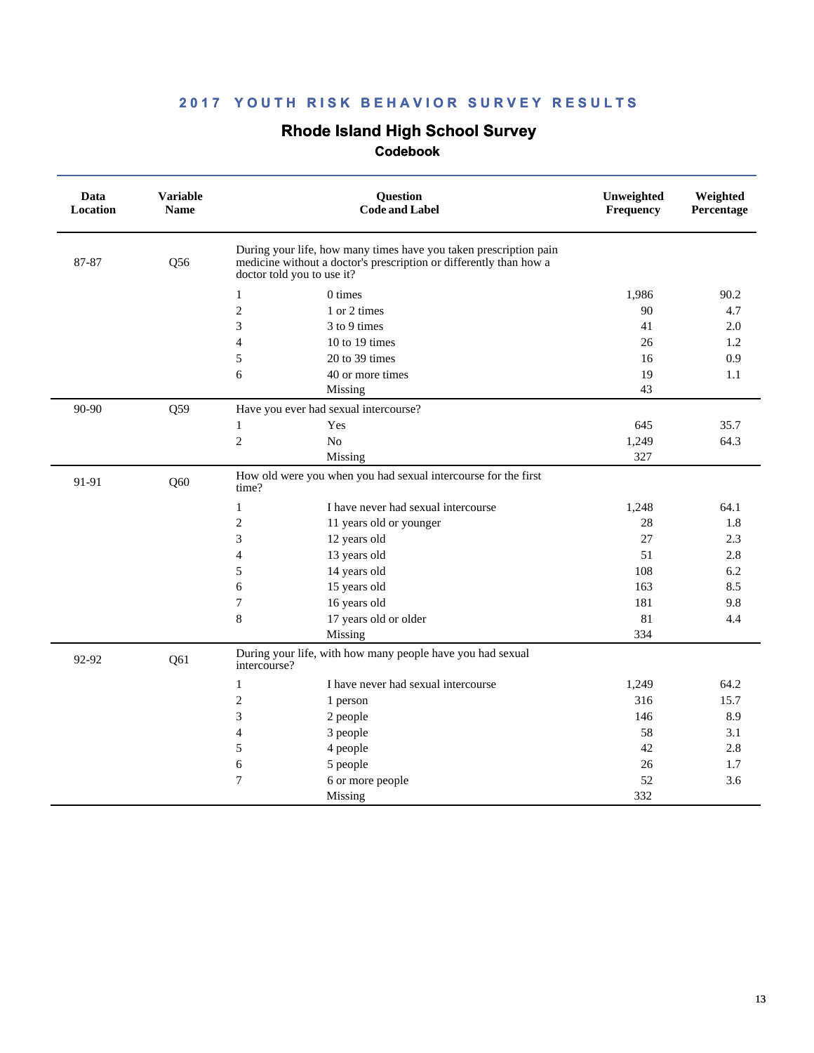# 2017 YOUTH RISK BEHAVIOR SURVEY RESULTS

## Rhode Island High School Survey

### Codebook

| Data Location | Variable Name | Question Code and Label | | Unweighted Frequency | Weighted Percentage |
|---|---|---|---|---|---|
| 87-87 | Q56 | During your life, how many times have you taken prescription pain medicine without a doctor's prescription or differently than how a doctor told you to use it? | | | |
| | | 1 | 0 times | 1,986 | 90.2 |
| | | 2 | 1 or 2 times | 90 | 4.7 |
| | | 3 | 3 to 9 times | 41 | 2.0 |
| | | 4 | 10 to 19 times | 26 | 1.2 |
| | | 5 | 20 to 39 times | 16 | 0.9 |
| | | 6 | 40 or more times | 19 | 1.1 |
| | | | Missing | 43 | |
| 90-90 | Q59 | Have you ever had sexual intercourse? | | | |
| | | 1 | Yes | 645 | 35.7 |
| | | 2 | No | 1,249 | 64.3 |
| | | | Missing | 327 | |
| 91-91 | Q60 | How old were you when you had sexual intercourse for the first time? | | | |
| | | 1 | I have never had sexual intercourse | 1,248 | 64.1 |
| | | 2 | 11 years old or younger | 28 | 1.8 |
| | | 3 | 12 years old | 27 | 2.3 |
| | | 4 | 13 years old | 51 | 2.8 |
| | | 5 | 14 years old | 108 | 6.2 |
| | | 6 | 15 years old | 163 | 8.5 |
| | | 7 | 16 years old | 181 | 9.8 |
| | | 8 | 17 years old or older | 81 | 4.4 |
| | | | Missing | 334 | |
| 92-92 | Q61 | During your life, with how many people have you had sexual intercourse? | | | |
| | | 1 | I have never had sexual intercourse | 1,249 | 64.2 |
| | | 2 | 1 person | 316 | 15.7 |
| | | 3 | 2 people | 146 | 8.9 |
| | | 4 | 3 people | 58 | 3.1 |
| | | 5 | 4 people | 42 | 2.8 |
| | | 6 | 5 people | 26 | 1.7 |
| | | 7 | 6 or more people | 52 | 3.6 |
| | | | Missing | 332 | |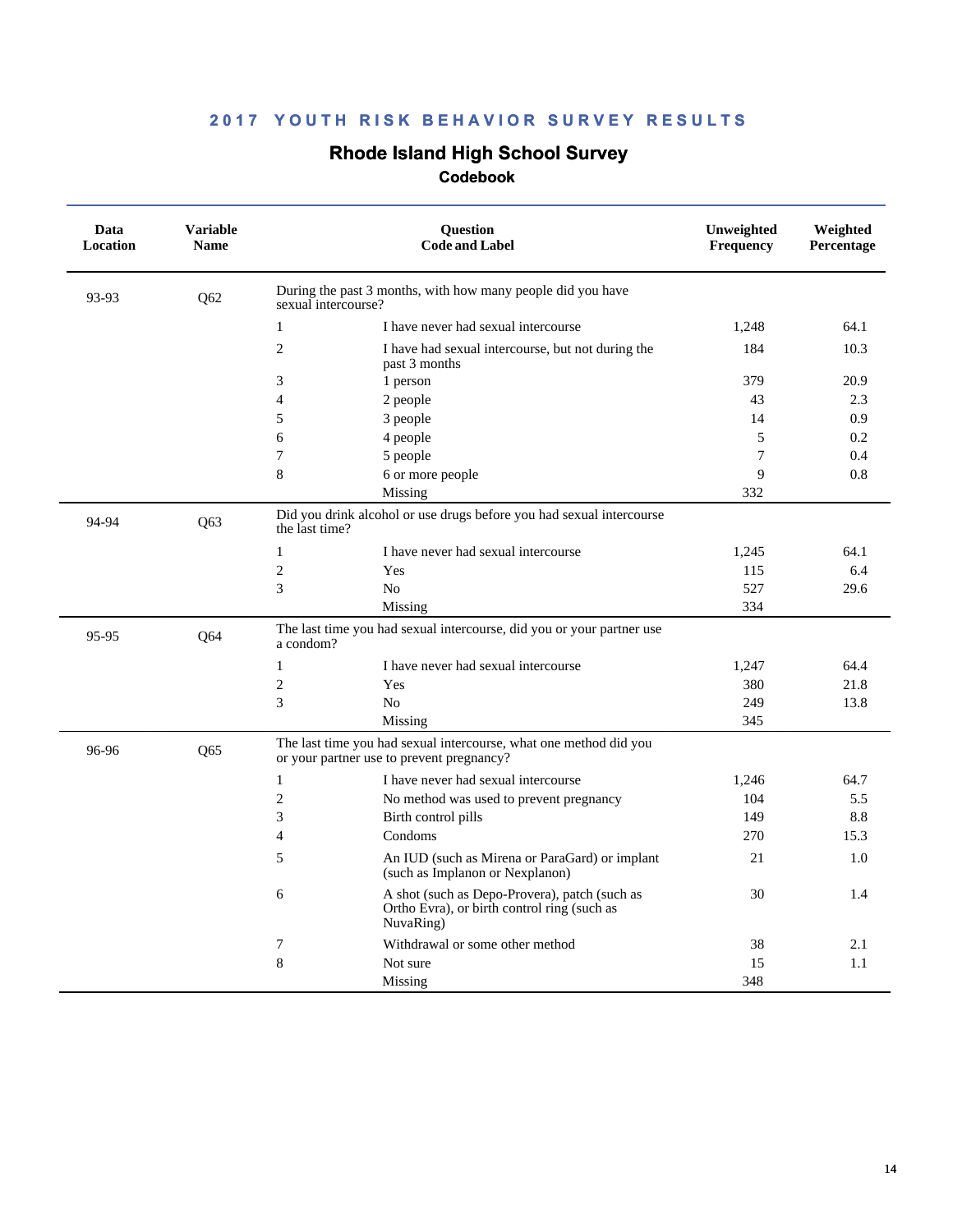## 2017 YOUTH RISK BEHAVIOR SURVEY RESULTS

### Rhode Island High School Survey

#### Codebook

| Data Location | Variable Name | Question Code and Label | | Unweighted Frequency | Weighted Percentage |
|---|---|---|---|---|---|
| 93-93 | Q62 | During the past 3 months, with how many people did you have sexual intercourse? | | | |
| | | 1 | I have never had sexual intercourse | 1,248 | 64.1 |
| | | 2 | I have had sexual intercourse, but not during the past 3 months | 184 | 10.3 |
| | | 3 | 1 person | 379 | 20.9 |
| | | 4 | 2 people | 43 | 2.3 |
| | | 5 | 3 people | 14 | 0.9 |
| | | 6 | 4 people | 5 | 0.2 |
| | | 7 | 5 people | 7 | 0.4 |
| | | 8 | 6 or more people | 9 | 0.8 |
| | | | Missing | 332 | |
| 94-94 | Q63 | Did you drink alcohol or use drugs before you had sexual intercourse the last time? | | | |
| | | 1 | I have never had sexual intercourse | 1,245 | 64.1 |
| | | 2 | Yes | 115 | 6.4 |
| | | 3 | No | 527 | 29.6 |
| | | | Missing | 334 | |
| 95-95 | Q64 | The last time you had sexual intercourse, did you or your partner use a condom? | | | |
| | | 1 | I have never had sexual intercourse | 1,247 | 64.4 |
| | | 2 | Yes | 380 | 21.8 |
| | | 3 | No | 249 | 13.8 |
| | | | Missing | 345 | |
| 96-96 | Q65 | The last time you had sexual intercourse, what one method did you or your partner use to prevent pregnancy? | | | |
| | | 1 | I have never had sexual intercourse | 1,246 | 64.7 |
| | | 2 | No method was used to prevent pregnancy | 104 | 5.5 |
| | | 3 | Birth control pills | 149 | 8.8 |
| | | 4 | Condoms | 270 | 15.3 |
| | | 5 | An IUD (such as Mirena or ParaGard) or implant (such as Implanon or Nexplanon) | 21 | 1.0 |
| | | 6 | A shot (such as Depo-Provera), patch (such as Ortho Evra), or birth control ring (such as NuvaRing) | 30 | 1.4 |
| | | 7 | Withdrawal or some other method | 38 | 2.1 |
| | | 8 | Not sure | 15 | 1.1 |
| | | | Missing | 348 | |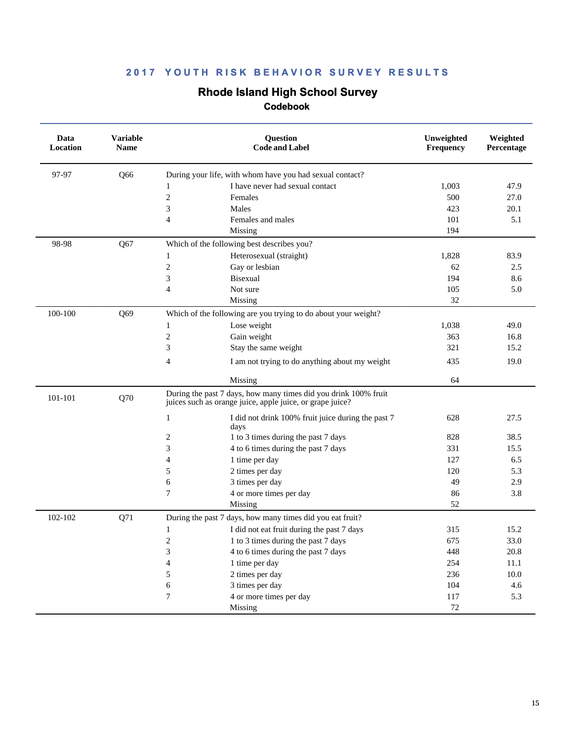# 2017 YOUTH RISK BEHAVIOR SURVEY RESULTS

## Rhode Island High School Survey

### Codebook

| Data Location | Variable Name | Question Code and Label | | Unweighted Frequency | Weighted Percentage |
|---|---|---|---|---|---|
| 97-97 | Q66 | During your life, with whom have you had sexual contact? | | | |
| | | 1 | I have never had sexual contact | 1,003 | 47.9 |
| | | 2 | Females | 500 | 27.0 |
| | | 3 | Males | 423 | 20.1 |
| | | 4 | Females and males | 101 | 5.1 |
| | | | Missing | 194 | |
| 98-98 | Q67 | Which of the following best describes you? | | | |
| | | 1 | Heterosexual (straight) | 1,828 | 83.9 |
| | | 2 | Gay or lesbian | 62 | 2.5 |
| | | 3 | Bisexual | 194 | 8.6 |
| | | 4 | Not sure | 105 | 5.0 |
| | | | Missing | 32 | |
| 100-100 | Q69 | Which of the following are you trying to do about your weight? | | | |
| | | 1 | Lose weight | 1,038 | 49.0 |
| | | 2 | Gain weight | 363 | 16.8 |
| | | 3 | Stay the same weight | 321 | 15.2 |
| | | 4 | I am not trying to do anything about my weight | 435 | 19.0 |
| | | | Missing | 64 | |
| 101-101 | Q70 | During the past 7 days, how many times did you drink 100% fruit juices such as orange juice, apple juice, or grape juice? | | | |
| | | 1 | I did not drink 100% fruit juice during the past 7 days | 628 | 27.5 |
| | | 2 | 1 to 3 times during the past 7 days | 828 | 38.5 |
| | | 3 | 4 to 6 times during the past 7 days | 331 | 15.5 |
| | | 4 | 1 time per day | 127 | 6.5 |
| | | 5 | 2 times per day | 120 | 5.3 |
| | | 6 | 3 times per day | 49 | 2.9 |
| | | 7 | 4 or more times per day | 86 | 3.8 |
| | | | Missing | 52 | |
| 102-102 | Q71 | During the past 7 days, how many times did you eat fruit? | | | |
| | | 1 | I did not eat fruit during the past 7 days | 315 | 15.2 |
| | | 2 | 1 to 3 times during the past 7 days | 675 | 33.0 |
| | | 3 | 4 to 6 times during the past 7 days | 448 | 20.8 |
| | | 4 | 1 time per day | 254 | 11.1 |
| | | 5 | 2 times per day | 236 | 10.0 |
| | | 6 | 3 times per day | 104 | 4.6 |
| | | 7 | 4 or more times per day | 117 | 5.3 |
| | | | Missing | 72 | |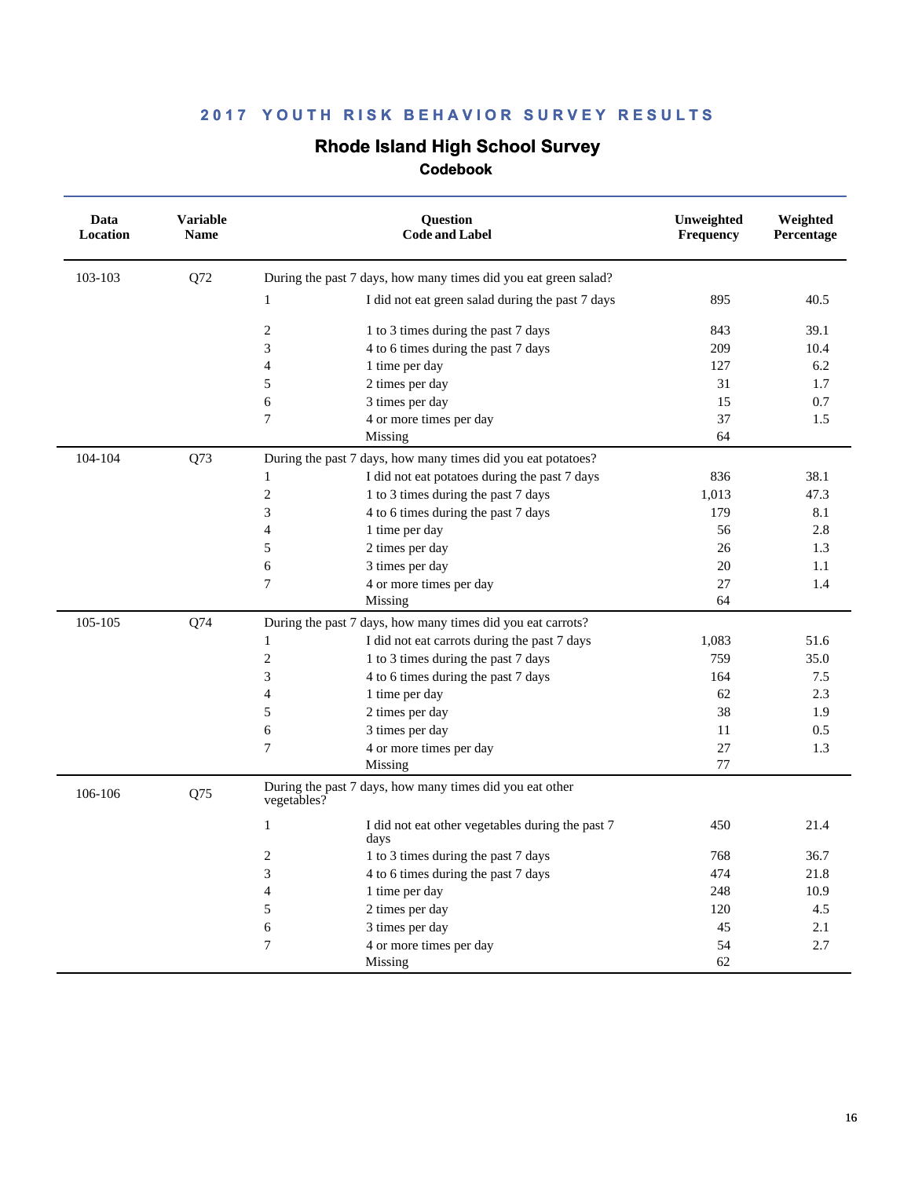## 2017 YOUTH RISK BEHAVIOR SURVEY RESULTS

### Rhode Island High School Survey

#### Codebook

| Data Location | Variable Name | Question Code and Label | | Unweighted Frequency | Weighted Percentage |
|---|---|---|---|---|---|
| 103-103 | Q72 | During the past 7 days, how many times did you eat green salad? | | | |
| | | 1 | I did not eat green salad during the past 7 days | 895 | 40.5 |
| | | 2 | 1 to 3 times during the past 7 days | 843 | 39.1 |
| | | 3 | 4 to 6 times during the past 7 days | 209 | 10.4 |
| | | 4 | 1 time per day | 127 | 6.2 |
| | | 5 | 2 times per day | 31 | 1.7 |
| | | 6 | 3 times per day | 15 | 0.7 |
| | | 7 | 4 or more times per day | 37 | 1.5 |
| | | | Missing | 64 | |
| 104-104 | Q73 | During the past 7 days, how many times did you eat potatoes? | | | |
| | | 1 | I did not eat potatoes during the past 7 days | 836 | 38.1 |
| | | 2 | 1 to 3 times during the past 7 days | 1,013 | 47.3 |
| | | 3 | 4 to 6 times during the past 7 days | 179 | 8.1 |
| | | 4 | 1 time per day | 56 | 2.8 |
| | | 5 | 2 times per day | 26 | 1.3 |
| | | 6 | 3 times per day | 20 | 1.1 |
| | | 7 | 4 or more times per day | 27 | 1.4 |
| | | | Missing | 64 | |
| 105-105 | Q74 | During the past 7 days, how many times did you eat carrots? | | | |
| | | 1 | I did not eat carrots during the past 7 days | 1,083 | 51.6 |
| | | 2 | 1 to 3 times during the past 7 days | 759 | 35.0 |
| | | 3 | 4 to 6 times during the past 7 days | 164 | 7.5 |
| | | 4 | 1 time per day | 62 | 2.3 |
| | | 5 | 2 times per day | 38 | 1.9 |
| | | 6 | 3 times per day | 11 | 0.5 |
| | | 7 | 4 or more times per day | 27 | 1.3 |
| | | | Missing | 77 | |
| 106-106 | Q75 | During the past 7 days, how many times did you eat other vegetables? | | | |
| | | 1 | I did not eat other vegetables during the past 7 days | 450 | 21.4 |
| | | 2 | 1 to 3 times during the past 7 days | 768 | 36.7 |
| | | 3 | 4 to 6 times during the past 7 days | 474 | 21.8 |
| | | 4 | 1 time per day | 248 | 10.9 |
| | | 5 | 2 times per day | 120 | 4.5 |
| | | 6 | 3 times per day | 45 | 2.1 |
| | | 7 | 4 or more times per day | 54 | 2.7 |
| | | | Missing | 62 | |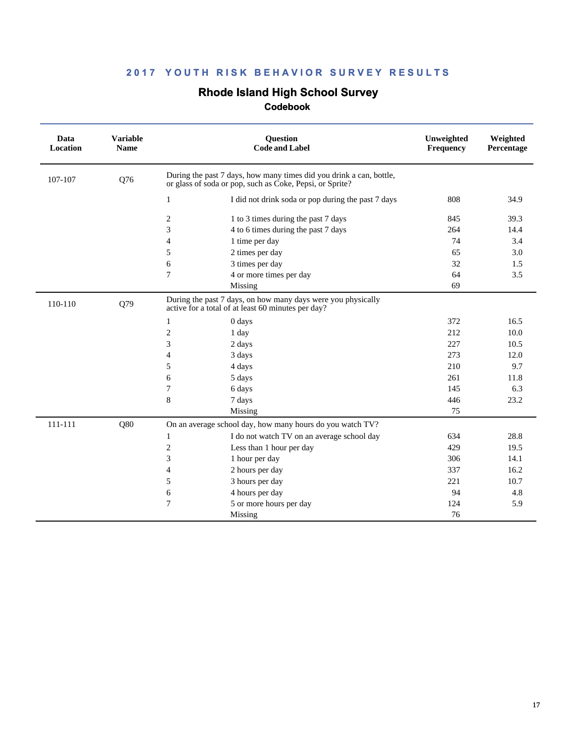## 2017 YOUTH RISK BEHAVIOR SURVEY RESULTS

# Rhode Island High School Survey

### Codebook

| Data Location | Variable Name | Question Code and Label | | Unweighted Frequency | Weighted Percentage |
|---|---|---|---|---|---|
| 107-107 | Q76 | During the past 7 days, how many times did you drink a can, bottle, or glass of soda or pop, such as Coke, Pepsi, or Sprite? | | | |
| | | 1 | I did not drink soda or pop during the past 7 days | 808 | 34.9 |
| | | 2 | 1 to 3 times during the past 7 days | 845 | 39.3 |
| | | 3 | 4 to 6 times during the past 7 days | 264 | 14.4 |
| | | 4 | 1 time per day | 74 | 3.4 |
| | | 5 | 2 times per day | 65 | 3.0 |
| | | 6 | 3 times per day | 32 | 1.5 |
| | | 7 | 4 or more times per day | 64 | 3.5 |
| | | | Missing | 69 | |
| 110-110 | Q79 | During the past 7 days, on how many days were you physically active for a total of at least 60 minutes per day? | | | |
| | | 1 | 0 days | 372 | 16.5 |
| | | 2 | 1 day | 212 | 10.0 |
| | | 3 | 2 days | 227 | 10.5 |
| | | 4 | 3 days | 273 | 12.0 |
| | | 5 | 4 days | 210 | 9.7 |
| | | 6 | 5 days | 261 | 11.8 |
| | | 7 | 6 days | 145 | 6.3 |
| | | 8 | 7 days | 446 | 23.2 |
| | | | Missing | 75 | |
| 111-111 | Q80 | On an average school day, how many hours do you watch TV? | | | |
| | | 1 | I do not watch TV on an average school day | 634 | 28.8 |
| | | 2 | Less than 1 hour per day | 429 | 19.5 |
| | | 3 | 1 hour per day | 306 | 14.1 |
| | | 4 | 2 hours per day | 337 | 16.2 |
| | | 5 | 3 hours per day | 221 | 10.7 |
| | | 6 | 4 hours per day | 94 | 4.8 |
| | | 7 | 5 or more hours per day | 124 | 5.9 |
| | | | Missing | 76 | |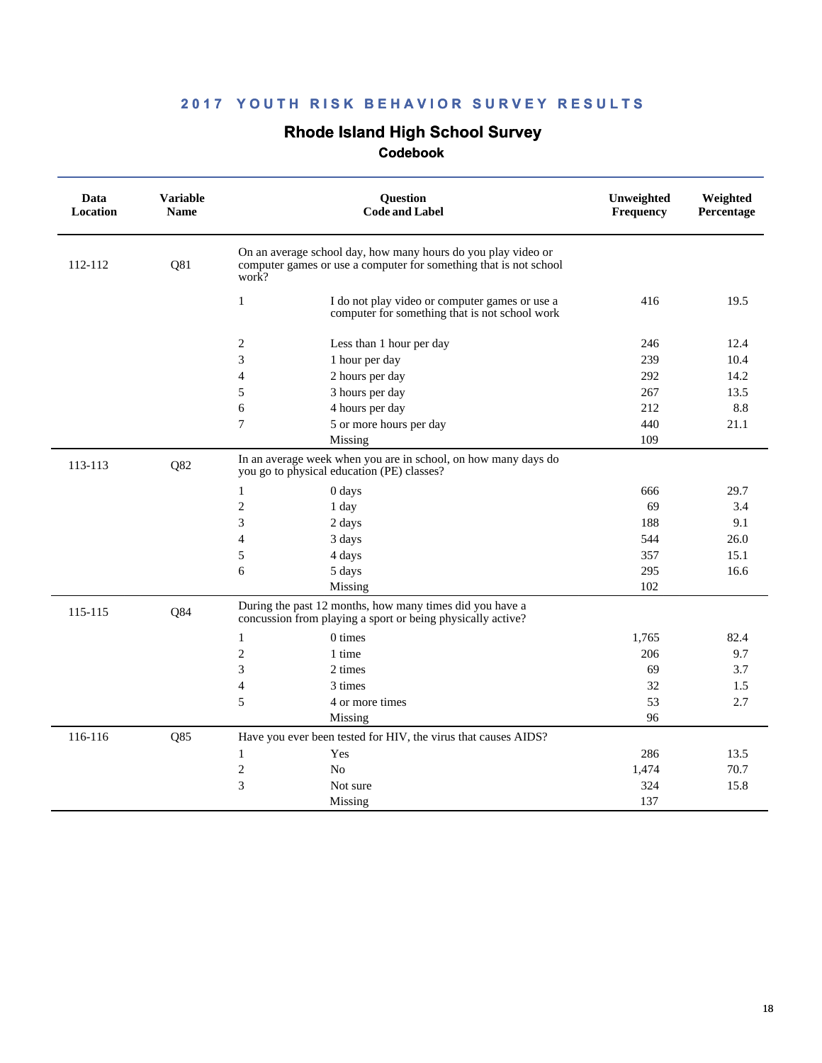## 2017 YOUTH RISK BEHAVIOR SURVEY RESULTS

# Rhode Island High School Survey

### Codebook

| Data Location | Variable Name | Question Code and Label | | Unweighted Frequency | Weighted Percentage |
|---|---|---|---|---|---|
| 112-112 | Q81 | On an average school day, how many hours do you play video or computer games or use a computer for something that is not school work? | | | |
| | | 1 | I do not play video or computer games or use a computer for something that is not school work | 416 | 19.5 |
| | | 2 | Less than 1 hour per day | 246 | 12.4 |
| | | 3 | 1 hour per day | 239 | 10.4 |
| | | 4 | 2 hours per day | 292 | 14.2 |
| | | 5 | 3 hours per day | 267 | 13.5 |
| | | 6 | 4 hours per day | 212 | 8.8 |
| | | 7 | 5 or more hours per day | 440 | 21.1 |
| | | | Missing | 109 | |
| 113-113 | Q82 | In an average week when you are in school, on how many days do you go to physical education (PE) classes? | | | |
| | | 1 | 0 days | 666 | 29.7 |
| | | 2 | 1 day | 69 | 3.4 |
| | | 3 | 2 days | 188 | 9.1 |
| | | 4 | 3 days | 544 | 26.0 |
| | | 5 | 4 days | 357 | 15.1 |
| | | 6 | 5 days | 295 | 16.6 |
| | | | Missing | 102 | |
| 115-115 | Q84 | During the past 12 months, how many times did you have a concussion from playing a sport or being physically active? | | | |
| | | 1 | 0 times | 1,765 | 82.4 |
| | | 2 | 1 time | 206 | 9.7 |
| | | 3 | 2 times | 69 | 3.7 |
| | | 4 | 3 times | 32 | 1.5 |
| | | 5 | 4 or more times | 53 | 2.7 |
| | | | Missing | 96 | |
| 116-116 | Q85 | Have you ever been tested for HIV, the virus that causes AIDS? | | | |
| | | 1 | Yes | 286 | 13.5 |
| | | 2 | No | 1,474 | 70.7 |
| | | 3 | Not sure | 324 | 15.8 |
| | | | Missing | 137 | |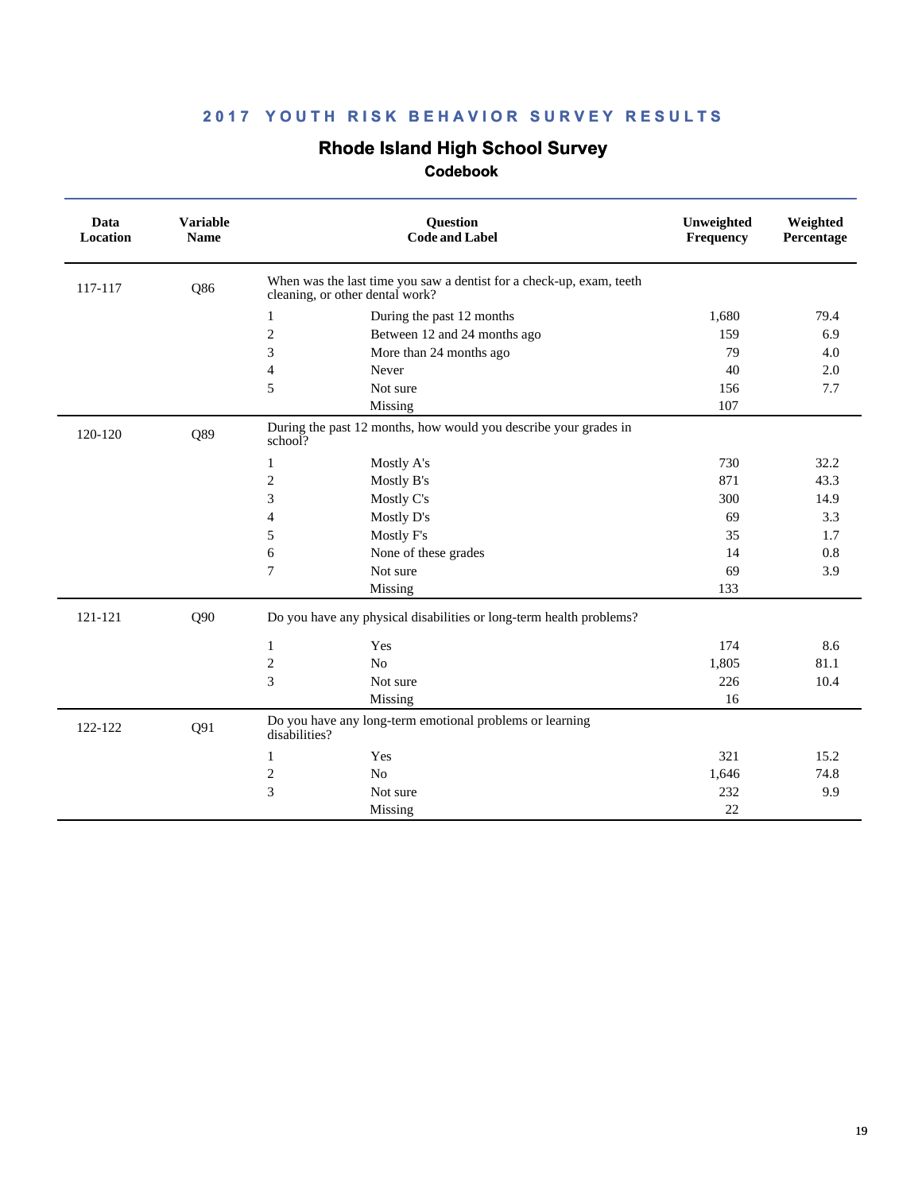## 2017 YOUTH RISK BEHAVIOR SURVEY RESULTS

# Rhode Island High School Survey

### Codebook

| Data Location | Variable Name | Question Code and Label | | Unweighted Frequency | Weighted Percentage |
|---|---|---|---|---|---|
| 117-117 | Q86 | When was the last time you saw a dentist for a check-up, exam, teeth cleaning, or other dental work? | | | |
| | | 1 | During the past 12 months | 1,680 | 79.4 |
| | | 2 | Between 12 and 24 months ago | 159 | 6.9 |
| | | 3 | More than 24 months ago | 79 | 4.0 |
| | | 4 | Never | 40 | 2.0 |
| | | 5 | Not sure | 156 | 7.7 |
| | | | Missing | 107 | |
| 120-120 | Q89 | During the past 12 months, how would you describe your grades in school? | | | |
| | | 1 | Mostly A's | 730 | 32.2 |
| | | 2 | Mostly B's | 871 | 43.3 |
| | | 3 | Mostly C's | 300 | 14.9 |
| | | 4 | Mostly D's | 69 | 3.3 |
| | | 5 | Mostly F's | 35 | 1.7 |
| | | 6 | None of these grades | 14 | 0.8 |
| | | 7 | Not sure | 69 | 3.9 |
| | | | Missing | 133 | |
| 121-121 | Q90 | Do you have any physical disabilities or long-term health problems? | | | |
| | | 1 | Yes | 174 | 8.6 |
| | | 2 | No | 1,805 | 81.1 |
| | | 3 | Not sure | 226 | 10.4 |
| | | | Missing | 16 | |
| 122-122 | Q91 | Do you have any long-term emotional problems or learning disabilities? | | | |
| | | 1 | Yes | 321 | 15.2 |
| | | 2 | No | 1,646 | 74.8 |
| | | 3 | Not sure | 232 | 9.9 |
| | | | Missing | 22 | |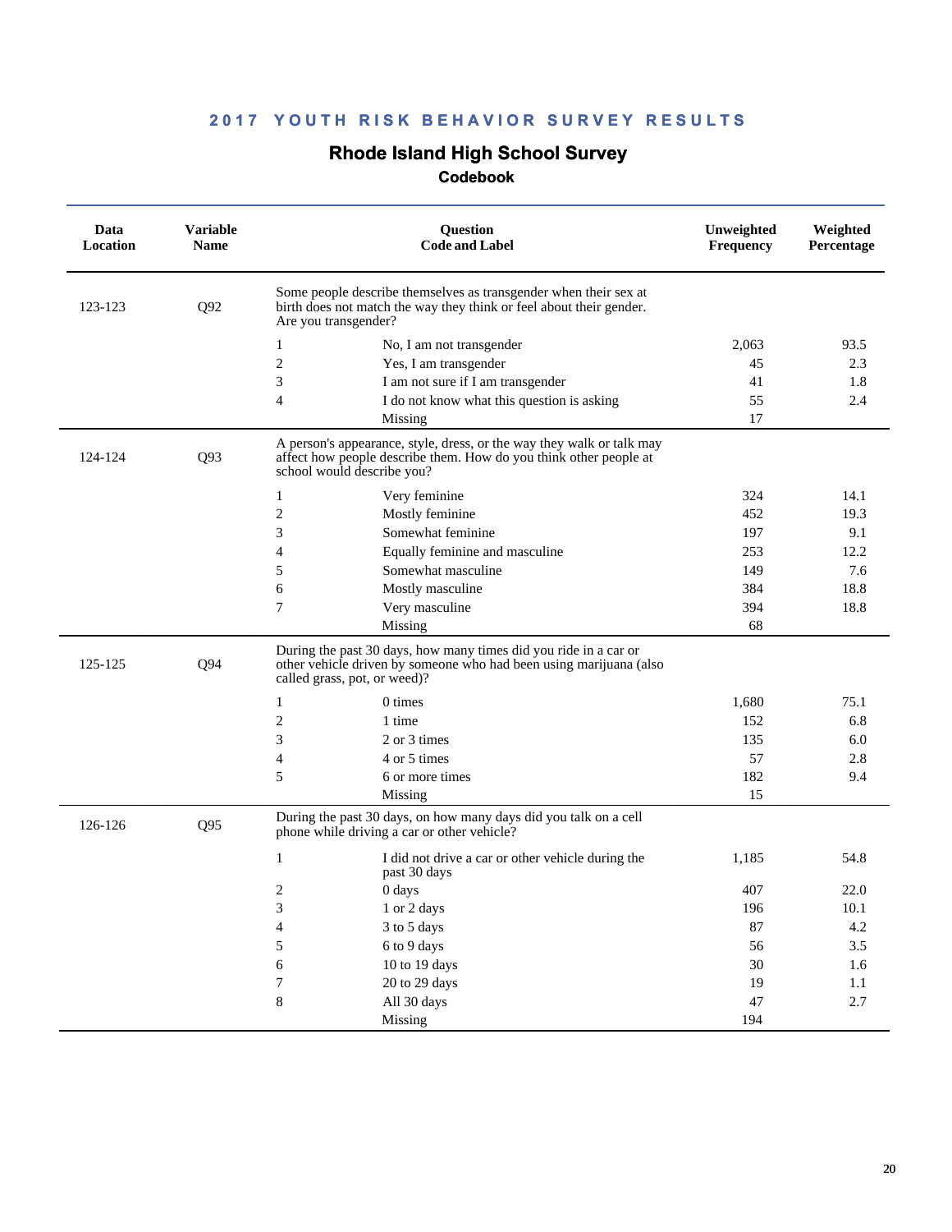# 2017 YOUTH RISK BEHAVIOR SURVEY RESULTS

## Rhode Island High School Survey

### Codebook

| Data Location | Variable Name | Question Code and Label | | Unweighted Frequency | Weighted Percentage |
|---|---|---|---|---|---|
| 123-123 | Q92 | Some people describe themselves as transgender when their sex at birth does not match the way they think or feel about their gender. Are you transgender? | | | |
| | | 1 | No, I am not transgender | 2,063 | 93.5 |
| | | 2 | Yes, I am transgender | 45 | 2.3 |
| | | 3 | I am not sure if I am transgender | 41 | 1.8 |
| | | 4 | I do not know what this question is asking | 55 | 2.4 |
| | | | Missing | 17 | |
| 124-124 | Q93 | A person's appearance, style, dress, or the way they walk or talk may affect how people describe them. How do you think other people at school would describe you? | | | |
| | | 1 | Very feminine | 324 | 14.1 |
| | | 2 | Mostly feminine | 452 | 19.3 |
| | | 3 | Somewhat feminine | 197 | 9.1 |
| | | 4 | Equally feminine and masculine | 253 | 12.2 |
| | | 5 | Somewhat masculine | 149 | 7.6 |
| | | 6 | Mostly masculine | 384 | 18.8 |
| | | 7 | Very masculine | 394 | 18.8 |
| | | | Missing | 68 | |
| 125-125 | Q94 | During the past 30 days, how many times did you ride in a car or other vehicle driven by someone who had been using marijuana (also called grass, pot, or weed)? | | | |
| | | 1 | 0 times | 1,680 | 75.1 |
| | | 2 | 1 time | 152 | 6.8 |
| | | 3 | 2 or 3 times | 135 | 6.0 |
| | | 4 | 4 or 5 times | 57 | 2.8 |
| | | 5 | 6 or more times | 182 | 9.4 |
| | | | Missing | 15 | |
| 126-126 | Q95 | During the past 30 days, on how many days did you talk on a cell phone while driving a car or other vehicle? | | | |
| | | 1 | I did not drive a car or other vehicle during the past 30 days | 1,185 | 54.8 |
| | | 2 | 0 days | 407 | 22.0 |
| | | 3 | 1 or 2 days | 196 | 10.1 |
| | | 4 | 3 to 5 days | 87 | 4.2 |
| | | 5 | 6 to 9 days | 56 | 3.5 |
| | | 6 | 10 to 19 days | 30 | 1.6 |
| | | 7 | 20 to 29 days | 19 | 1.1 |
| | | 8 | All 30 days | 47 | 2.7 |
| | | | Missing | 194 | |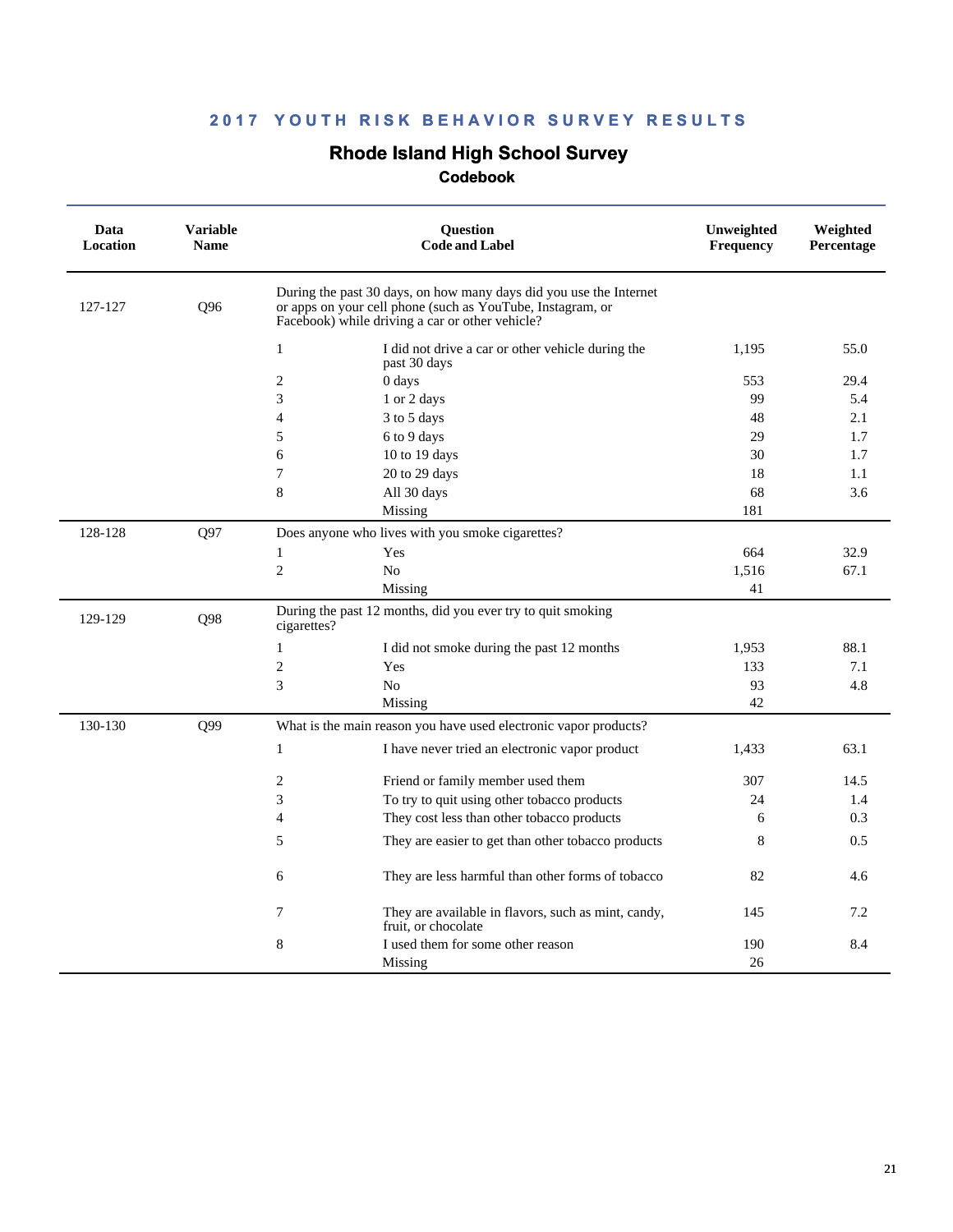# 2017 YOUTH RISK BEHAVIOR SURVEY RESULTS

## Rhode Island High School Survey

### Codebook

| Data Location | Variable Name | Question Code and Label | | Unweighted Frequency | Weighted Percentage |
|---|---|---|---|---|---|
| 127-127 | Q96 | During the past 30 days, on how many days did you use the Internet or apps on your cell phone (such as YouTube, Instagram, or Facebook) while driving a car or other vehicle? | | | |
| | | 1 | I did not drive a car or other vehicle during the past 30 days | 1,195 | 55.0 |
| | | 2 | 0 days | 553 | 29.4 |
| | | 3 | 1 or 2 days | 99 | 5.4 |
| | | 4 | 3 to 5 days | 48 | 2.1 |
| | | 5 | 6 to 9 days | 29 | 1.7 |
| | | 6 | 10 to 19 days | 30 | 1.7 |
| | | 7 | 20 to 29 days | 18 | 1.1 |
| | | 8 | All 30 days | 68 | 3.6 |
| | | | Missing | 181 | |
| 128-128 | Q97 | Does anyone who lives with you smoke cigarettes? | | | |
| | | 1 | Yes | 664 | 32.9 |
| | | 2 | No | 1,516 | 67.1 |
| | | | Missing | 41 | |
| 129-129 | Q98 | During the past 12 months, did you ever try to quit smoking cigarettes? | | | |
| | | 1 | I did not smoke during the past 12 months | 1,953 | 88.1 |
| | | 2 | Yes | 133 | 7.1 |
| | | 3 | No | 93 | 4.8 |
| | | | Missing | 42 | |
| 130-130 | Q99 | What is the main reason you have used electronic vapor products? | | | |
| | | 1 | I have never tried an electronic vapor product | 1,433 | 63.1 |
| | | 2 | Friend or family member used them | 307 | 14.5 |
| | | 3 | To try to quit using other tobacco products | 24 | 1.4 |
| | | 4 | They cost less than other tobacco products | 6 | 0.3 |
| | | 5 | They are easier to get than other tobacco products | 8 | 0.5 |
| | | 6 | They are less harmful than other forms of tobacco | 82 | 4.6 |
| | | 7 | They are available in flavors, such as mint, candy, fruit, or chocolate | 145 | 7.2 |
| | | 8 | I used them for some other reason | 190 | 8.4 |
| | | | Missing | 26 | |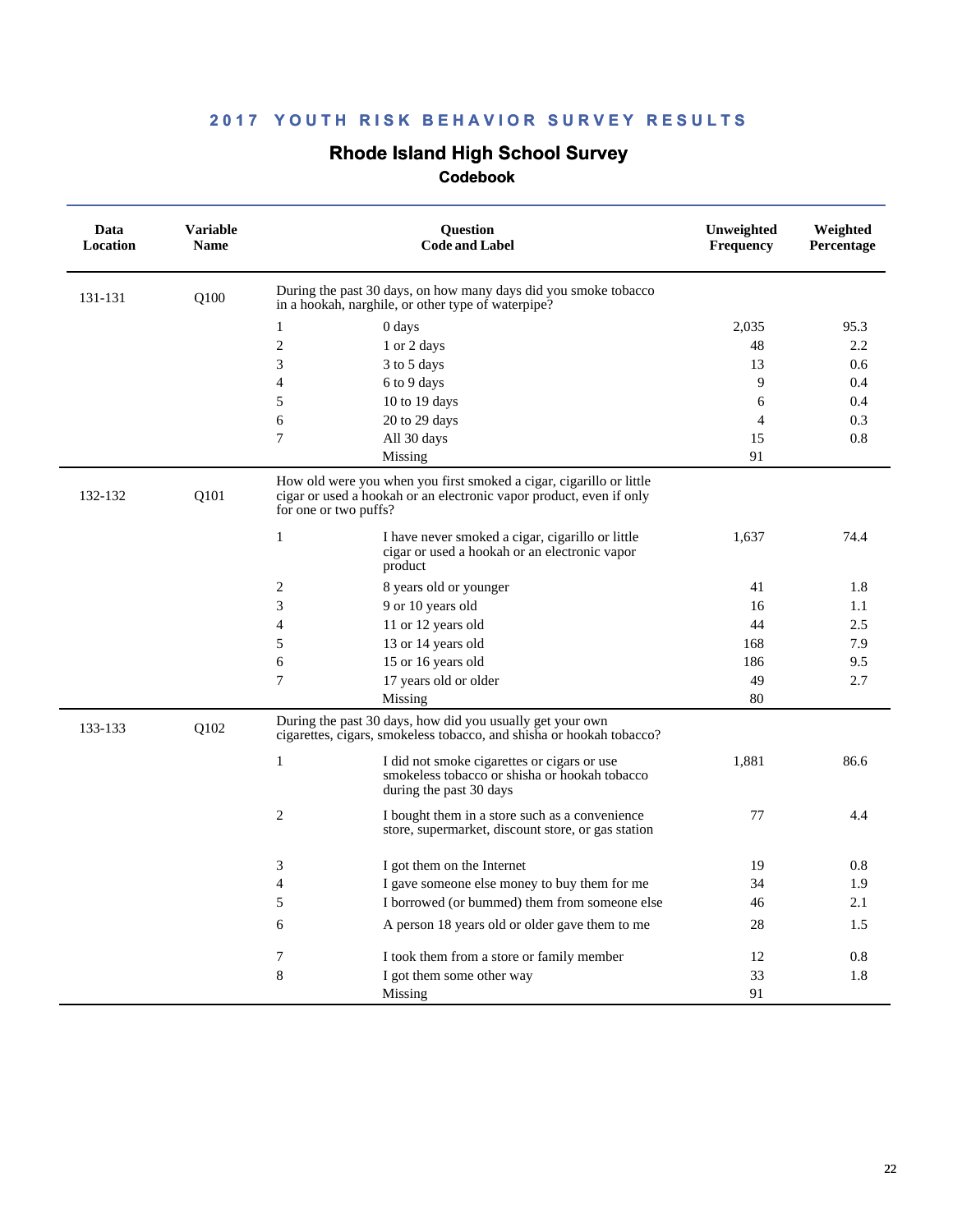## 2017 YOUTH RISK BEHAVIOR SURVEY RESULTS

# Rhode Island High School Survey

### Codebook

| Data Location | Variable Name | Question Code and Label | | Unweighted Frequency | Weighted Percentage |
|---|---|---|---|---|---|
| 131-131 | Q100 | During the past 30 days, on how many days did you smoke tobacco in a hookah, narghile, or other type of waterpipe? | | | |
| | | 1 | 0 days | 2,035 | 95.3 |
| | | 2 | 1 or 2 days | 48 | 2.2 |
| | | 3 | 3 to 5 days | 13 | 0.6 |
| | | 4 | 6 to 9 days | 9 | 0.4 |
| | | 5 | 10 to 19 days | 6 | 0.4 |
| | | 6 | 20 to 29 days | 4 | 0.3 |
| | | 7 | All 30 days | 15 | 0.8 |
| | | | Missing | 91 | |
| 132-132 | Q101 | How old were you when you first smoked a cigar, cigarillo or little cigar or used a hookah or an electronic vapor product, even if only for one or two puffs? | | | |
| | | 1 | I have never smoked a cigar, cigarillo or little cigar or used a hookah or an electronic vapor product | 1,637 | 74.4 |
| | | 2 | 8 years old or younger | 41 | 1.8 |
| | | 3 | 9 or 10 years old | 16 | 1.1 |
| | | 4 | 11 or 12 years old | 44 | 2.5 |
| | | 5 | 13 or 14 years old | 168 | 7.9 |
| | | 6 | 15 or 16 years old | 186 | 9.5 |
| | | 7 | 17 years old or older | 49 | 2.7 |
| | | | Missing | 80 | |
| 133-133 | Q102 | During the past 30 days, how did you usually get your own cigarettes, cigars, smokeless tobacco, and shisha or hookah tobacco? | | | |
| | | 1 | I did not smoke cigarettes or cigars or use smokeless tobacco or shisha or hookah tobacco during the past 30 days | 1,881 | 86.6 |
| | | 2 | I bought them in a store such as a convenience store, supermarket, discount store, or gas station | 77 | 4.4 |
| | | 3 | I got them on the Internet | 19 | 0.8 |
| | | 4 | I gave someone else money to buy them for me | 34 | 1.9 |
| | | 5 | I borrowed (or bummed) them from someone else | 46 | 2.1 |
| | | 6 | A person 18 years old or older gave them to me | 28 | 1.5 |
| | | 7 | I took them from a store or family member | 12 | 0.8 |
| | | 8 | I got them some other way | 33 | 1.8 |
| | | | Missing | 91 | |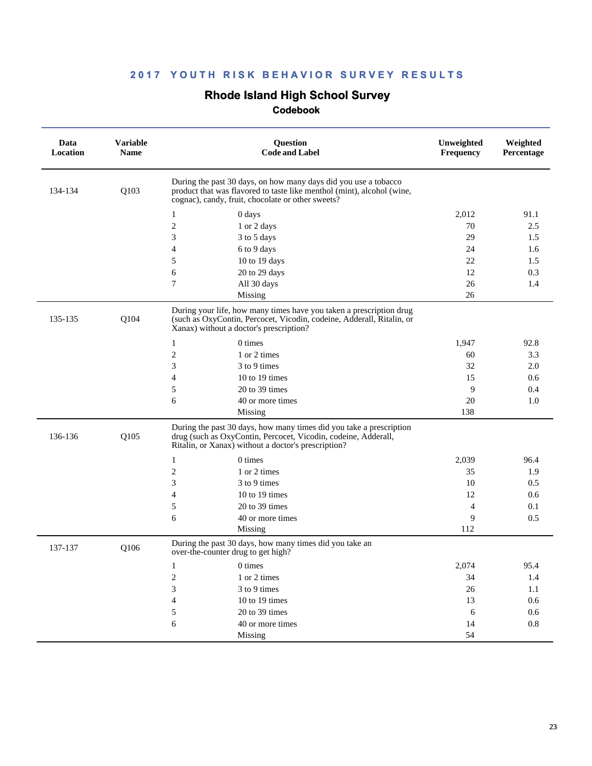# 2017 YOUTH RISK BEHAVIOR SURVEY RESULTS

## Rhode Island High School Survey

### Codebook

| Data Location | Variable Name | Question Code and Label | | Unweighted Frequency | Weighted Percentage |
|---|---|---|---|---|---|
| 134-134 | Q103 | During the past 30 days, on how many days did you use a tobacco product that was flavored to taste like menthol (mint), alcohol (wine, cognac), candy, fruit, chocolate or other sweets? | | | |
| | | 1 | 0 days | 2,012 | 91.1 |
| | | 2 | 1 or 2 days | 70 | 2.5 |
| | | 3 | 3 to 5 days | 29 | 1.5 |
| | | 4 | 6 to 9 days | 24 | 1.6 |
| | | 5 | 10 to 19 days | 22 | 1.5 |
| | | 6 | 20 to 29 days | 12 | 0.3 |
| | | 7 | All 30 days | 26 | 1.4 |
| | | | Missing | 26 | |
| 135-135 | Q104 | During your life, how many times have you taken a prescription drug (such as OxyContin, Percocet, Vicodin, codeine, Adderall, Ritalin, or Xanax) without a doctor's prescription? | | | |
| | | 1 | 0 times | 1,947 | 92.8 |
| | | 2 | 1 or 2 times | 60 | 3.3 |
| | | 3 | 3 to 9 times | 32 | 2.0 |
| | | 4 | 10 to 19 times | 15 | 0.6 |
| | | 5 | 20 to 39 times | 9 | 0.4 |
| | | 6 | 40 or more times | 20 | 1.0 |
| | | | Missing | 138 | |
| 136-136 | Q105 | During the past 30 days, how many times did you take a prescription drug (such as OxyContin, Percocet, Vicodin, codeine, Adderall, Ritalin, or Xanax) without a doctor's prescription? | | | |
| | | 1 | 0 times | 2,039 | 96.4 |
| | | 2 | 1 or 2 times | 35 | 1.9 |
| | | 3 | 3 to 9 times | 10 | 0.5 |
| | | 4 | 10 to 19 times | 12 | 0.6 |
| | | 5 | 20 to 39 times | 4 | 0.1 |
| | | 6 | 40 or more times | 9 | 0.5 |
| | | | Missing | 112 | |
| 137-137 | Q106 | During the past 30 days, how many times did you take an over-the-counter drug to get high? | | | |
| | | 1 | 0 times | 2,074 | 95.4 |
| | | 2 | 1 or 2 times | 34 | 1.4 |
| | | 3 | 3 to 9 times | 26 | 1.1 |
| | | 4 | 10 to 19 times | 13 | 0.6 |
| | | 5 | 20 to 39 times | 6 | 0.6 |
| | | 6 | 40 or more times | 14 | 0.8 |
| | | | Missing | 54 | |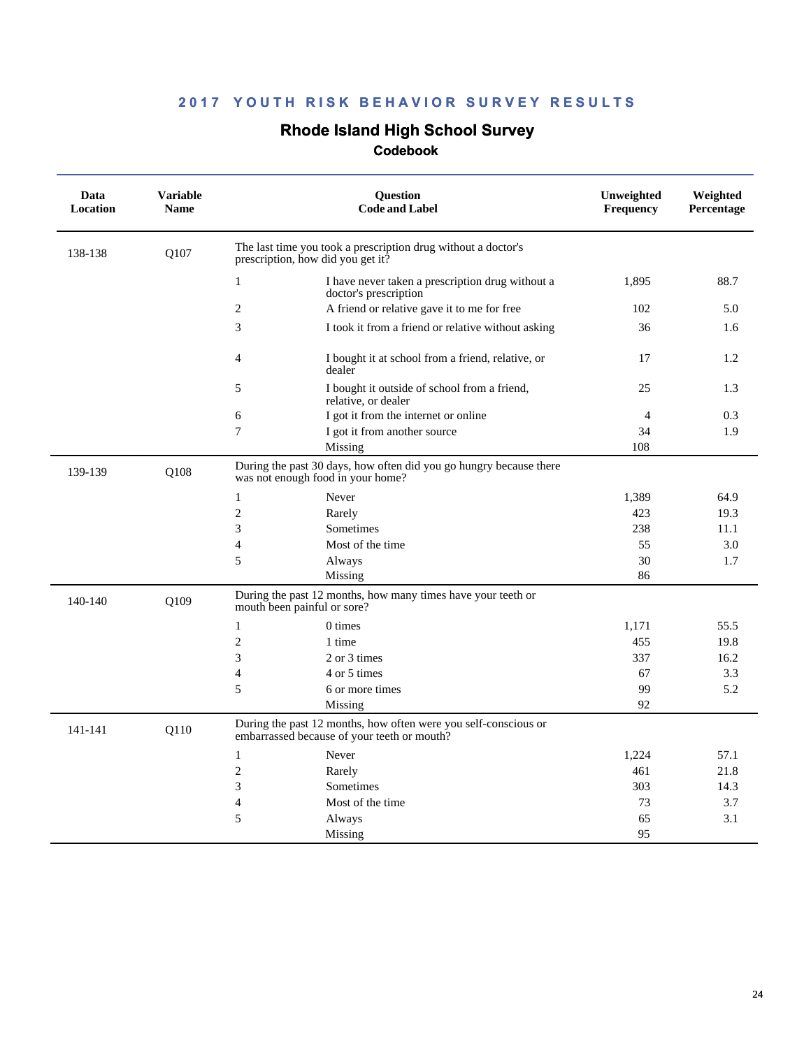## 2017 YOUTH RISK BEHAVIOR SURVEY RESULTS

### Rhode Island High School Survey

#### Codebook

| Data Location | Variable Name | Question Code and Label | | Unweighted Frequency | Weighted Percentage |
|---|---|---|---|---|---|
| 138-138 | Q107 | The last time you took a prescription drug without a doctor's prescription, how did you get it? | | | |
| | | 1 | I have never taken a prescription drug without a doctor's prescription | 1,895 | 88.7 |
| | | 2 | A friend or relative gave it to me for free | 102 | 5.0 |
| | | 3 | I took it from a friend or relative without asking | 36 | 1.6 |
| | | 4 | I bought it at school from a friend, relative, or dealer | 17 | 1.2 |
| | | 5 | I bought it outside of school from a friend, relative, or dealer | 25 | 1.3 |
| | | 6 | I got it from the internet or online | 4 | 0.3 |
| | | 7 | I got it from another source | 34 | 1.9 |
| | | | Missing | 108 | |
| 139-139 | Q108 | During the past 30 days, how often did you go hungry because there was not enough food in your home? | | | |
| | | 1 | Never | 1,389 | 64.9 |
| | | 2 | Rarely | 423 | 19.3 |
| | | 3 | Sometimes | 238 | 11.1 |
| | | 4 | Most of the time | 55 | 3.0 |
| | | 5 | Always | 30 | 1.7 |
| | | | Missing | 86 | |
| 140-140 | Q109 | During the past 12 months, how many times have your teeth or mouth been painful or sore? | | | |
| | | 1 | 0 times | 1,171 | 55.5 |
| | | 2 | 1 time | 455 | 19.8 |
| | | 3 | 2 or 3 times | 337 | 16.2 |
| | | 4 | 4 or 5 times | 67 | 3.3 |
| | | 5 | 6 or more times | 99 | 5.2 |
| | | | Missing | 92 | |
| 141-141 | Q110 | During the past 12 months, how often were you self-conscious or embarrassed because of your teeth or mouth? | | | |
| | | 1 | Never | 1,224 | 57.1 |
| | | 2 | Rarely | 461 | 21.8 |
| | | 3 | Sometimes | 303 | 14.3 |
| | | 4 | Most of the time | 73 | 3.7 |
| | | 5 | Always | 65 | 3.1 |
| | | | Missing | 95 | |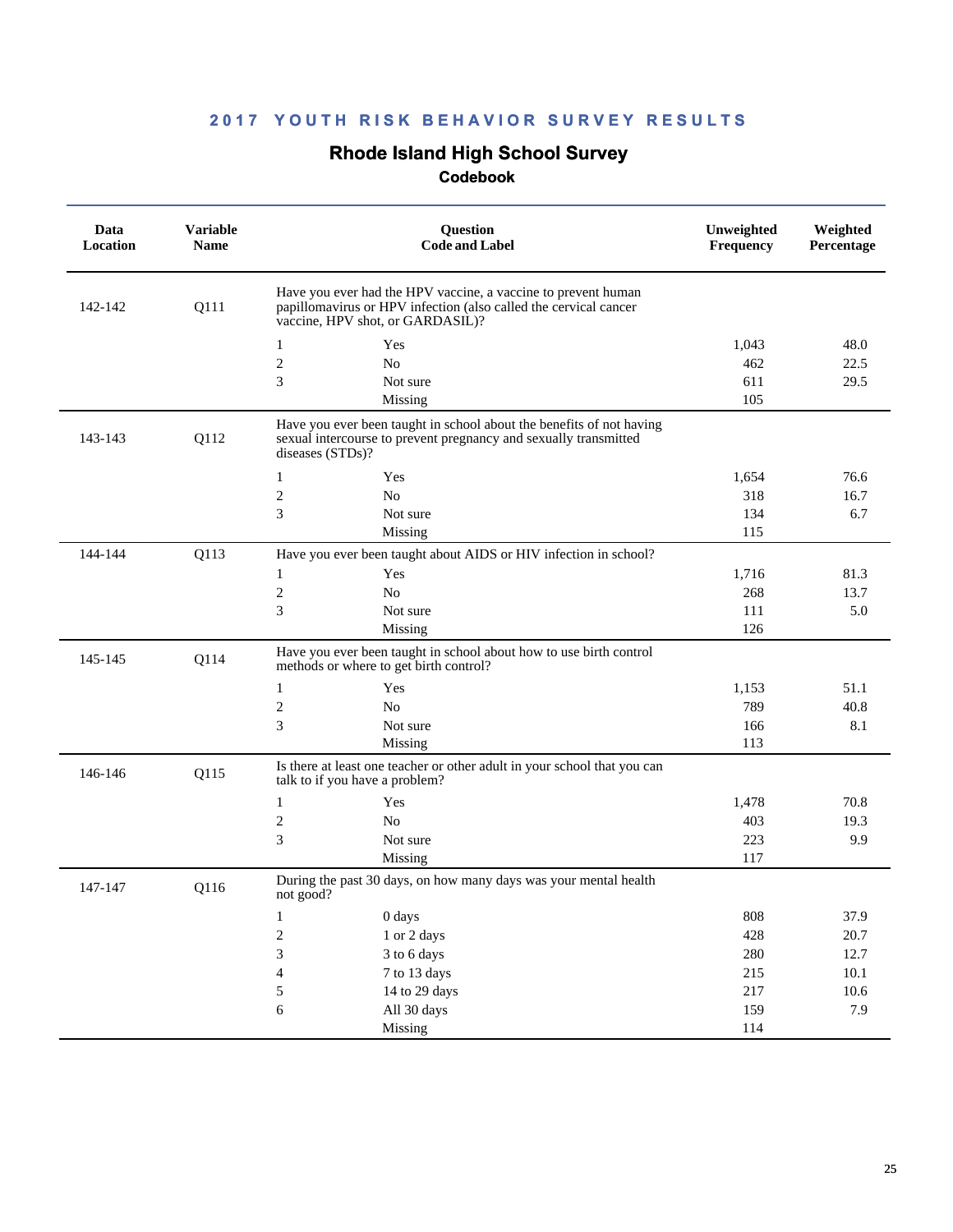## 2017 YOUTH RISK BEHAVIOR SURVEY RESULTS

# Rhode Island High School Survey

### Codebook

| Data Location | Variable Name | Question Code and Label | | Unweighted Frequency | Weighted Percentage |
|---|---|---|---|---|---|
| 142-142 | Q111 | Have you ever had the HPV vaccine, a vaccine to prevent human papillomavirus or HPV infection (also called the cervical cancer vaccine, HPV shot, or GARDASIL)? | | | |
| | | 1 | Yes | 1,043 | 48.0 |
| | | 2 | No | 462 | 22.5 |
| | | 3 | Not sure | 611 | 29.5 |
| | | | Missing | 105 | |
| 143-143 | Q112 | Have you ever been taught in school about the benefits of not having sexual intercourse to prevent pregnancy and sexually transmitted diseases (STDs)? | | | |
| | | 1 | Yes | 1,654 | 76.6 |
| | | 2 | No | 318 | 16.7 |
| | | 3 | Not sure | 134 | 6.7 |
| | | | Missing | 115 | |
| 144-144 | Q113 | Have you ever been taught about AIDS or HIV infection in school? | | | |
| | | 1 | Yes | 1,716 | 81.3 |
| | | 2 | No | 268 | 13.7 |
| | | 3 | Not sure | 111 | 5.0 |
| | | | Missing | 126 | |
| 145-145 | Q114 | Have you ever been taught in school about how to use birth control methods or where to get birth control? | | | |
| | | 1 | Yes | 1,153 | 51.1 |
| | | 2 | No | 789 | 40.8 |
| | | 3 | Not sure | 166 | 8.1 |
| | | | Missing | 113 | |
| 146-146 | Q115 | Is there at least one teacher or other adult in your school that you can talk to if you have a problem? | | | |
| | | 1 | Yes | 1,478 | 70.8 |
| | | 2 | No | 403 | 19.3 |
| | | 3 | Not sure | 223 | 9.9 |
| | | | Missing | 117 | |
| 147-147 | Q116 | During the past 30 days, on how many days was your mental health not good? | | | |
| | | 1 | 0 days | 808 | 37.9 |
| | | 2 | 1 or 2 days | 428 | 20.7 |
| | | 3 | 3 to 6 days | 280 | 12.7 |
| | | 4 | 7 to 13 days | 215 | 10.1 |
| | | 5 | 14 to 29 days | 217 | 10.6 |
| | | 6 | All 30 days | 159 | 7.9 |
| | | | Missing | 114 | |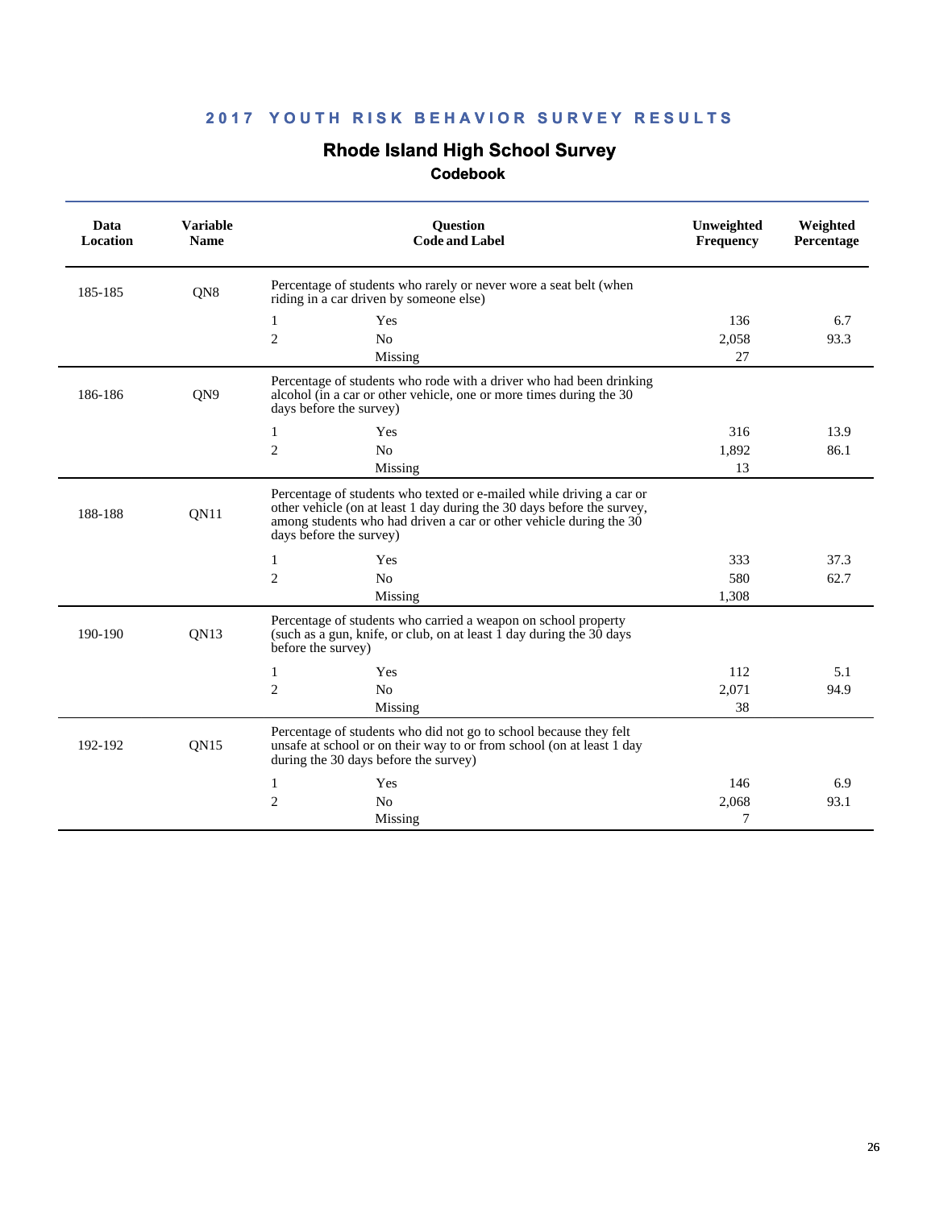## 2017 YOUTH RISK BEHAVIOR SURVEY RESULTS

## Rhode Island High School Survey

### Codebook

| Data Location | Variable Name | Question Code and Label | | Unweighted Frequency | Weighted Percentage |
|---|---|---|---|---|---|
| 185-185 | QN8 | Percentage of students who rarely or never wore a seat belt (when riding in a car driven by someone else) | | | |
| | | 1 | Yes | 136 | 6.7 |
| | | 2 | No | 2,058 | 93.3 |
| | | | Missing | 27 | |
| 186-186 | QN9 | Percentage of students who rode with a driver who had been drinking alcohol (in a car or other vehicle, one or more times during the 30 days before the survey) | | | |
| | | 1 | Yes | 316 | 13.9 |
| | | 2 | No | 1,892 | 86.1 |
| | | | Missing | 13 | |
| 188-188 | QN11 | Percentage of students who texted or e-mailed while driving a car or other vehicle (on at least 1 day during the 30 days before the survey, among students who had driven a car or other vehicle during the 30 days before the survey) | | | |
| | | 1 | Yes | 333 | 37.3 |
| | | 2 | No | 580 | 62.7 |
| | | | Missing | 1,308 | |
| 190-190 | QN13 | Percentage of students who carried a weapon on school property (such as a gun, knife, or club, on at least 1 day during the 30 days before the survey) | | | |
| | | 1 | Yes | 112 | 5.1 |
| | | 2 | No | 2,071 | 94.9 |
| | | | Missing | 38 | |
| 192-192 | QN15 | Percentage of students who did not go to school because they felt unsafe at school or on their way to or from school (on at least 1 day during the 30 days before the survey) | | | |
| | | 1 | Yes | 146 | 6.9 |
| | | 2 | No | 2,068 | 93.1 |
| | | | Missing | 7 | |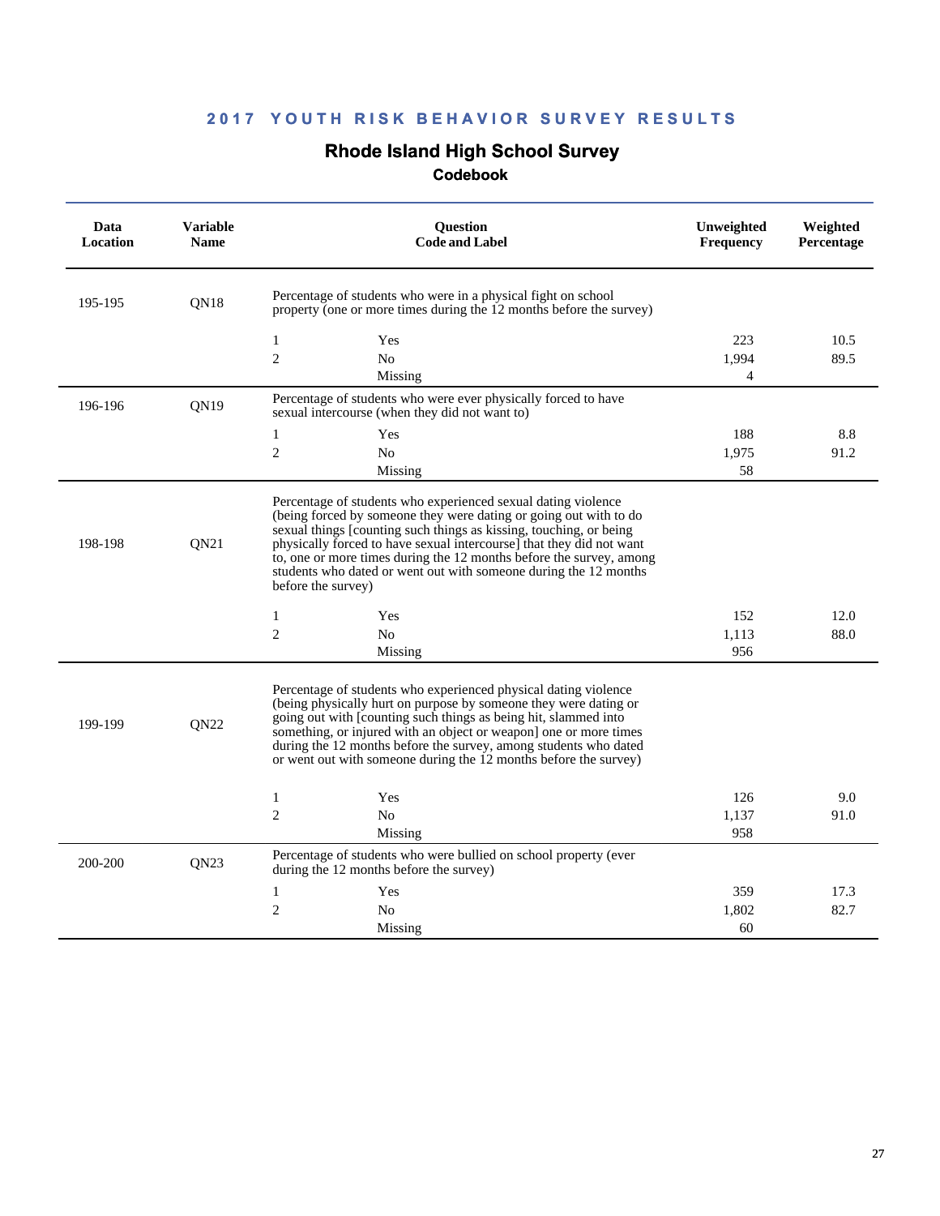## 2017 YOUTH RISK BEHAVIOR SURVEY RESULTS

# Rhode Island High School Survey

### Codebook

| Data Location | Variable Name | Question Code and Label | | Unweighted Frequency | Weighted Percentage |
|---|---|---|---|---|---|
| 195-195 | QN18 | Percentage of students who were in a physical fight on school property (one or more times during the 12 months before the survey) | | | |
| | | 1 | Yes | 223 | 10.5 |
| | | 2 | No | 1,994 | 89.5 |
| | | | Missing | 4 | |
| 196-196 | QN19 | Percentage of students who were ever physically forced to have sexual intercourse (when they did not want to) | | | |
| | | 1 | Yes | 188 | 8.8 |
| | | 2 | No | 1,975 | 91.2 |
| | | | Missing | 58 | |
| 198-198 | QN21 | Percentage of students who experienced sexual dating violence (being forced by someone they were dating or going out with to do sexual things [counting such things as kissing, touching, or being physically forced to have sexual intercourse] that they did not want to, one or more times during the 12 months before the survey, among students who dated or went out with someone during the 12 months before the survey) | | | |
| | | 1 | Yes | 152 | 12.0 |
| | | 2 | No | 1,113 | 88.0 |
| | | | Missing | 956 | |
| 199-199 | QN22 | Percentage of students who experienced physical dating violence (being physically hurt on purpose by someone they were dating or going out with [counting such things as being hit, slammed into something, or injured with an object or weapon] one or more times during the 12 months before the survey, among students who dated or went out with someone during the 12 months before the survey) | | | |
| | | 1 | Yes | 126 | 9.0 |
| | | 2 | No | 1,137 | 91.0 |
| | | | Missing | 958 | |
| 200-200 | QN23 | Percentage of students who were bullied on school property (ever during the 12 months before the survey) | | | |
| | | 1 | Yes | 359 | 17.3 |
| | | 2 | No | 1,802 | 82.7 |
| | | | Missing | 60 | |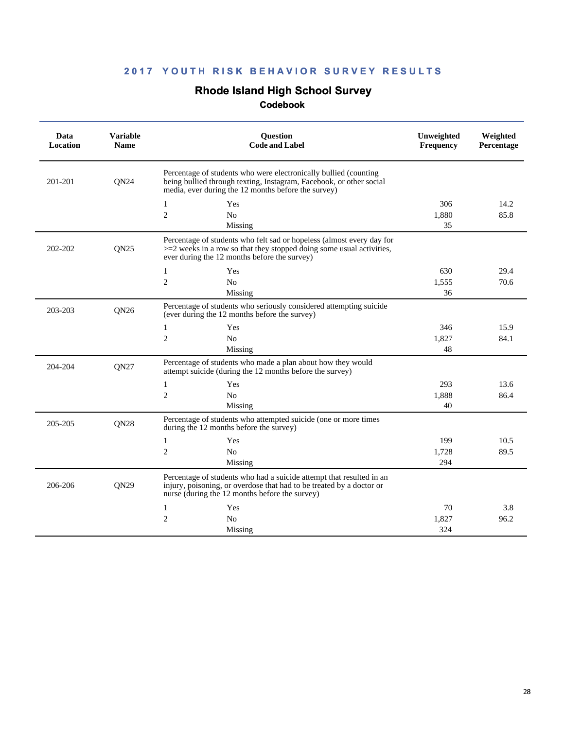## 2017 YOUTH RISK BEHAVIOR SURVEY RESULTS

### Rhode Island High School Survey

#### Codebook

| Data Location | Variable Name | Question Code and Label | | Unweighted Frequency | Weighted Percentage |
|---|---|---|---|---|---|
| 201-201 | QN24 | Percentage of students who were electronically bullied (counting being bullied through texting, Instagram, Facebook, or other social media, ever during the 12 months before the survey) | | | |
| | | 1 | Yes | 306 | 14.2 |
| | | 2 | No | 1,880 | 85.8 |
| | | | Missing | 35 | |
| 202-202 | QN25 | Percentage of students who felt sad or hopeless (almost every day for >=2 weeks in a row so that they stopped doing some usual activities, ever during the 12 months before the survey) | | | |
| | | 1 | Yes | 630 | 29.4 |
| | | 2 | No | 1,555 | 70.6 |
| | | | Missing | 36 | |
| 203-203 | QN26 | Percentage of students who seriously considered attempting suicide (ever during the 12 months before the survey) | | | |
| | | 1 | Yes | 346 | 15.9 |
| | | 2 | No | 1,827 | 84.1 |
| | | | Missing | 48 | |
| 204-204 | QN27 | Percentage of students who made a plan about how they would attempt suicide (during the 12 months before the survey) | | | |
| | | 1 | Yes | 293 | 13.6 |
| | | 2 | No | 1,888 | 86.4 |
| | | | Missing | 40 | |
| 205-205 | QN28 | Percentage of students who attempted suicide (one or more times during the 12 months before the survey) | | | |
| | | 1 | Yes | 199 | 10.5 |
| | | 2 | No | 1,728 | 89.5 |
| | | | Missing | 294 | |
| 206-206 | QN29 | Percentage of students who had a suicide attempt that resulted in an injury, poisoning, or overdose that had to be treated by a doctor or nurse (during the 12 months before the survey) | | | |
| | | 1 | Yes | 70 | 3.8 |
| | | 2 | No | 1,827 | 96.2 |
| | | | Missing | 324 | |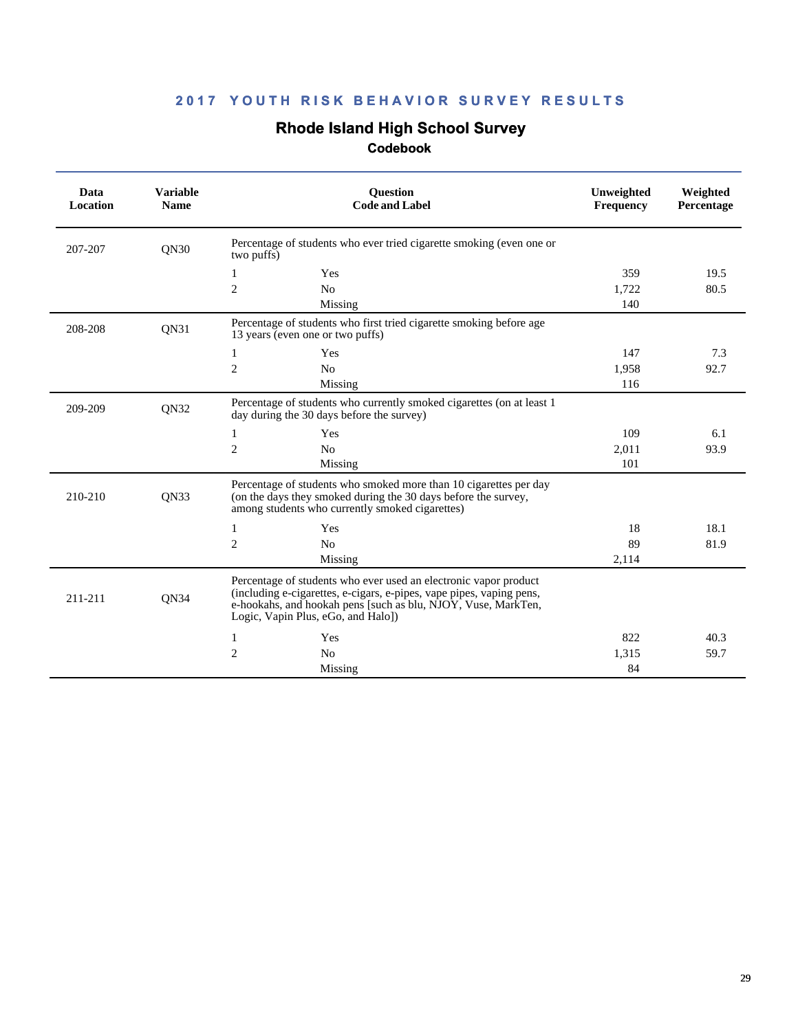## 2017 YOUTH RISK BEHAVIOR SURVEY RESULTS

### Rhode Island High School Survey

#### Codebook

| Data Location | Variable Name | Question Code and Label | | Unweighted Frequency | Weighted Percentage |
|---|---|---|---|---|---|
| 207-207 | QN30 | Percentage of students who ever tried cigarette smoking (even one or two puffs) | | | |
| | | 1 | Yes | 359 | 19.5 |
| | | 2 | No | 1,722 | 80.5 |
| | | | Missing | 140 | |
| 208-208 | QN31 | Percentage of students who first tried cigarette smoking before age 13 years (even one or two puffs) | | | |
| | | 1 | Yes | 147 | 7.3 |
| | | 2 | No | 1,958 | 92.7 |
| | | | Missing | 116 | |
| 209-209 | QN32 | Percentage of students who currently smoked cigarettes (on at least 1 day during the 30 days before the survey) | | | |
| | | 1 | Yes | 109 | 6.1 |
| | | 2 | No | 2,011 | 93.9 |
| | | | Missing | 101 | |
| 210-210 | QN33 | Percentage of students who smoked more than 10 cigarettes per day (on the days they smoked during the 30 days before the survey, among students who currently smoked cigarettes) | | | |
| | | 1 | Yes | 18 | 18.1 |
| | | 2 | No | 89 | 81.9 |
| | | | Missing | 2,114 | |
| 211-211 | QN34 | Percentage of students who ever used an electronic vapor product (including e-cigarettes, e-cigars, e-pipes, vape pipes, vaping pens, e-hookahs, and hookah pens [such as blu, NJOY, Vuse, MarkTen, Logic, Vapin Plus, eGo, and Halo]) | | | |
| | | 1 | Yes | 822 | 40.3 |
| | | 2 | No | 1,315 | 59.7 |
| | | | Missing | 84 | |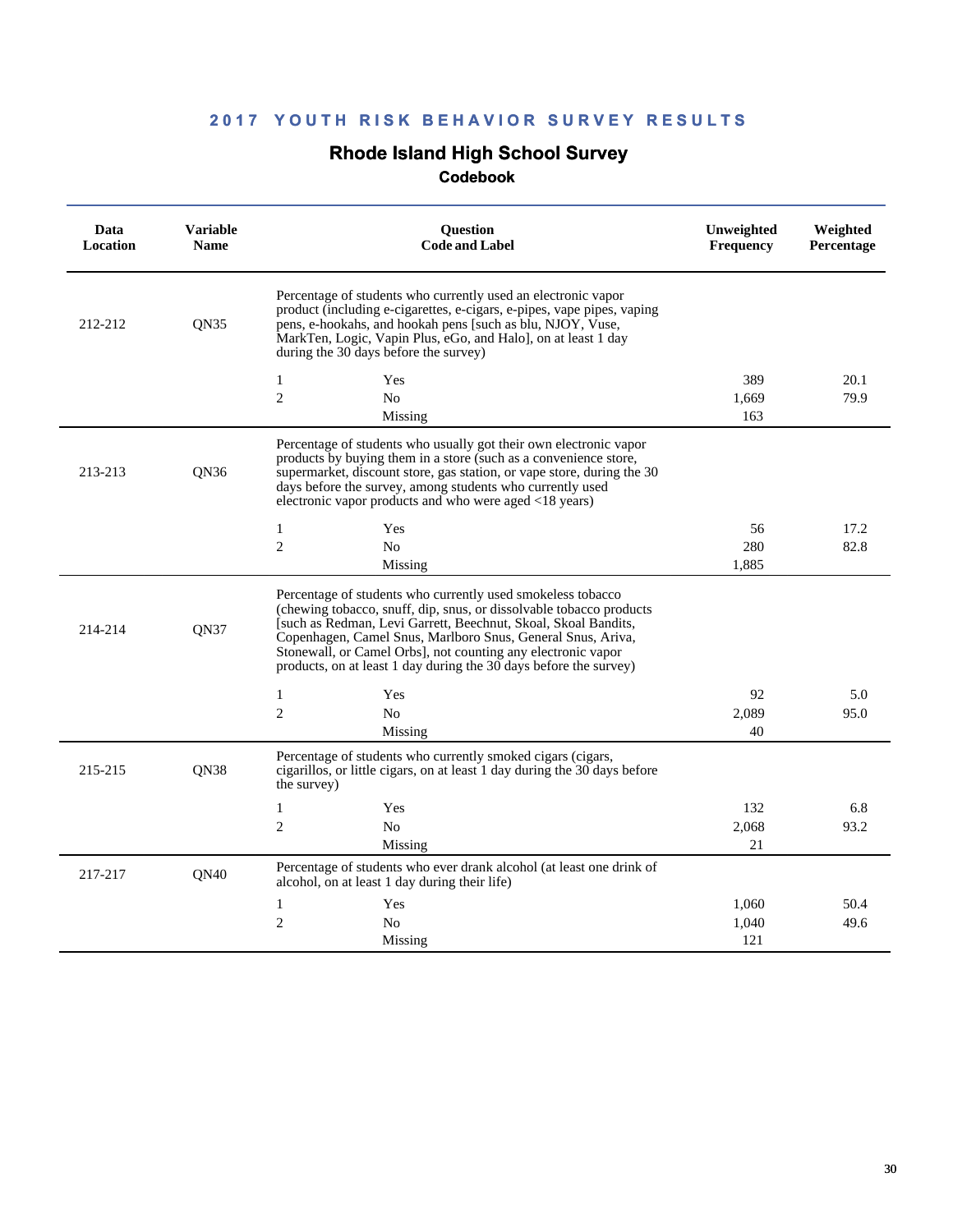## 2017 YOUTH RISK BEHAVIOR SURVEY RESULTS

# Rhode Island High School Survey

### Codebook

| Data Location | Variable Name | Question Code and Label | | Unweighted Frequency | Weighted Percentage |
|---|---|---|---|---|---|
| 212-212 | QN35 | Percentage of students who currently used an electronic vapor product (including e-cigarettes, e-cigars, e-pipes, vape pipes, vaping pens, e-hookahs, and hookah pens [such as blu, NJOY, Vuse, MarkTen, Logic, Vapin Plus, eGo, and Halo], on at least 1 day during the 30 days before the survey) | | | |
| | | 1 | Yes | 389 | 20.1 |
| | | 2 | No | 1,669 | 79.9 |
| | | | Missing | 163 | |
| 213-213 | QN36 | Percentage of students who usually got their own electronic vapor products by buying them in a store (such as a convenience store, supermarket, discount store, gas station, or vape store, during the 30 days before the survey, among students who currently used electronic vapor products and who were aged <18 years) | | | |
| | | 1 | Yes | 56 | 17.2 |
| | | 2 | No | 280 | 82.8 |
| | | | Missing | 1,885 | |
| 214-214 | QN37 | Percentage of students who currently used smokeless tobacco (chewing tobacco, snuff, dip, snus, or dissolvable tobacco products [such as Redman, Levi Garrett, Beechnut, Skoal, Skoal Bandits, Copenhagen, Camel Snus, Marlboro Snus, General Snus, Ariva, Stonewall, or Camel Orbs], not counting any electronic vapor products, on at least 1 day during the 30 days before the survey) | | | |
| | | 1 | Yes | 92 | 5.0 |
| | | 2 | No | 2,089 | 95.0 |
| | | | Missing | 40 | |
| 215-215 | QN38 | Percentage of students who currently smoked cigars (cigars, cigarillos, or little cigars, on at least 1 day during the 30 days before the survey) | | | |
| | | 1 | Yes | 132 | 6.8 |
| | | 2 | No | 2,068 | 93.2 |
| | | | Missing | 21 | |
| 217-217 | QN40 | Percentage of students who ever drank alcohol (at least one drink of alcohol, on at least 1 day during their life) | | | |
| | | 1 | Yes | 1,060 | 50.4 |
| | | 2 | No | 1,040 | 49.6 |
| | | | Missing | 121 | |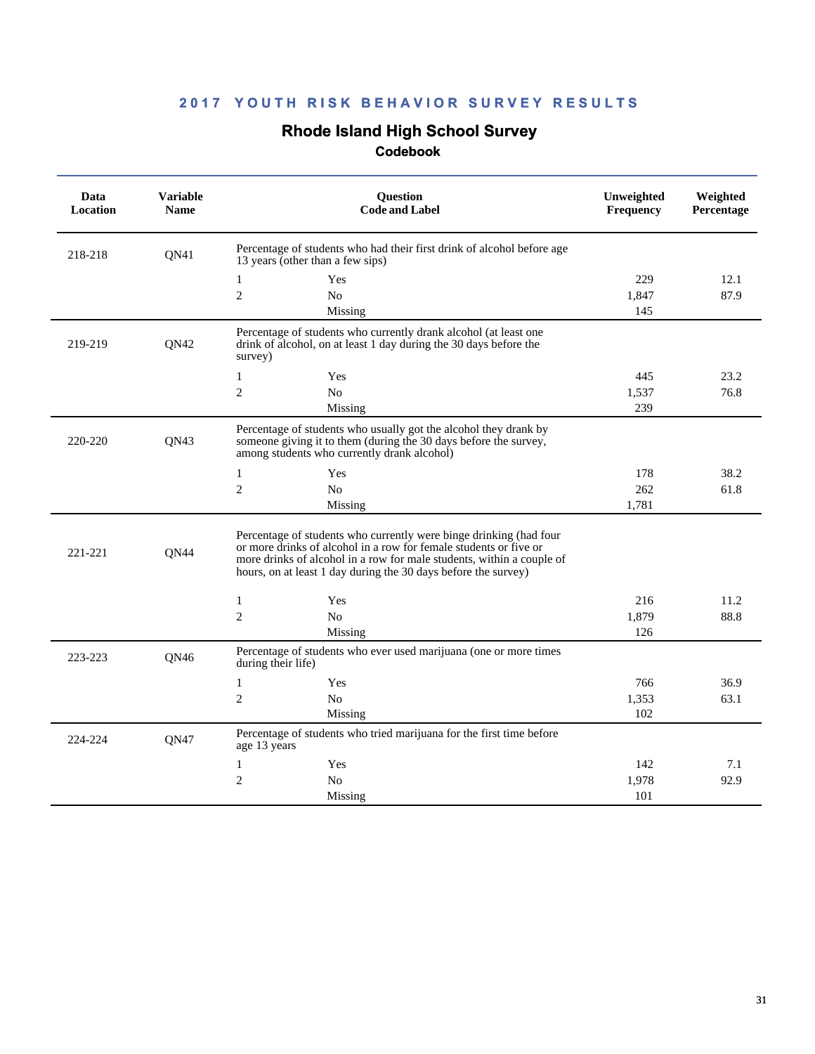## 2017 YOUTH RISK BEHAVIOR SURVEY RESULTS

# Rhode Island High School Survey

### Codebook

| Data Location | Variable Name | Question Code and Label | | Unweighted Frequency | Weighted Percentage |
|---|---|---|---|---|---|
| 218-218 | QN41 | Percentage of students who had their first drink of alcohol before age 13 years (other than a few sips) | | | |
| | | 1 | Yes | 229 | 12.1 |
| | | 2 | No | 1,847 | 87.9 |
| | | | Missing | 145 | |
| 219-219 | QN42 | Percentage of students who currently drank alcohol (at least one drink of alcohol, on at least 1 day during the 30 days before the survey) | | | |
| | | 1 | Yes | 445 | 23.2 |
| | | 2 | No | 1,537 | 76.8 |
| | | | Missing | 239 | |
| 220-220 | QN43 | Percentage of students who usually got the alcohol they drank by someone giving it to them (during the 30 days before the survey, among students who currently drank alcohol) | | | |
| | | 1 | Yes | 178 | 38.2 |
| | | 2 | No | 262 | 61.8 |
| | | | Missing | 1,781 | |
| 221-221 | QN44 | Percentage of students who currently were binge drinking (had four or more drinks of alcohol in a row for female students or five or more drinks of alcohol in a row for male students, within a couple of hours, on at least 1 day during the 30 days before the survey) | | | |
| | | 1 | Yes | 216 | 11.2 |
| | | 2 | No | 1,879 | 88.8 |
| | | | Missing | 126 | |
| 223-223 | QN46 | Percentage of students who ever used marijuana (one or more times during their life) | | | |
| | | 1 | Yes | 766 | 36.9 |
| | | 2 | No | 1,353 | 63.1 |
| | | | Missing | 102 | |
| 224-224 | QN47 | Percentage of students who tried marijuana for the first time before age 13 years | | | |
| | | 1 | Yes | 142 | 7.1 |
| | | 2 | No | 1,978 | 92.9 |
| | | | Missing | 101 | |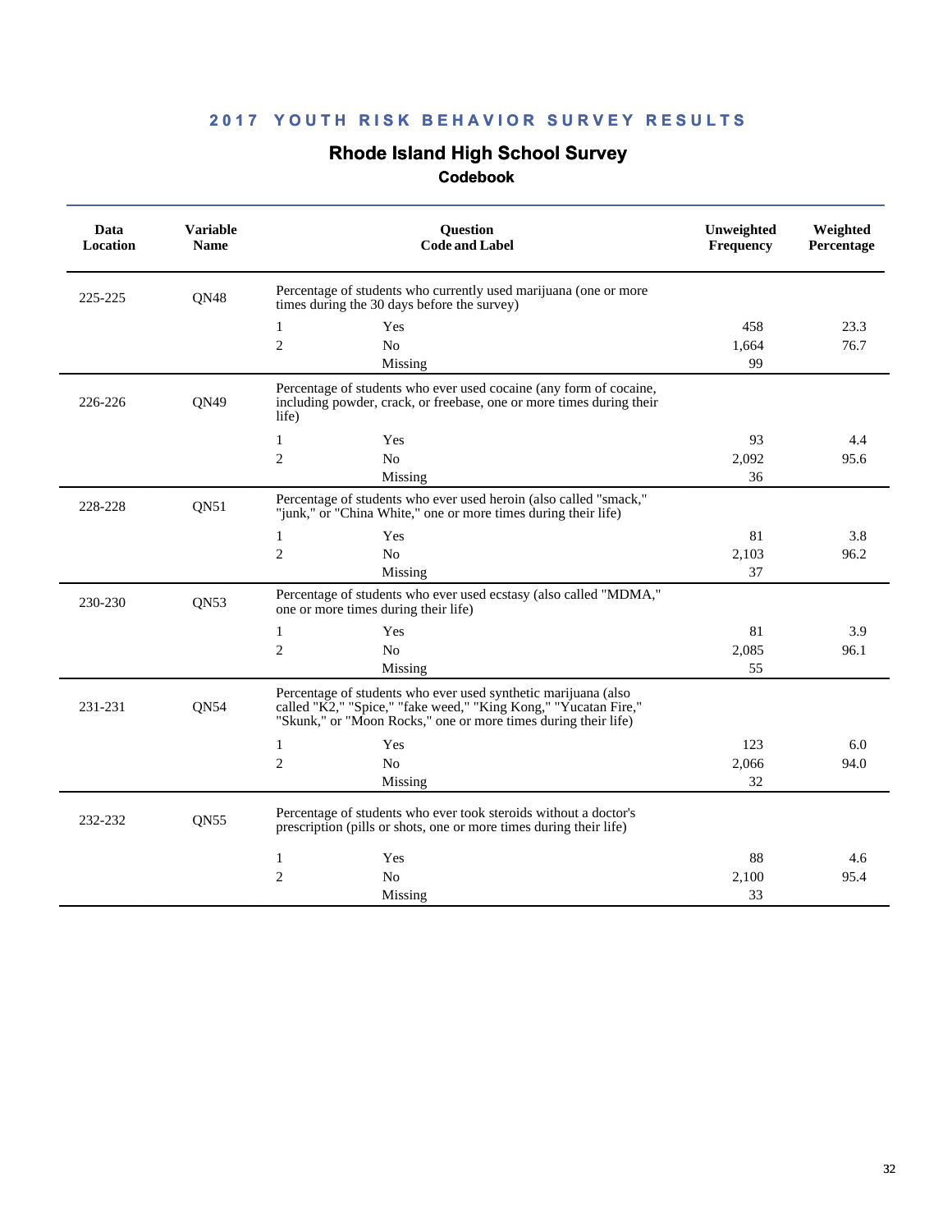## 2017 YOUTH RISK BEHAVIOR SURVEY RESULTS

# Rhode Island High School Survey

### Codebook

| Data Location | Variable Name | Question Code and Label | | Unweighted Frequency | Weighted Percentage |
|---|---|---|---|---|---|
| 225-225 | QN48 | Percentage of students who currently used marijuana (one or more times during the 30 days before the survey) | | | |
| | | 1 | Yes | 458 | 23.3 |
| | | 2 | No | 1,664 | 76.7 |
| | | | Missing | 99 | |
| 226-226 | QN49 | Percentage of students who ever used cocaine (any form of cocaine, including powder, crack, or freebase, one or more times during their life) | | | |
| | | 1 | Yes | 93 | 4.4 |
| | | 2 | No | 2,092 | 95.6 |
| | | | Missing | 36 | |
| 228-228 | QN51 | Percentage of students who ever used heroin (also called "smack," "junk," or "China White," one or more times during their life) | | | |
| | | 1 | Yes | 81 | 3.8 |
| | | 2 | No | 2,103 | 96.2 |
| | | | Missing | 37 | |
| 230-230 | QN53 | Percentage of students who ever used ecstasy (also called "MDMA," one or more times during their life) | | | |
| | | 1 | Yes | 81 | 3.9 |
| | | 2 | No | 2,085 | 96.1 |
| | | | Missing | 55 | |
| 231-231 | QN54 | Percentage of students who ever used synthetic marijuana (also called "K2," "Spice," "fake weed," "King Kong," "Yucatan Fire," "Skunk," or "Moon Rocks," one or more times during their life) | | | |
| | | 1 | Yes | 123 | 6.0 |
| | | 2 | No | 2,066 | 94.0 |
| | | | Missing | 32 | |
| 232-232 | QN55 | Percentage of students who ever took steroids without a doctor's prescription (pills or shots, one or more times during their life) | | | |
| | | 1 | Yes | 88 | 4.6 |
| | | 2 | No | 2,100 | 95.4 |
| | | | Missing | 33 | |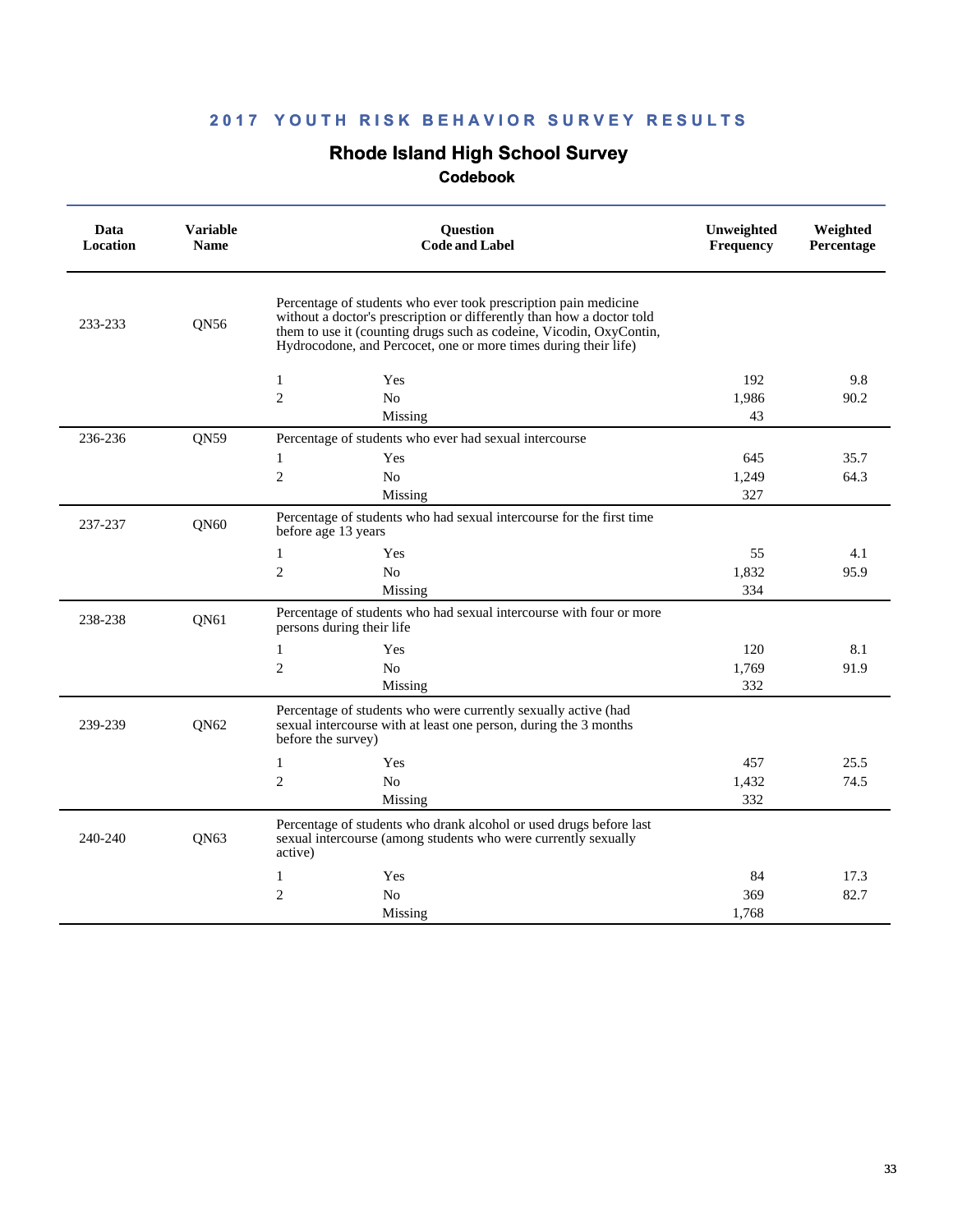## 2017 YOUTH RISK BEHAVIOR SURVEY RESULTS

# Rhode Island High School Survey

### Codebook

| Data Location | Variable Name | Question Code and Label | | Unweighted Frequency | Weighted Percentage |
|---|---|---|---|---|---|
| 233-233 | QN56 | Percentage of students who ever took prescription pain medicine without a doctor's prescription or differently than how a doctor told them to use it (counting drugs such as codeine, Vicodin, OxyContin, Hydrocodone, and Percocet, one or more times during their life) | | | |
| | | 1 | Yes | 192 | 9.8 |
| | | 2 | No | 1,986 | 90.2 |
| | | | Missing | 43 | |
| 236-236 | QN59 | Percentage of students who ever had sexual intercourse | | | |
| | | 1 | Yes | 645 | 35.7 |
| | | 2 | No | 1,249 | 64.3 |
| | | | Missing | 327 | |
| 237-237 | QN60 | Percentage of students who had sexual intercourse for the first time before age 13 years | | | |
| | | 1 | Yes | 55 | 4.1 |
| | | 2 | No | 1,832 | 95.9 |
| | | | Missing | 334 | |
| 238-238 | QN61 | Percentage of students who had sexual intercourse with four or more persons during their life | | | |
| | | 1 | Yes | 120 | 8.1 |
| | | 2 | No | 1,769 | 91.9 |
| | | | Missing | 332 | |
| 239-239 | QN62 | Percentage of students who were currently sexually active (had sexual intercourse with at least one person, during the 3 months before the survey) | | | |
| | | 1 | Yes | 457 | 25.5 |
| | | 2 | No | 1,432 | 74.5 |
| | | | Missing | 332 | |
| 240-240 | QN63 | Percentage of students who drank alcohol or used drugs before last sexual intercourse (among students who were currently sexually active) | | | |
| | | 1 | Yes | 84 | 17.3 |
| | | 2 | No | 369 | 82.7 |
| | | | Missing | 1,768 | |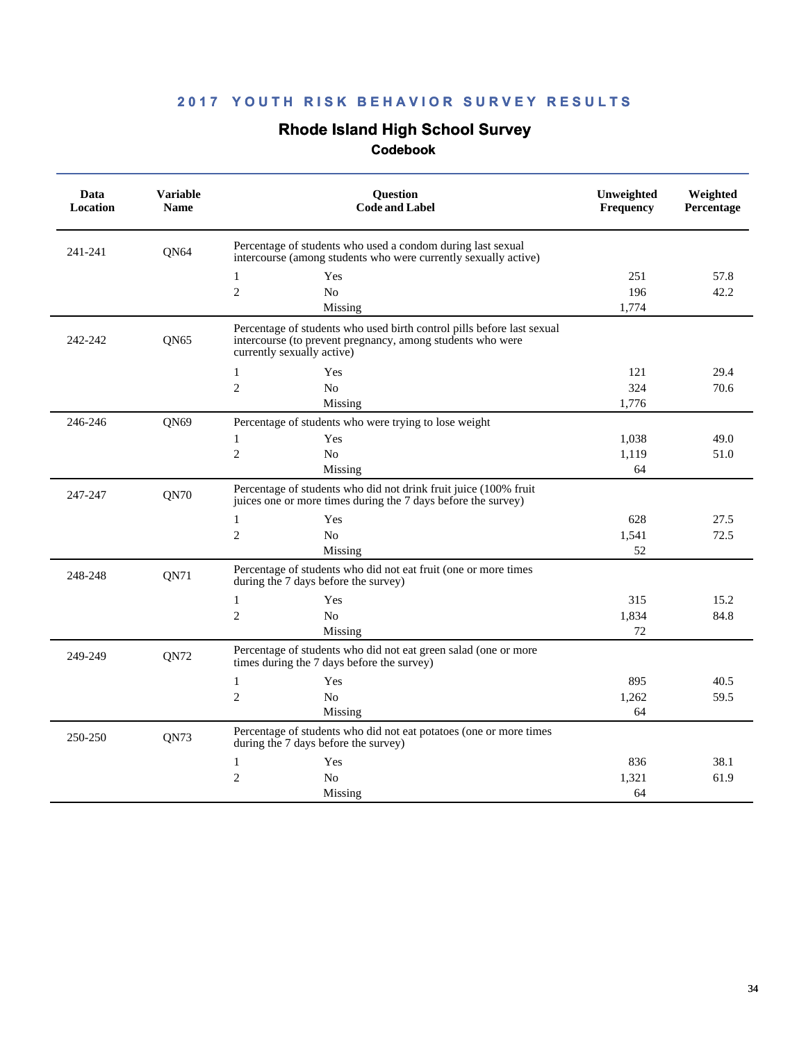## 2017 YOUTH RISK BEHAVIOR SURVEY RESULTS

# Rhode Island High School Survey

### Codebook

| Data Location | Variable Name | Question Code and Label | | Unweighted Frequency | Weighted Percentage |
|---|---|---|---|---|---|
| 241-241 | QN64 | Percentage of students who used a condom during last sexual intercourse (among students who were currently sexually active) | | | |
| | | 1 | Yes | 251 | 57.8 |
| | | 2 | No | 196 | 42.2 |
| | | | Missing | 1,774 | |
| 242-242 | QN65 | Percentage of students who used birth control pills before last sexual intercourse (to prevent pregnancy, among students who were currently sexually active) | | | |
| | | 1 | Yes | 121 | 29.4 |
| | | 2 | No | 324 | 70.6 |
| | | | Missing | 1,776 | |
| 246-246 | QN69 | Percentage of students who were trying to lose weight | | | |
| | | 1 | Yes | 1,038 | 49.0 |
| | | 2 | No | 1,119 | 51.0 |
| | | | Missing | 64 | |
| 247-247 | QN70 | Percentage of students who did not drink fruit juice (100% fruit juices one or more times during the 7 days before the survey) | | | |
| | | 1 | Yes | 628 | 27.5 |
| | | 2 | No | 1,541 | 72.5 |
| | | | Missing | 52 | |
| 248-248 | QN71 | Percentage of students who did not eat fruit (one or more times during the 7 days before the survey) | | | |
| | | 1 | Yes | 315 | 15.2 |
| | | 2 | No | 1,834 | 84.8 |
| | | | Missing | 72 | |
| 249-249 | QN72 | Percentage of students who did not eat green salad (one or more times during the 7 days before the survey) | | | |
| | | 1 | Yes | 895 | 40.5 |
| | | 2 | No | 1,262 | 59.5 |
| | | | Missing | 64 | |
| 250-250 | QN73 | Percentage of students who did not eat potatoes (one or more times during the 7 days before the survey) | | | |
| | | 1 | Yes | 836 | 38.1 |
| | | 2 | No | 1,321 | 61.9 |
| | | | Missing | 64 | |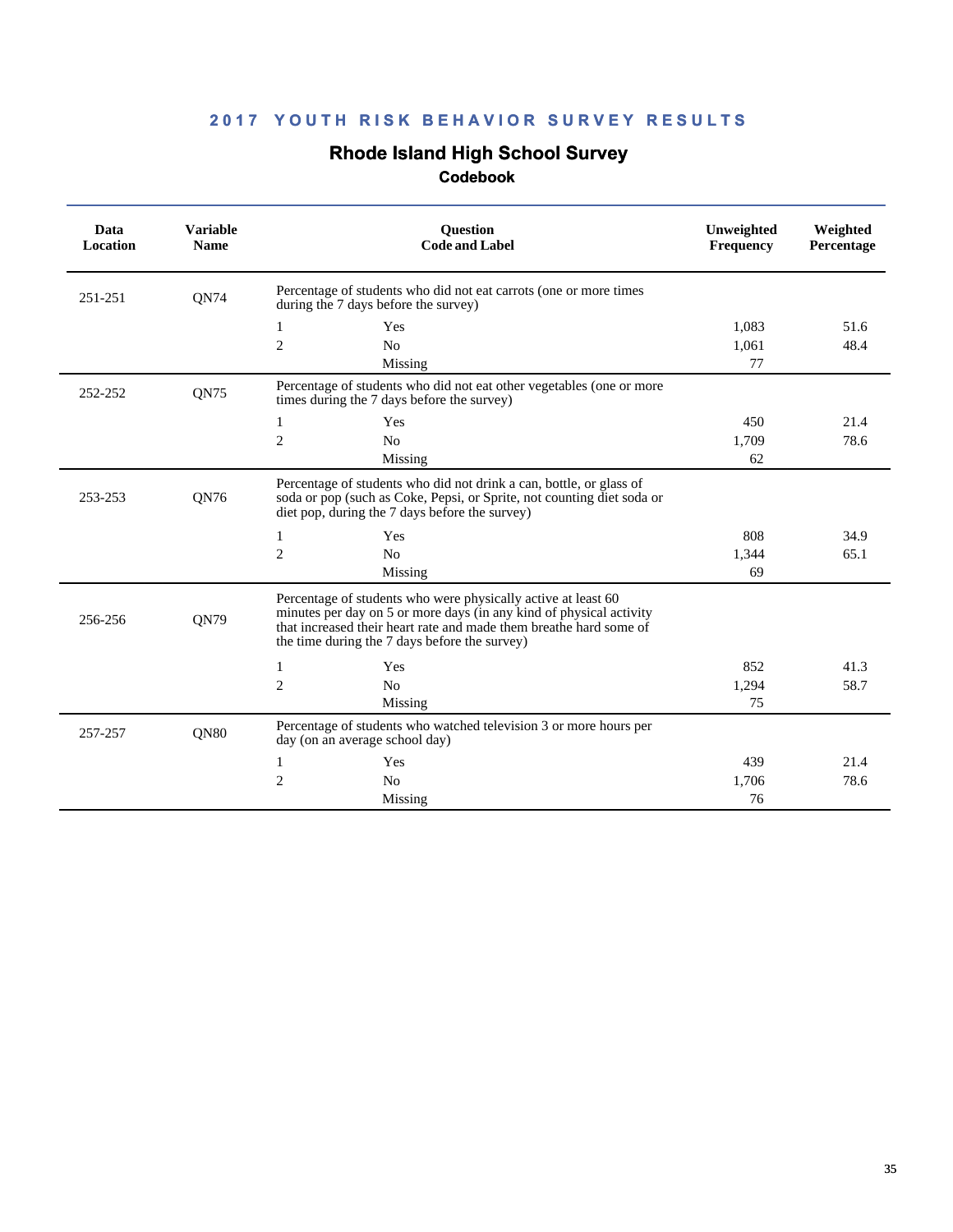## 2017 YOUTH RISK BEHAVIOR SURVEY RESULTS

### Rhode Island High School Survey

#### Codebook

| Data Location | Variable Name | Question Code and Label | | Unweighted Frequency | Weighted Percentage |
|---|---|---|---|---|---|
| 251-251 | QN74 | Percentage of students who did not eat carrots (one or more times during the 7 days before the survey) | | | |
| | | 1 | Yes | 1,083 | 51.6 |
| | | 2 | No | 1,061 | 48.4 |
| | | | Missing | 77 | |
| 252-252 | QN75 | Percentage of students who did not eat other vegetables (one or more times during the 7 days before the survey) | | | |
| | | 1 | Yes | 450 | 21.4 |
| | | 2 | No | 1,709 | 78.6 |
| | | | Missing | 62 | |
| 253-253 | QN76 | Percentage of students who did not drink a can, bottle, or glass of soda or pop (such as Coke, Pepsi, or Sprite, not counting diet soda or diet pop, during the 7 days before the survey) | | | |
| | | 1 | Yes | 808 | 34.9 |
| | | 2 | No | 1,344 | 65.1 |
| | | | Missing | 69 | |
| 256-256 | QN79 | Percentage of students who were physically active at least 60 minutes per day on 5 or more days (in any kind of physical activity that increased their heart rate and made them breathe hard some of the time during the 7 days before the survey) | | | |
| | | 1 | Yes | 852 | 41.3 |
| | | 2 | No | 1,294 | 58.7 |
| | | | Missing | 75 | |
| 257-257 | QN80 | Percentage of students who watched television 3 or more hours per day (on an average school day) | | | |
| | | 1 | Yes | 439 | 21.4 |
| | | 2 | No | 1,706 | 78.6 |
| | | | Missing | 76 | |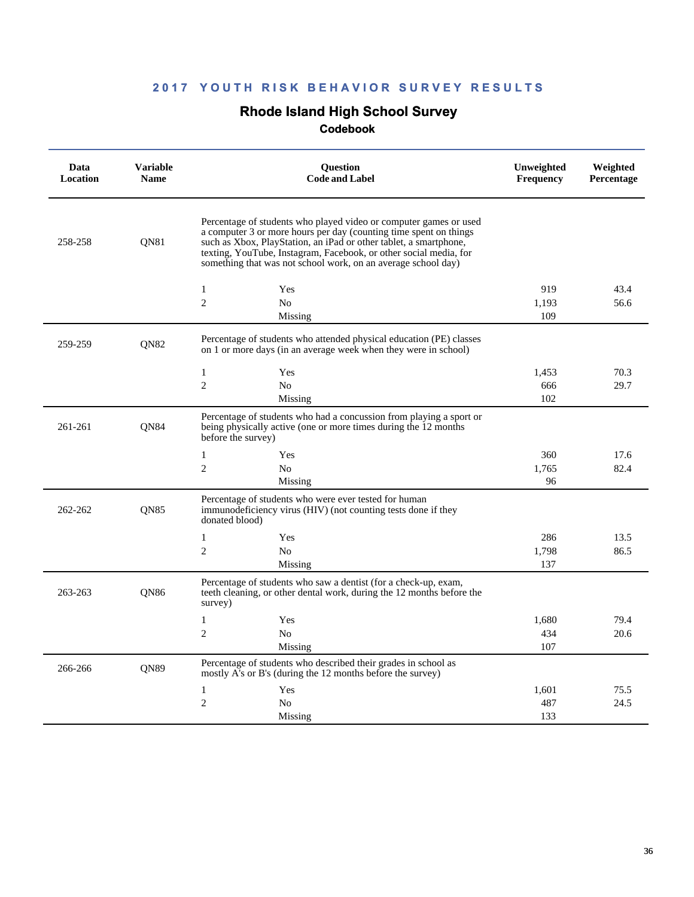## 2017 YOUTH RISK BEHAVIOR SURVEY RESULTS

### Rhode Island High School Survey

#### Codebook

| Data Location | Variable Name | Question Code and Label | | Unweighted Frequency | Weighted Percentage |
|---|---|---|---|---|---|
| 258-258 | QN81 | Percentage of students who played video or computer games or used a computer 3 or more hours per day (counting time spent on things such as Xbox, PlayStation, an iPad or other tablet, a smartphone, texting, YouTube, Instagram, Facebook, or other social media, for something that was not school work, on an average school day) | | | |
| | | 1 | Yes | 919 | 43.4 |
| | | 2 | No | 1,193 | 56.6 |
| | | | Missing | 109 | |
| 259-259 | QN82 | Percentage of students who attended physical education (PE) classes on 1 or more days (in an average week when they were in school) | | | |
| | | 1 | Yes | 1,453 | 70.3 |
| | | 2 | No | 666 | 29.7 |
| | | | Missing | 102 | |
| 261-261 | QN84 | Percentage of students who had a concussion from playing a sport or being physically active (one or more times during the 12 months before the survey) | | | |
| | | 1 | Yes | 360 | 17.6 |
| | | 2 | No | 1,765 | 82.4 |
| | | | Missing | 96 | |
| 262-262 | QN85 | Percentage of students who were ever tested for human immunodeficiency virus (HIV) (not counting tests done if they donated blood) | | | |
| | | 1 | Yes | 286 | 13.5 |
| | | 2 | No | 1,798 | 86.5 |
| | | | Missing | 137 | |
| 263-263 | QN86 | Percentage of students who saw a dentist (for a check-up, exam, teeth cleaning, or other dental work, during the 12 months before the survey) | | | |
| | | 1 | Yes | 1,680 | 79.4 |
| | | 2 | No | 434 | 20.6 |
| | | | Missing | 107 | |
| 266-266 | QN89 | Percentage of students who described their grades in school as mostly A's or B's (during the 12 months before the survey) | | | |
| | | 1 | Yes | 1,601 | 75.5 |
| | | 2 | No | 487 | 24.5 |
| | | | Missing | 133 | |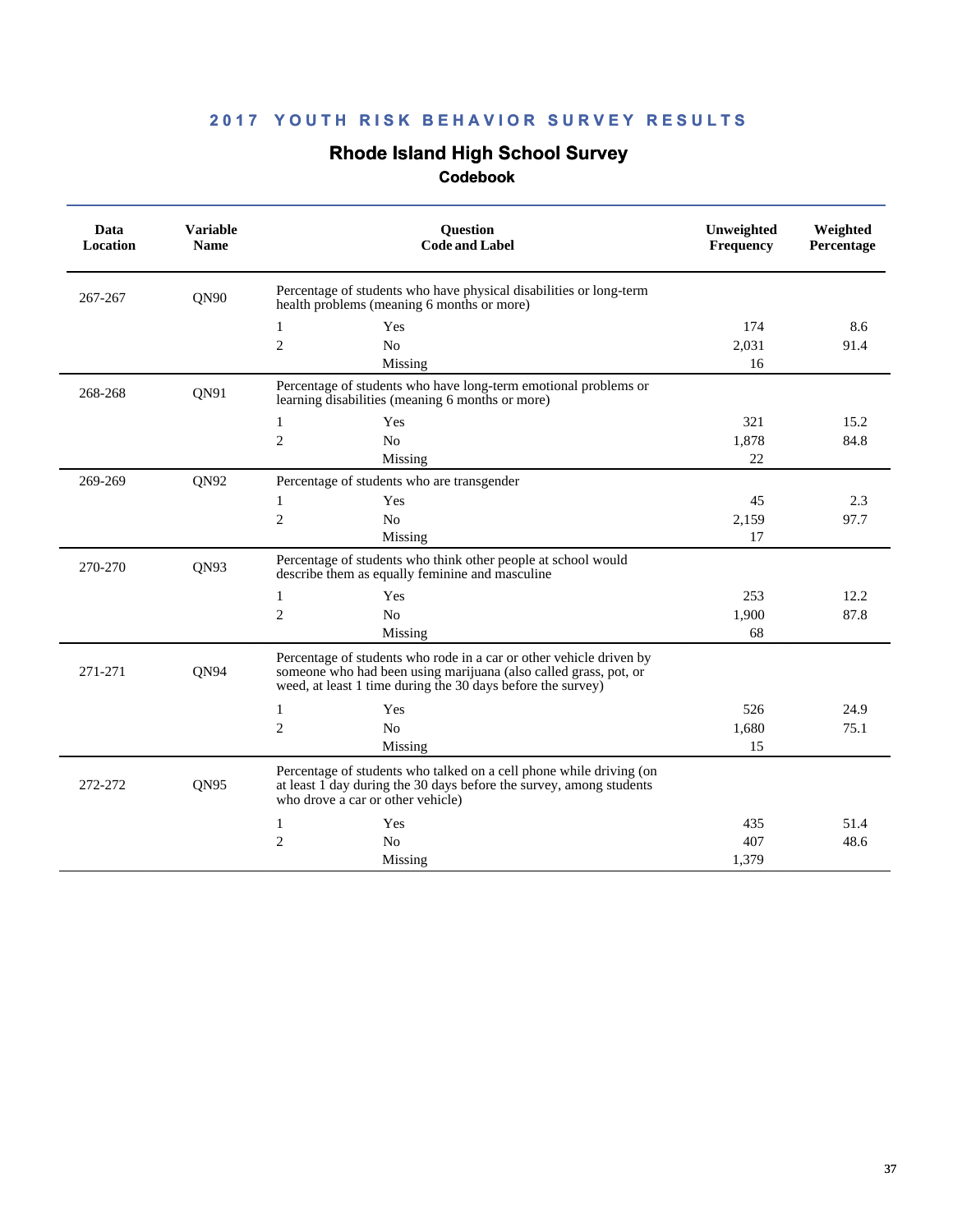# 2017 YOUTH RISK BEHAVIOR SURVEY RESULTS

## Rhode Island High School Survey

### Codebook

| Data Location | Variable Name | Question Code and Label | | Unweighted Frequency | Weighted Percentage |
|---|---|---|---|---|---|
| 267-267 | QN90 | Percentage of students who have physical disabilities or long-term health problems (meaning 6 months or more) | | | |
| | | 1 | Yes | 174 | 8.6 |
| | | 2 | No | 2,031 | 91.4 |
| | | | Missing | 16 | |
| 268-268 | QN91 | Percentage of students who have long-term emotional problems or learning disabilities (meaning 6 months or more) | | | |
| | | 1 | Yes | 321 | 15.2 |
| | | 2 | No | 1,878 | 84.8 |
| | | | Missing | 22 | |
| 269-269 | QN92 | Percentage of students who are transgender | | | |
| | | 1 | Yes | 45 | 2.3 |
| | | 2 | No | 2,159 | 97.7 |
| | | | Missing | 17 | |
| 270-270 | QN93 | Percentage of students who think other people at school would describe them as equally feminine and masculine | | | |
| | | 1 | Yes | 253 | 12.2 |
| | | 2 | No | 1,900 | 87.8 |
| | | | Missing | 68 | |
| 271-271 | QN94 | Percentage of students who rode in a car or other vehicle driven by someone who had been using marijuana (also called grass, pot, or weed, at least 1 time during the 30 days before the survey) | | | |
| | | 1 | Yes | 526 | 24.9 |
| | | 2 | No | 1,680 | 75.1 |
| | | | Missing | 15 | |
| 272-272 | QN95 | Percentage of students who talked on a cell phone while driving (on at least 1 day during the 30 days before the survey, among students who drove a car or other vehicle) | | | |
| | | 1 | Yes | 435 | 51.4 |
| | | 2 | No | 407 | 48.6 |
| | | | Missing | 1,379 | |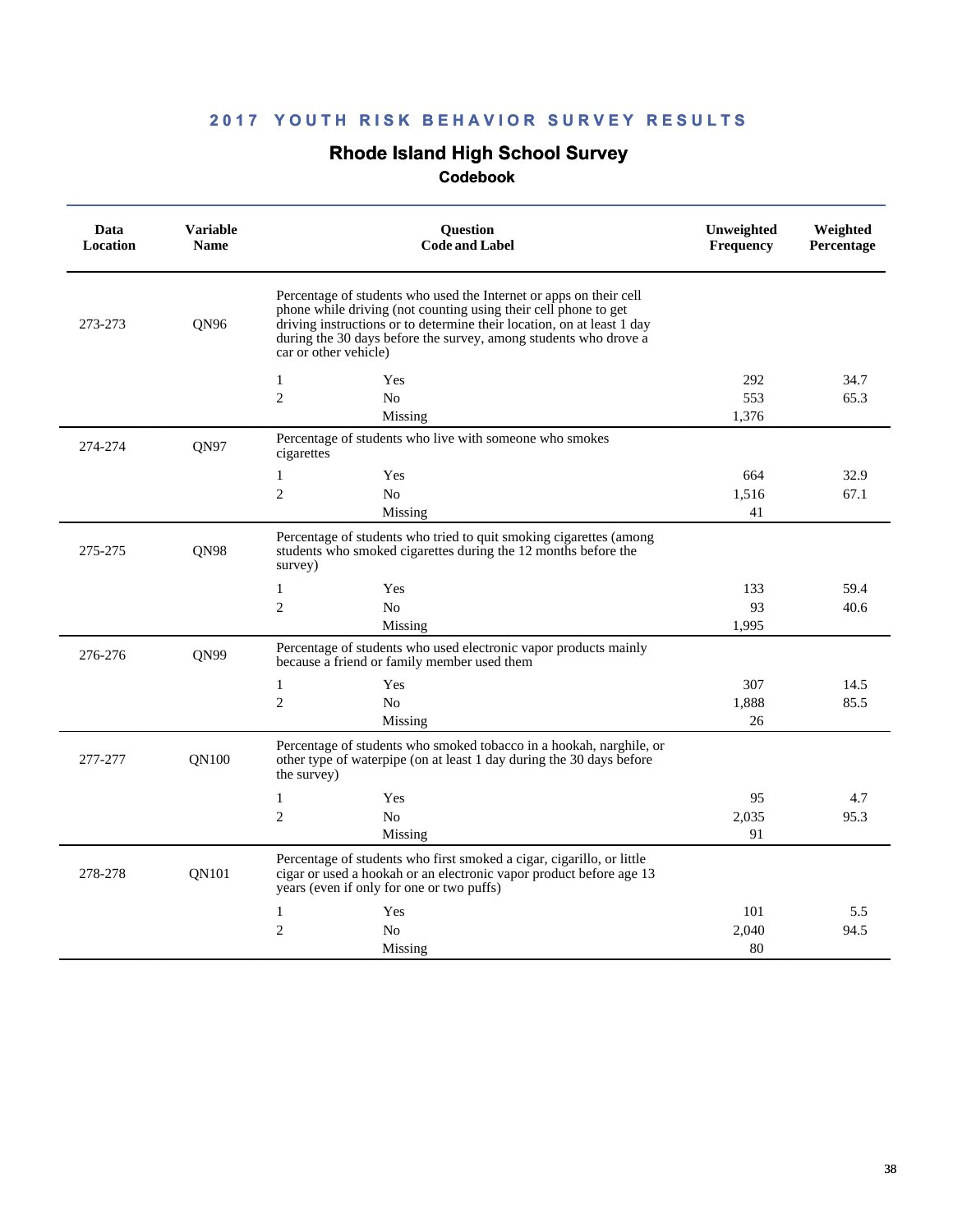## 2017 YOUTH RISK BEHAVIOR SURVEY RESULTS

### Rhode Island High School Survey

#### Codebook

| Data Location | Variable Name | Question Code and Label | | Unweighted Frequency | Weighted Percentage |
|---|---|---|---|---|---|
| 273-273 | QN96 | Percentage of students who used the Internet or apps on their cell phone while driving (not counting using their cell phone to get driving instructions or to determine their location, on at least 1 day during the 30 days before the survey, among students who drove a car or other vehicle) | | | |
| | | 1 | Yes | 292 | 34.7 |
| | | 2 | No | 553 | 65.3 |
| | | | Missing | 1,376 | |
| 274-274 | QN97 | Percentage of students who live with someone who smokes cigarettes | | | |
| | | 1 | Yes | 664 | 32.9 |
| | | 2 | No | 1,516 | 67.1 |
| | | | Missing | 41 | |
| 275-275 | QN98 | Percentage of students who tried to quit smoking cigarettes (among students who smoked cigarettes during the 12 months before the survey) | | | |
| | | 1 | Yes | 133 | 59.4 |
| | | 2 | No | 93 | 40.6 |
| | | | Missing | 1,995 | |
| 276-276 | QN99 | Percentage of students who used electronic vapor products mainly because a friend or family member used them | | | |
| | | 1 | Yes | 307 | 14.5 |
| | | 2 | No | 1,888 | 85.5 |
| | | | Missing | 26 | |
| 277-277 | QN100 | Percentage of students who smoked tobacco in a hookah, narghile, or other type of waterpipe (on at least 1 day during the 30 days before the survey) | | | |
| | | 1 | Yes | 95 | 4.7 |
| | | 2 | No | 2,035 | 95.3 |
| | | | Missing | 91 | |
| 278-278 | QN101 | Percentage of students who first smoked a cigar, cigarillo, or little cigar or used a hookah or an electronic vapor product before age 13 years (even if only for one or two puffs) | | | |
| | | 1 | Yes | 101 | 5.5 |
| | | 2 | No | 2,040 | 94.5 |
| | | | Missing | 80 | |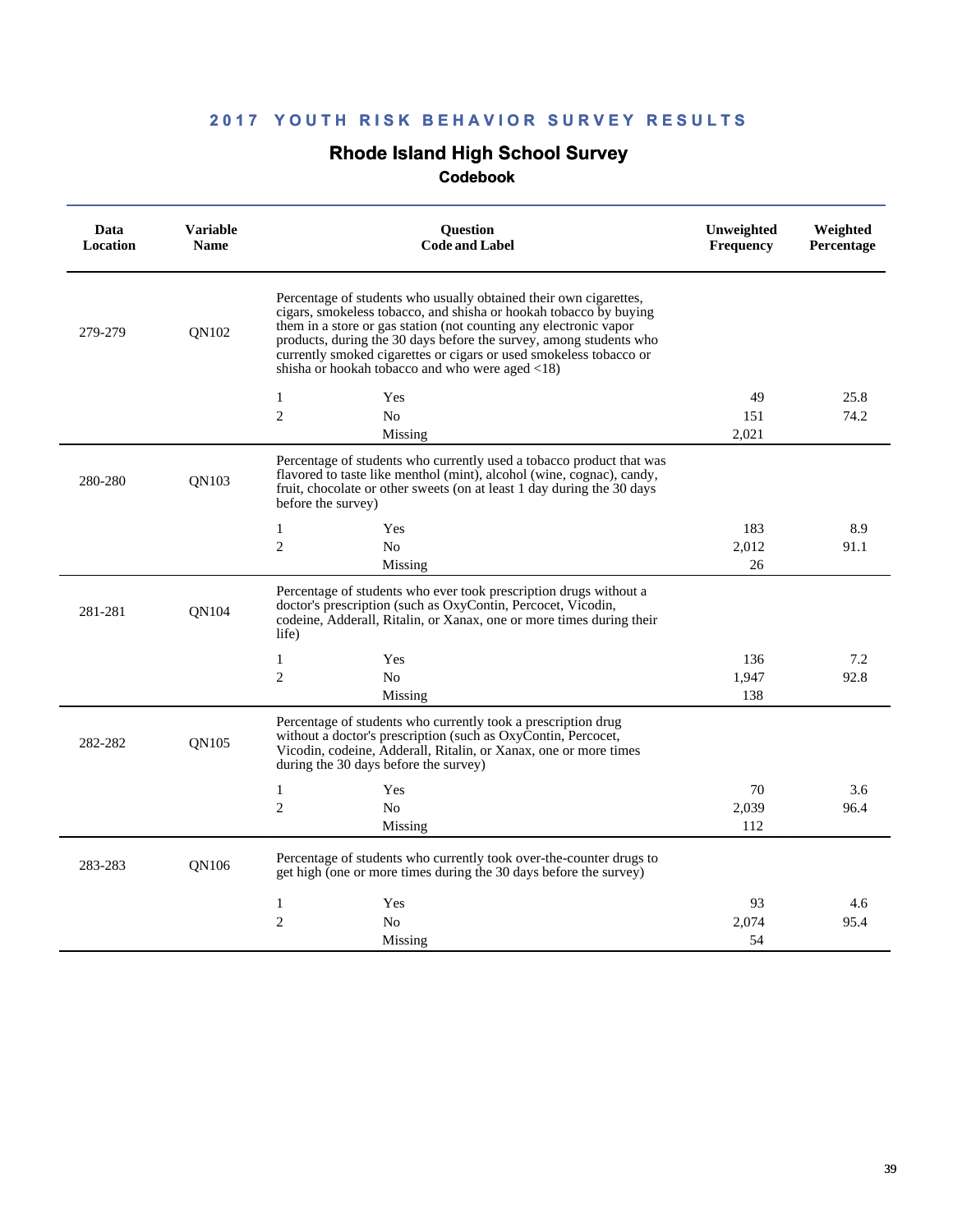## 2017 YOUTH RISK BEHAVIOR SURVEY RESULTS

# Rhode Island High School Survey

### Codebook

| Data Location | Variable Name | Question Code and Label | | Unweighted Frequency | Weighted Percentage |
|---|---|---|---|---|---|
| 279-279 | QN102 | Percentage of students who usually obtained their own cigarettes, cigars, smokeless tobacco, and shisha or hookah tobacco by buying them in a store or gas station (not counting any electronic vapor products, during the 30 days before the survey, among students who currently smoked cigarettes or cigars or used smokeless tobacco or shisha or hookah tobacco and who were aged <18) | | | |
| | | 1 | Yes | 49 | 25.8 |
| | | 2 | No | 151 | 74.2 |
| | | | Missing | 2,021 | |
| 280-280 | QN103 | Percentage of students who currently used a tobacco product that was flavored to taste like menthol (mint), alcohol (wine, cognac), candy, fruit, chocolate or other sweets (on at least 1 day during the 30 days before the survey) | | | |
| | | 1 | Yes | 183 | 8.9 |
| | | 2 | No | 2,012 | 91.1 |
| | | | Missing | 26 | |
| 281-281 | QN104 | Percentage of students who ever took prescription drugs without a doctor's prescription (such as OxyContin, Percocet, Vicodin, codeine, Adderall, Ritalin, or Xanax, one or more times during their life) | | | |
| | | 1 | Yes | 136 | 7.2 |
| | | 2 | No | 1,947 | 92.8 |
| | | | Missing | 138 | |
| 282-282 | QN105 | Percentage of students who currently took a prescription drug without a doctor's prescription (such as OxyContin, Percocet, Vicodin, codeine, Adderall, Ritalin, or Xanax, one or more times during the 30 days before the survey) | | | |
| | | 1 | Yes | 70 | 3.6 |
| | | 2 | No | 2,039 | 96.4 |
| | | | Missing | 112 | |
| 283-283 | QN106 | Percentage of students who currently took over-the-counter drugs to get high (one or more times during the 30 days before the survey) | | | |
| | | 1 | Yes | 93 | 4.6 |
| | | 2 | No | 2,074 | 95.4 |
| | | | Missing | 54 | |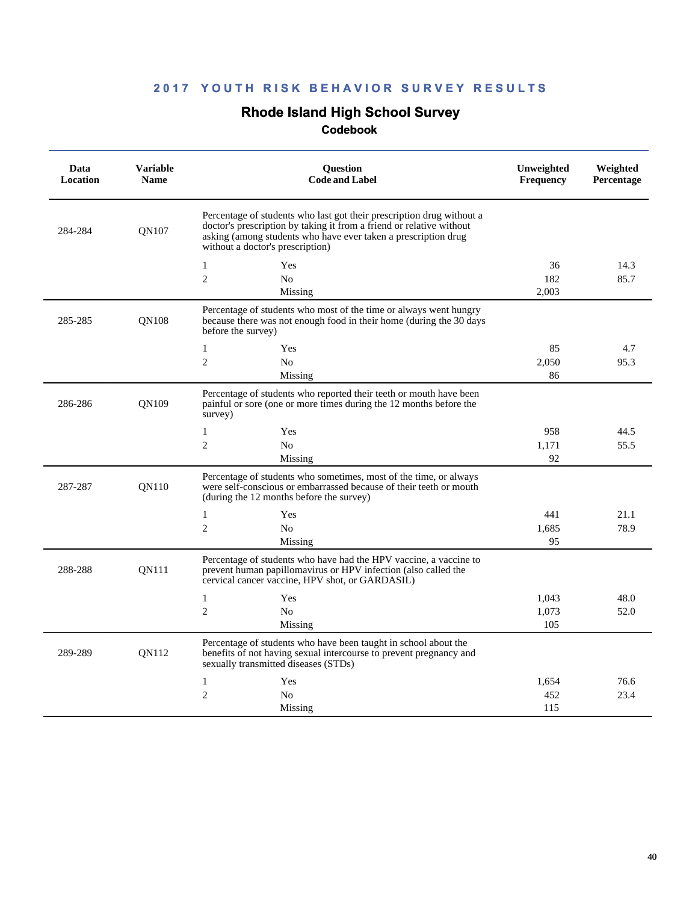## 2017 YOUTH RISK BEHAVIOR SURVEY RESULTS

# Rhode Island High School Survey

### Codebook

| Data Location | Variable Name | Question Code and Label | | Unweighted Frequency | Weighted Percentage |
|---|---|---|---|---|---|
| 284-284 | QN107 | Percentage of students who last got their prescription drug without a doctor's prescription by taking it from a friend or relative without asking (among students who have ever taken a prescription drug without a doctor's prescription) | | | |
| | | 1 | Yes | 36 | 14.3 |
| | | 2 | No | 182 | 85.7 |
| | | | Missing | 2,003 | |
| 285-285 | QN108 | Percentage of students who most of the time or always went hungry because there was not enough food in their home (during the 30 days before the survey) | | | |
| | | 1 | Yes | 85 | 4.7 |
| | | 2 | No | 2,050 | 95.3 |
| | | | Missing | 86 | |
| 286-286 | QN109 | Percentage of students who reported their teeth or mouth have been painful or sore (one or more times during the 12 months before the survey) | | | |
| | | 1 | Yes | 958 | 44.5 |
| | | 2 | No | 1,171 | 55.5 |
| | | | Missing | 92 | |
| 287-287 | QN110 | Percentage of students who sometimes, most of the time, or always were self-conscious or embarrassed because of their teeth or mouth (during the 12 months before the survey) | | | |
| | | 1 | Yes | 441 | 21.1 |
| | | 2 | No | 1,685 | 78.9 |
| | | | Missing | 95 | |
| 288-288 | QN111 | Percentage of students who have had the HPV vaccine, a vaccine to prevent human papillomavirus or HPV infection (also called the cervical cancer vaccine, HPV shot, or GARDASIL) | | | |
| | | 1 | Yes | 1,043 | 48.0 |
| | | 2 | No | 1,073 | 52.0 |
| | | | Missing | 105 | |
| 289-289 | QN112 | Percentage of students who have been taught in school about the benefits of not having sexual intercourse to prevent pregnancy and sexually transmitted diseases (STDs) | | | |
| | | 1 | Yes | 1,654 | 76.6 |
| | | 2 | No | 452 | 23.4 |
| | | | Missing | 115 | |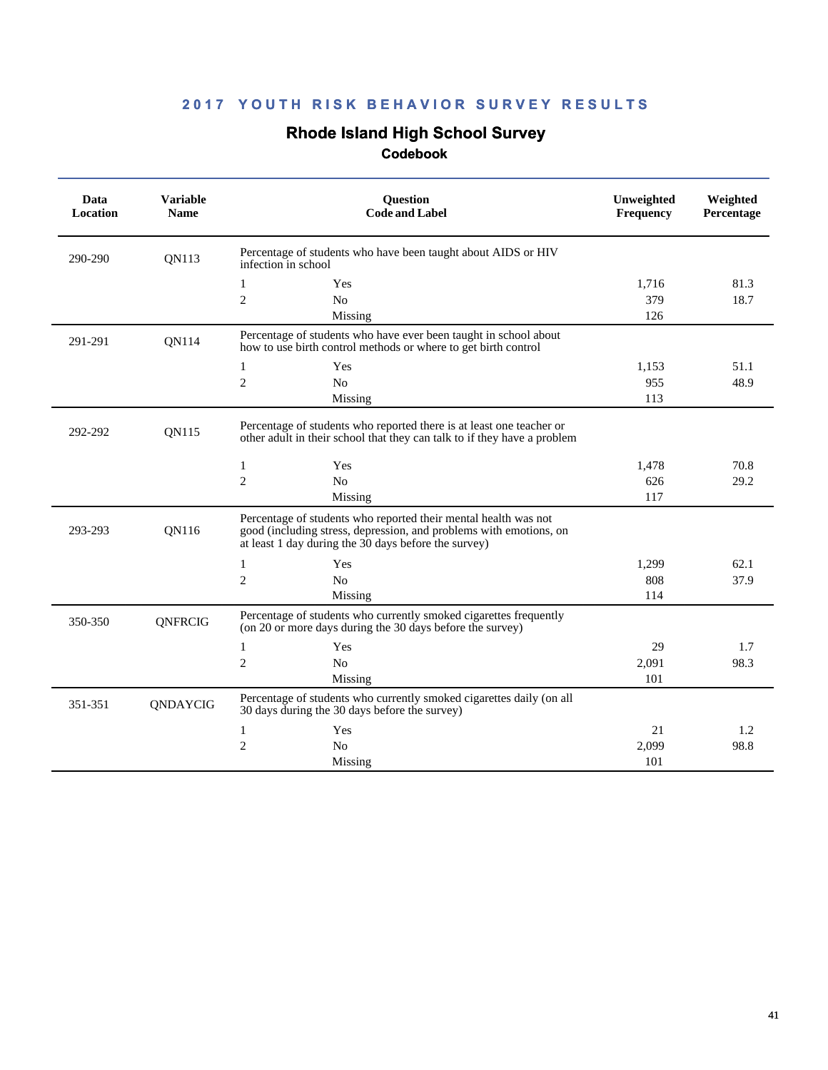## 2017 YOUTH RISK BEHAVIOR SURVEY RESULTS

# Rhode Island High School Survey

### Codebook

| Data Location | Variable Name | Question Code and Label | | Unweighted Frequency | Weighted Percentage |
|---|---|---|---|---|---|
| 290-290 | QN113 | Percentage of students who have been taught about AIDS or HIV infection in school | | | |
| | | 1 | Yes | 1,716 | 81.3 |
| | | 2 | No | 379 | 18.7 |
| | | | Missing | 126 | |
| 291-291 | QN114 | Percentage of students who have ever been taught in school about how to use birth control methods or where to get birth control | | | |
| | | 1 | Yes | 1,153 | 51.1 |
| | | 2 | No | 955 | 48.9 |
| | | | Missing | 113 | |
| 292-292 | QN115 | Percentage of students who reported there is at least one teacher or other adult in their school that they can talk to if they have a problem | | | |
| | | 1 | Yes | 1,478 | 70.8 |
| | | 2 | No | 626 | 29.2 |
| | | | Missing | 117 | |
| 293-293 | QN116 | Percentage of students who reported their mental health was not good (including stress, depression, and problems with emotions, on at least 1 day during the 30 days before the survey) | | | |
| | | 1 | Yes | 1,299 | 62.1 |
| | | 2 | No | 808 | 37.9 |
| | | | Missing | 114 | |
| 350-350 | QNFRCIG | Percentage of students who currently smoked cigarettes frequently (on 20 or more days during the 30 days before the survey) | | | |
| | | 1 | Yes | 29 | 1.7 |
| | | 2 | No | 2,091 | 98.3 |
| | | | Missing | 101 | |
| 351-351 | QNDAYCIG | Percentage of students who currently smoked cigarettes daily (on all 30 days during the 30 days before the survey) | | | |
| | | 1 | Yes | 21 | 1.2 |
| | | 2 | No | 2,099 | 98.8 |
| | | | Missing | 101 | |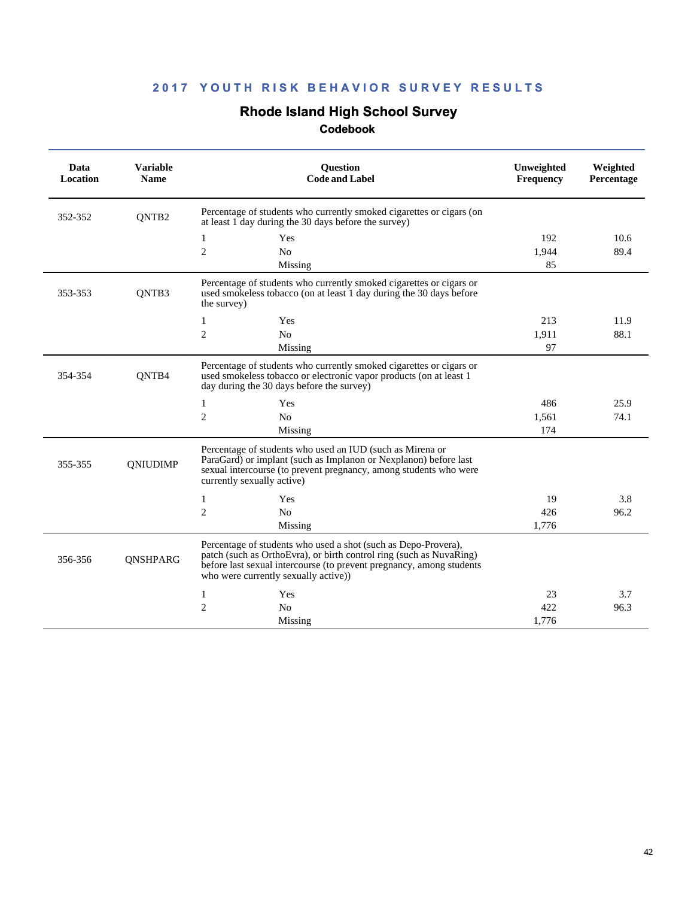## 2017 YOUTH RISK BEHAVIOR SURVEY RESULTS

# Rhode Island High School Survey

### Codebook

| Data Location | Variable Name | Question Code and Label | | Unweighted Frequency | Weighted Percentage |
|---|---|---|---|---|---|
| 352-352 | QNTB2 | Percentage of students who currently smoked cigarettes or cigars (on at least 1 day during the 30 days before the survey) | | | |
| | | 1 | Yes | 192 | 10.6 |
| | | 2 | No | 1,944 | 89.4 |
| | | | Missing | 85 | |
| 353-353 | QNTB3 | Percentage of students who currently smoked cigarettes or cigars or used smokeless tobacco (on at least 1 day during the 30 days before the survey) | | | |
| | | 1 | Yes | 213 | 11.9 |
| | | 2 | No | 1,911 | 88.1 |
| | | | Missing | 97 | |
| 354-354 | QNTB4 | Percentage of students who currently smoked cigarettes or cigars or used smokeless tobacco or electronic vapor products (on at least 1 day during the 30 days before the survey) | | | |
| | | 1 | Yes | 486 | 25.9 |
| | | 2 | No | 1,561 | 74.1 |
| | | | Missing | 174 | |
| 355-355 | QNIUDIMP | Percentage of students who used an IUD (such as Mirena or ParaGard) or implant (such as Implanon or Nexplanon) before last sexual intercourse (to prevent pregnancy, among students who were currently sexually active) | | | |
| | | 1 | Yes | 19 | 3.8 |
| | | 2 | No | 426 | 96.2 |
| | | | Missing | 1,776 | |
| 356-356 | QNSHPARG | Percentage of students who used a shot (such as Depo-Provera), patch (such as OrthoEvra), or birth control ring (such as NuvaRing) before last sexual intercourse (to prevent pregnancy, among students who were currently sexually active)) | | | |
| | | 1 | Yes | 23 | 3.7 |
| | | 2 | No | 422 | 96.3 |
| | | | Missing | 1,776 | |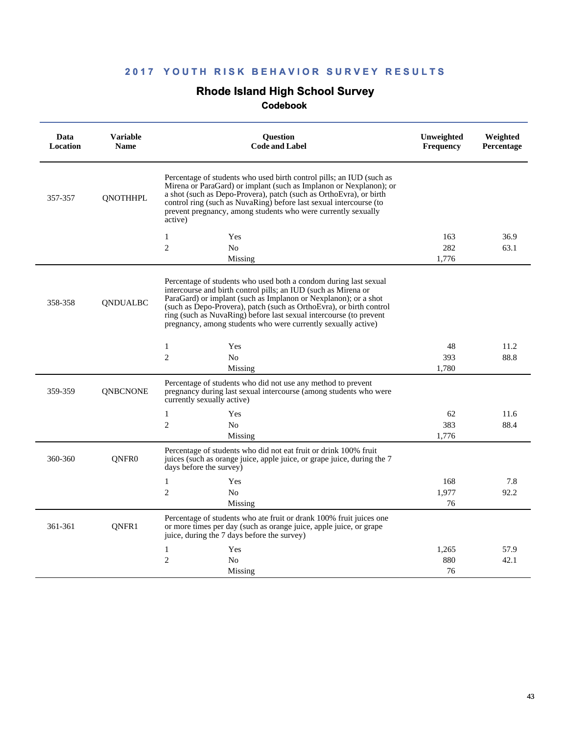**2017 YOUTH RISK BEHAVIOR SURVEY RESULTS**

## Rhode Island High School Survey

### Codebook

| Data Location | Variable Name | Question Code and Label | | Unweighted Frequency | Weighted Percentage |
|---|---|---|---|---|---|
| 357-357 | QNOTHHPL | Percentage of students who used birth control pills; an IUD (such as Mirena or ParaGard) or implant (such as Implanon or Nexplanon); or a shot (such as Depo-Provera), patch (such as OrthoEvra), or birth control ring (such as NuvaRing) before last sexual intercourse (to prevent pregnancy, among students who were currently sexually active) | | | |
| | | 1 | Yes | 163 | 36.9 |
| | | 2 | No | 282 | 63.1 |
| | | | Missing | 1,776 | |
| 358-358 | QNDUALBC | Percentage of students who used both a condom during last sexual intercourse and birth control pills; an IUD (such as Mirena or ParaGard) or implant (such as Implanon or Nexplanon); or a shot (such as Depo-Provera), patch (such as OrthoEvra), or birth control ring (such as NuvaRing) before last sexual intercourse (to prevent pregnancy, among students who were currently sexually active) | | | |
| | | 1 | Yes | 48 | 11.2 |
| | | 2 | No | 393 | 88.8 |
| | | | Missing | 1,780 | |
| 359-359 | QNBCNONE | Percentage of students who did not use any method to prevent pregnancy during last sexual intercourse (among students who were currently sexually active) | | | |
| | | 1 | Yes | 62 | 11.6 |
| | | 2 | No | 383 | 88.4 |
| | | | Missing | 1,776 | |
| 360-360 | QNFR0 | Percentage of students who did not eat fruit or drink 100% fruit juices (such as orange juice, apple juice, or grape juice, during the 7 days before the survey) | | | |
| | | 1 | Yes | 168 | 7.8 |
| | | 2 | No | 1,977 | 92.2 |
| | | | Missing | 76 | |
| 361-361 | QNFR1 | Percentage of students who ate fruit or drank 100% fruit juices one or more times per day (such as orange juice, apple juice, or grape juice, during the 7 days before the survey) | | | |
| | | 1 | Yes | 1,265 | 57.9 |
| | | 2 | No | 880 | 42.1 |
| | | | Missing | 76 | |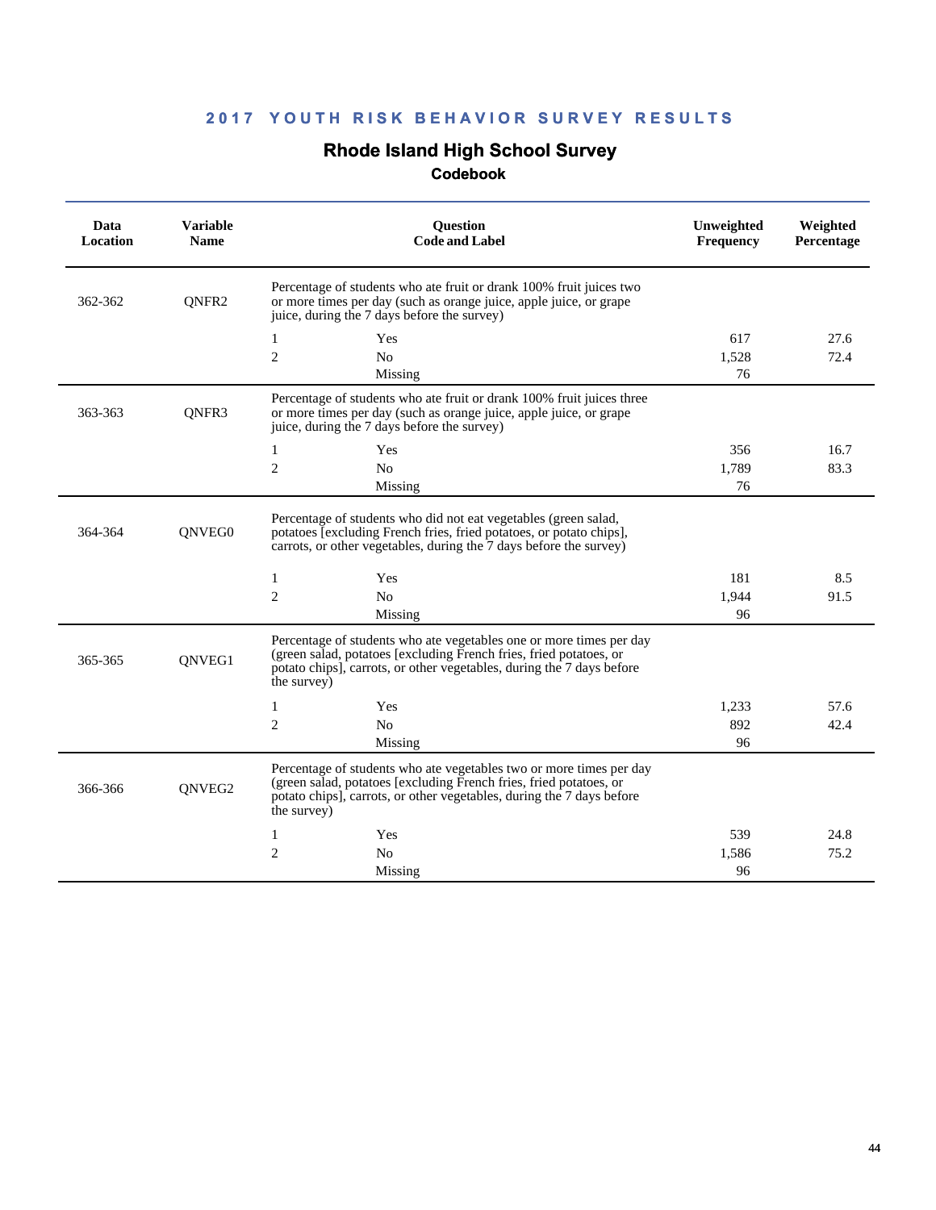## 2017 YOUTH RISK BEHAVIOR SURVEY RESULTS

# Rhode Island High School Survey

### Codebook

| Data Location | Variable Name | Question Code and Label | | Unweighted Frequency | Weighted Percentage |
|---|---|---|---|---|---|
| 362-362 | QNFR2 | Percentage of students who ate fruit or drank 100% fruit juices two or more times per day (such as orange juice, apple juice, or grape juice, during the 7 days before the survey) | | | |
| | | 1 | Yes | 617 | 27.6 |
| | | 2 | No | 1,528 | 72.4 |
| | | | Missing | 76 | |
| 363-363 | QNFR3 | Percentage of students who ate fruit or drank 100% fruit juices three or more times per day (such as orange juice, apple juice, or grape juice, during the 7 days before the survey) | | | |
| | | 1 | Yes | 356 | 16.7 |
| | | 2 | No | 1,789 | 83.3 |
| | | | Missing | 76 | |
| 364-364 | QNVEG0 | Percentage of students who did not eat vegetables (green salad, potatoes [excluding French fries, fried potatoes, or potato chips], carrots, or other vegetables, during the 7 days before the survey) | | | |
| | | 1 | Yes | 181 | 8.5 |
| | | 2 | No | 1,944 | 91.5 |
| | | | Missing | 96 | |
| 365-365 | QNVEG1 | Percentage of students who ate vegetables one or more times per day (green salad, potatoes [excluding French fries, fried potatoes, or potato chips], carrots, or other vegetables, during the 7 days before the survey) | | | |
| | | 1 | Yes | 1,233 | 57.6 |
| | | 2 | No | 892 | 42.4 |
| | | | Missing | 96 | |
| 366-366 | QNVEG2 | Percentage of students who ate vegetables two or more times per day (green salad, potatoes [excluding French fries, fried potatoes, or potato chips], carrots, or other vegetables, during the 7 days before the survey) | | | |
| | | 1 | Yes | 539 | 24.8 |
| | | 2 | No | 1,586 | 75.2 |
| | | | Missing | 96 | |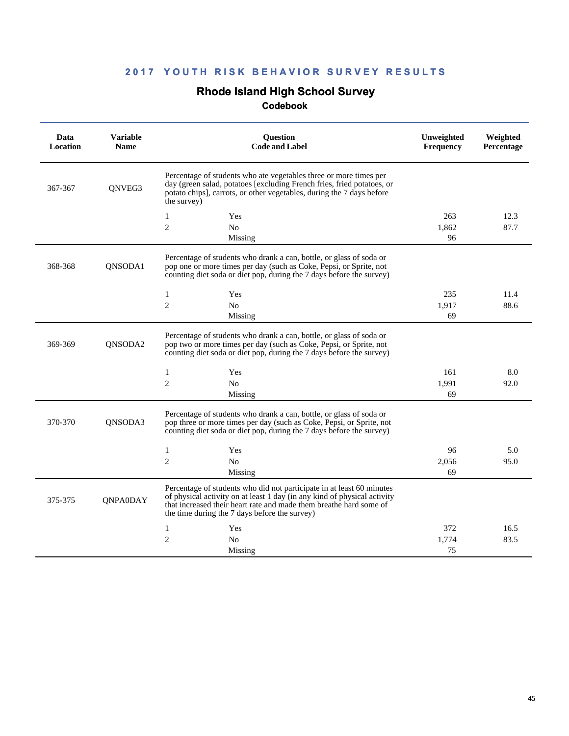## 2017 YOUTH RISK BEHAVIOR SURVEY RESULTS

# Rhode Island High School Survey

### Codebook

| Data Location | Variable Name | Question Code and Label | | Unweighted Frequency | Weighted Percentage |
|---|---|---|---|---|---|
| 367-367 | QNVEG3 | Percentage of students who ate vegetables three or more times per day (green salad, potatoes [excluding French fries, fried potatoes, or potato chips], carrots, or other vegetables, during the 7 days before the survey) | | | |
| | | 1 | Yes | 263 | 12.3 |
| | | 2 | No | 1,862 | 87.7 |
| | | | Missing | 96 | |
| 368-368 | QNSODA1 | Percentage of students who drank a can, bottle, or glass of soda or pop one or more times per day (such as Coke, Pepsi, or Sprite, not counting diet soda or diet pop, during the 7 days before the survey) | | | |
| | | 1 | Yes | 235 | 11.4 |
| | | 2 | No | 1,917 | 88.6 |
| | | | Missing | 69 | |
| 369-369 | QNSODA2 | Percentage of students who drank a can, bottle, or glass of soda or pop two or more times per day (such as Coke, Pepsi, or Sprite, not counting diet soda or diet pop, during the 7 days before the survey) | | | |
| | | 1 | Yes | 161 | 8.0 |
| | | 2 | No | 1,991 | 92.0 |
| | | | Missing | 69 | |
| 370-370 | QNSODA3 | Percentage of students who drank a can, bottle, or glass of soda or pop three or more times per day (such as Coke, Pepsi, or Sprite, not counting diet soda or diet pop, during the 7 days before the survey) | | | |
| | | 1 | Yes | 96 | 5.0 |
| | | 2 | No | 2,056 | 95.0 |
| | | | Missing | 69 | |
| 375-375 | QNPA0DAY | Percentage of students who did not participate in at least 60 minutes of physical activity on at least 1 day (in any kind of physical activity that increased their heart rate and made them breathe hard some of the time during the 7 days before the survey) | | | |
| | | 1 | Yes | 372 | 16.5 |
| | | 2 | No | 1,774 | 83.5 |
| | | | Missing | 75 | |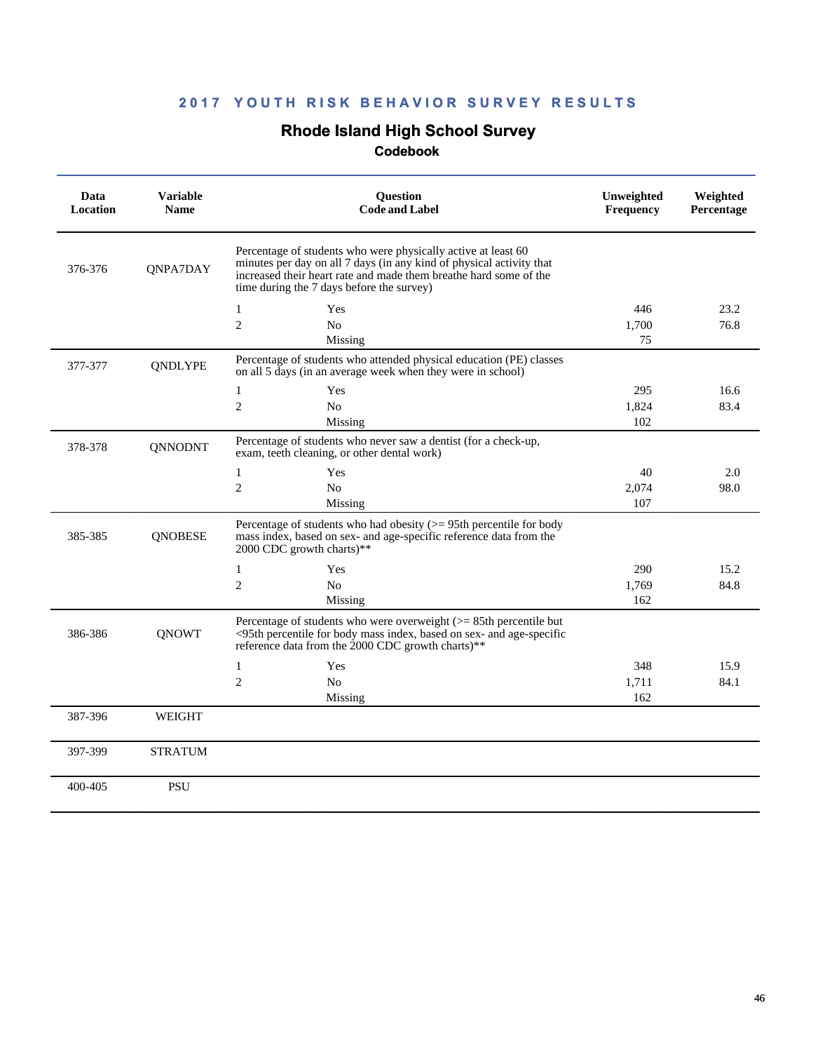**2017 YOUTH RISK BEHAVIOR SURVEY RESULTS**

## Rhode Island High School Survey

### Codebook

| Data Location | Variable Name | Question Code and Label | | Unweighted Frequency | Weighted Percentage |
|---|---|---|---|---|---|
| 376-376 | QNPA7DAY | Percentage of students who were physically active at least 60 minutes per day on all 7 days (in any kind of physical activity that increased their heart rate and made them breathe hard some of the time during the 7 days before the survey) | | | |
| | | 1 | Yes | 446 | 23.2 |
| | | 2 | No | 1,700 | 76.8 |
| | | | Missing | 75 | |
| 377-377 | QNDLYPE | Percentage of students who attended physical education (PE) classes on all 5 days (in an average week when they were in school) | | | |
| | | 1 | Yes | 295 | 16.6 |
| | | 2 | No | 1,824 | 83.4 |
| | | | Missing | 102 | |
| 378-378 | QNNODNT | Percentage of students who never saw a dentist (for a check-up, exam, teeth cleaning, or other dental work) | | | |
| | | 1 | Yes | 40 | 2.0 |
| | | 2 | No | 2,074 | 98.0 |
| | | | Missing | 107 | |
| 385-385 | QNOBESE | Percentage of students who had obesity (>= 95th percentile for body mass index, based on sex- and age-specific reference data from the 2000 CDC growth charts)** | | | |
| | | 1 | Yes | 290 | 15.2 |
| | | 2 | No | 1,769 | 84.8 |
| | | | Missing | 162 | |
| 386-386 | QNOWT | Percentage of students who were overweight (>= 85th percentile but <95th percentile for body mass index, based on sex- and age-specific reference data from the 2000 CDC growth charts)** | | | |
| | | 1 | Yes | 348 | 15.9 |
| | | 2 | No | 1,711 | 84.1 |
| | | | Missing | 162 | |
| 387-396 | WEIGHT | | | | |
| 397-399 | STRATUM | | | | |
| 400-405 | PSU | | | | |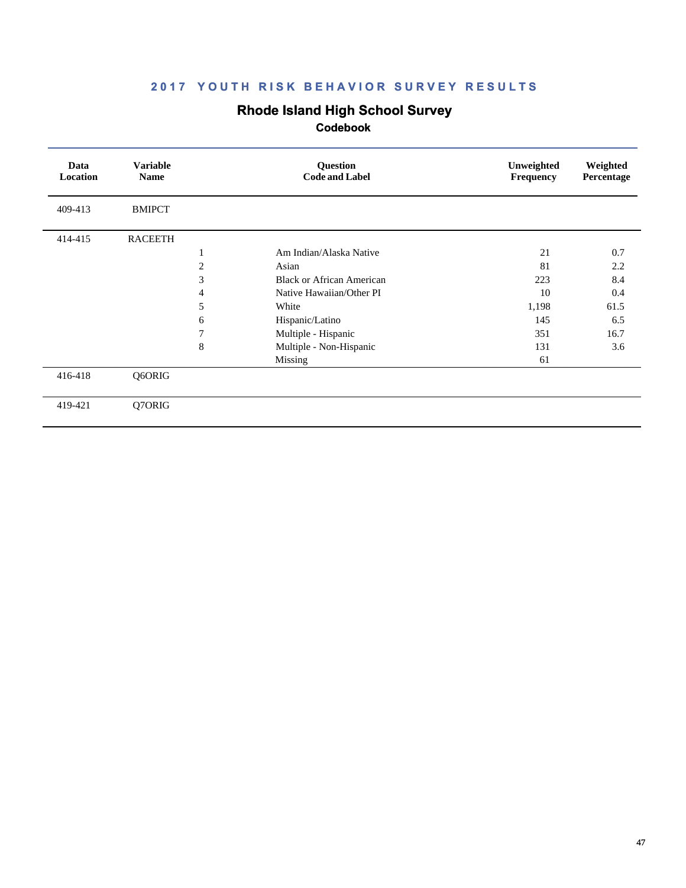## 2017 YOUTH RISK BEHAVIOR SURVEY RESULTS

# Rhode Island High School Survey

### Codebook

| Data Location | Variable Name | | Question Code and Label | Unweighted Frequency | Weighted Percentage |
|---|---|---|---|---|---|
| 409-413 | BMIPCT | | | | |
| 414-415 | RACEETH | | | | |
| | | 1 | Am Indian/Alaska Native | 21 | 0.7 |
| | | 2 | Asian | 81 | 2.2 |
| | | 3 | Black or African American | 223 | 8.4 |
| | | 4 | Native Hawaiian/Other PI | 10 | 0.4 |
| | | 5 | White | 1,198 | 61.5 |
| | | 6 | Hispanic/Latino | 145 | 6.5 |
| | | 7 | Multiple - Hispanic | 351 | 16.7 |
| | | 8 | Multiple - Non-Hispanic | 131 | 3.6 |
| | | | Missing | 61 | |
| 416-418 | Q6ORIG | | | | |
| 419-421 | Q7ORIG | | | | |